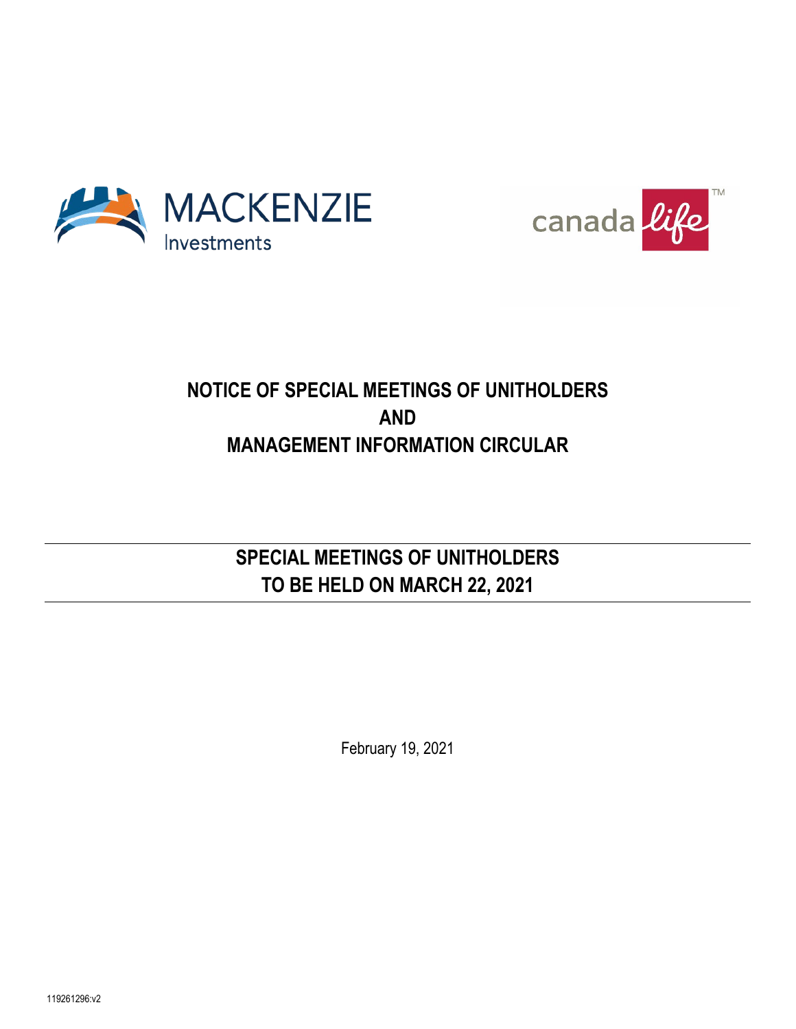MACKENZIE Investments

canada life™

# NOTICE OF SPECIAL MEETINGS OF UNITHOLDERS AND MANAGEMENT INFORMATION CIRCULAR

## SPECIAL MEETINGS OF UNITHOLDERS TO BE HELD ON MARCH 22, 2021

February 19, 2021

119261296:v2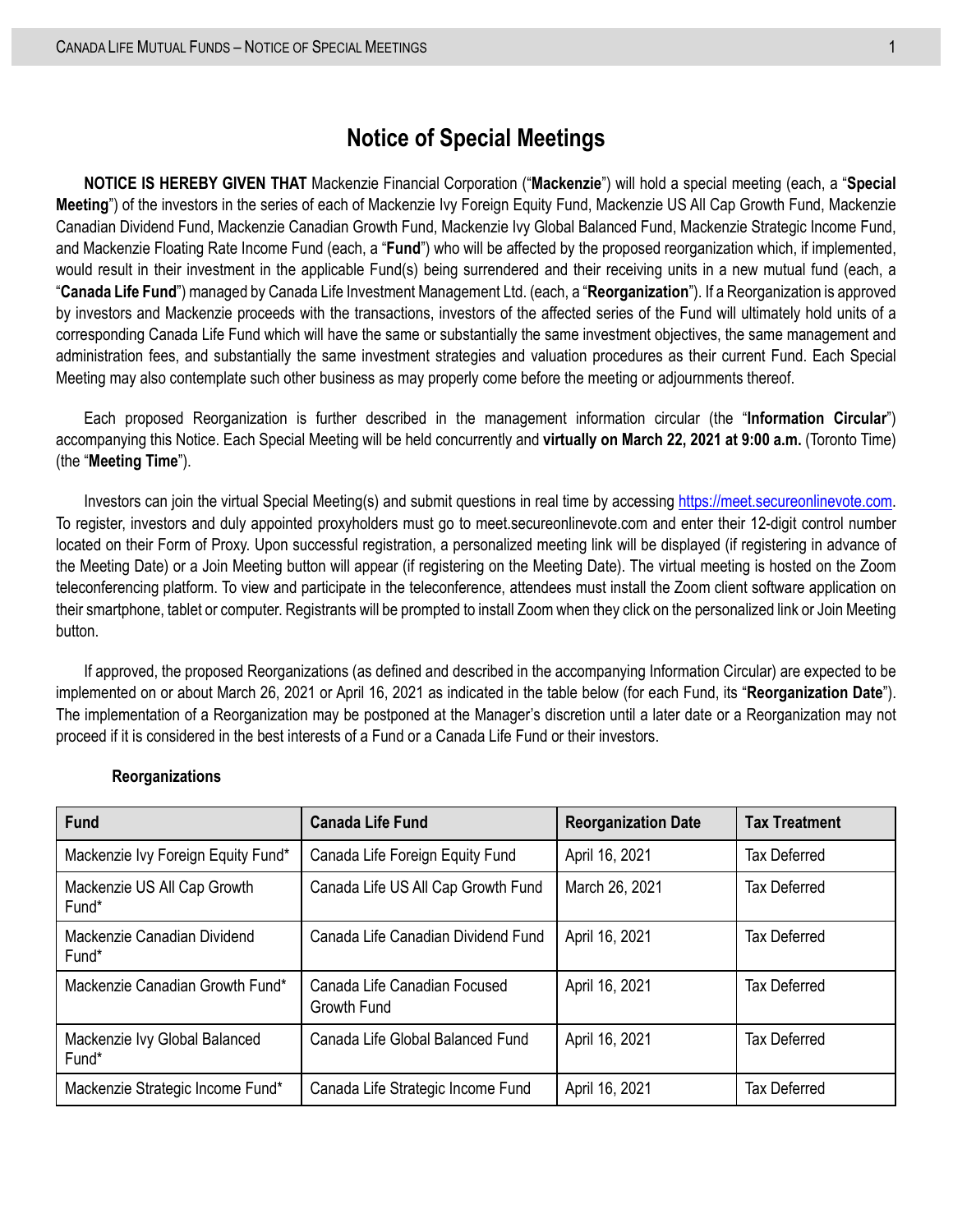# Notice of Special Meetings

**NOTICE IS HEREBY GIVEN THAT** Mackenzie Financial Corporation ("**Mackenzie**") will hold a special meeting (each, a "**Special Meeting**") of the investors in the series of each of Mackenzie Ivy Foreign Equity Fund, Mackenzie US All Cap Growth Fund, Mackenzie Canadian Dividend Fund, Mackenzie Canadian Growth Fund, Mackenzie Ivy Global Balanced Fund, Mackenzie Strategic Income Fund, and Mackenzie Floating Rate Income Fund (each, a "**Fund**") who will be affected by the proposed reorganization which, if implemented, would result in their investment in the applicable Fund(s) being surrendered and their receiving units in a new mutual fund (each, a "**Canada Life Fund**") managed by Canada Life Investment Management Ltd. (each, a "**Reorganization**"). If a Reorganization is approved by investors and Mackenzie proceeds with the transactions, investors of the affected series of the Fund will ultimately hold units of a corresponding Canada Life Fund which will have the same or substantially the same investment objectives, the same management and administration fees, and substantially the same investment strategies and valuation procedures as their current Fund. Each Special Meeting may also contemplate such other business as may properly come before the meeting or adjournments thereof.

Each proposed Reorganization is further described in the management information circular (the "**Information Circular**") accompanying this Notice. Each Special Meeting will be held concurrently and **virtually on March 22, 2021 at 9:00 a.m.** (Toronto Time) (the "**Meeting Time**").

Investors can join the virtual Special Meeting(s) and submit questions in real time by accessing https://meet.secureonlinevote.com. To register, investors and duly appointed proxyholders must go to meet.secureonlinevote.com and enter their 12-digit control number located on their Form of Proxy. Upon successful registration, a personalized meeting link will be displayed (if registering in advance of the Meeting Date) or a Join Meeting button will appear (if registering on the Meeting Date). The virtual meeting is hosted on the Zoom teleconferencing platform. To view and participate in the teleconference, attendees must install the Zoom client software application on their smartphone, tablet or computer. Registrants will be prompted to install Zoom when they click on the personalized link or Join Meeting button.

If approved, the proposed Reorganizations (as defined and described in the accompanying Information Circular) are expected to be implemented on or about March 26, 2021 or April 16, 2021 as indicated in the table below (for each Fund, its "**Reorganization Date**"). The implementation of a Reorganization may be postponed at the Manager's discretion until a later date or a Reorganization may not proceed if it is considered in the best interests of a Fund or a Canada Life Fund or their investors.

**Reorganizations**

| Fund | Canada Life Fund | Reorganization Date | Tax Treatment |
|---|---|---|---|
| Mackenzie Ivy Foreign Equity Fund* | Canada Life Foreign Equity Fund | April 16, 2021 | Tax Deferred |
| Mackenzie US All Cap Growth Fund* | Canada Life US All Cap Growth Fund | March 26, 2021 | Tax Deferred |
| Mackenzie Canadian Dividend Fund* | Canada Life Canadian Dividend Fund | April 16, 2021 | Tax Deferred |
| Mackenzie Canadian Growth Fund* | Canada Life Canadian Focused Growth Fund | April 16, 2021 | Tax Deferred |
| Mackenzie Ivy Global Balanced Fund* | Canada Life Global Balanced Fund | April 16, 2021 | Tax Deferred |
| Mackenzie Strategic Income Fund* | Canada Life Strategic Income Fund | April 16, 2021 | Tax Deferred |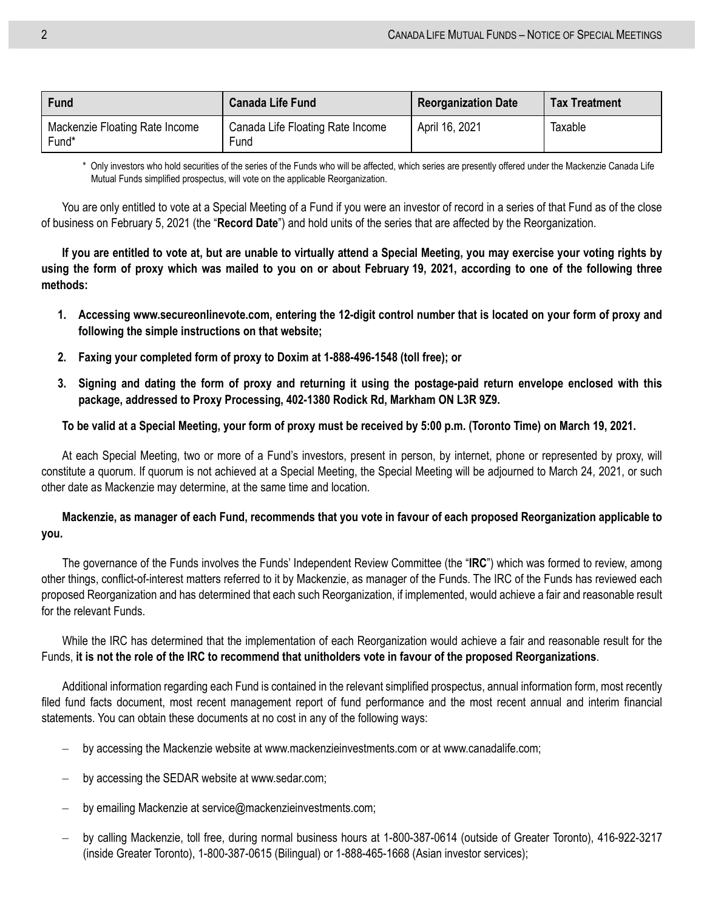| Fund | Canada Life Fund | Reorganization Date | Tax Treatment |
| --- | --- | --- | --- |
| Mackenzie Floating Rate Income Fund* | Canada Life Floating Rate Income Fund | April 16, 2021 | Taxable |

\* Only investors who hold securities of the series of the Funds who will be affected, which series are presently offered under the Mackenzie Canada Life Mutual Funds simplified prospectus, will vote on the applicable Reorganization.

You are only entitled to vote at a Special Meeting of a Fund if you were an investor of record in a series of that Fund as of the close of business on February 5, 2021 (the "**Record Date**") and hold units of the series that are affected by the Reorganization.

**If you are entitled to vote at, but are unable to virtually attend a Special Meeting, you may exercise your voting rights by using the form of proxy which was mailed to you on or about February 19, 2021, according to one of the following three methods:**

1. **Accessing www.secureonlinevote.com, entering the 12-digit control number that is located on your form of proxy and following the simple instructions on that website;**
2. **Faxing your completed form of proxy to Doxim at 1-888-496-1548 (toll free); or**
3. **Signing and dating the form of proxy and returning it using the postage-paid return envelope enclosed with this package, addressed to Proxy Processing, 402-1380 Rodick Rd, Markham ON L3R 9Z9.**

**To be valid at a Special Meeting, your form of proxy must be received by 5:00 p.m. (Toronto Time) on March 19, 2021.**

At each Special Meeting, two or more of a Fund's investors, present in person, by internet, phone or represented by proxy, will constitute a quorum. If quorum is not achieved at a Special Meeting, the Special Meeting will be adjourned to March 24, 2021, or such other date as Mackenzie may determine, at the same time and location.

**Mackenzie, as manager of each Fund, recommends that you vote in favour of each proposed Reorganization applicable to you.**

The governance of the Funds involves the Funds' Independent Review Committee (the "**IRC**") which was formed to review, among other things, conflict-of-interest matters referred to it by Mackenzie, as manager of the Funds. The IRC of the Funds has reviewed each proposed Reorganization and has determined that each such Reorganization, if implemented, would achieve a fair and reasonable result for the relevant Funds.

While the IRC has determined that the implementation of each Reorganization would achieve a fair and reasonable result for the Funds, **it is not the role of the IRC to recommend that unitholders vote in favour of the proposed Reorganizations**.

Additional information regarding each Fund is contained in the relevant simplified prospectus, annual information form, most recently filed fund facts document, most recent management report of fund performance and the most recent annual and interim financial statements. You can obtain these documents at no cost in any of the following ways:

- by accessing the Mackenzie website at www.mackenzieinvestments.com or at www.canadalife.com;
- by accessing the SEDAR website at www.sedar.com;
- by emailing Mackenzie at service@mackenzieinvestments.com;
- by calling Mackenzie, toll free, during normal business hours at 1-800-387-0614 (outside of Greater Toronto), 416-922-3217 (inside Greater Toronto), 1-800-387-0615 (Bilingual) or 1-888-465-1668 (Asian investor services);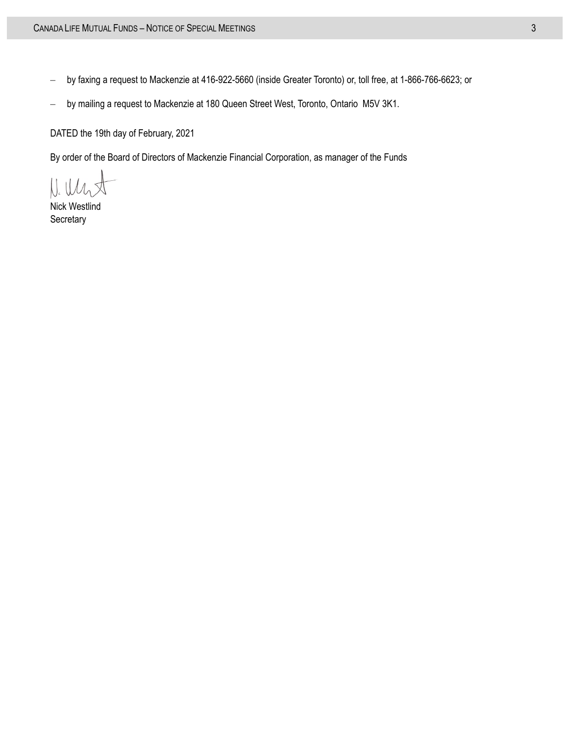- by faxing a request to Mackenzie at 416-922-5660 (inside Greater Toronto) or, toll free, at 1-866-766-6623; or
- by mailing a request to Mackenzie at 180 Queen Street West, Toronto, Ontario  M5V 3K1.

DATED the 19th day of February, 2021

By order of the Board of Directors of Mackenzie Financial Corporation, as manager of the Funds

Nick Westlind
Secretary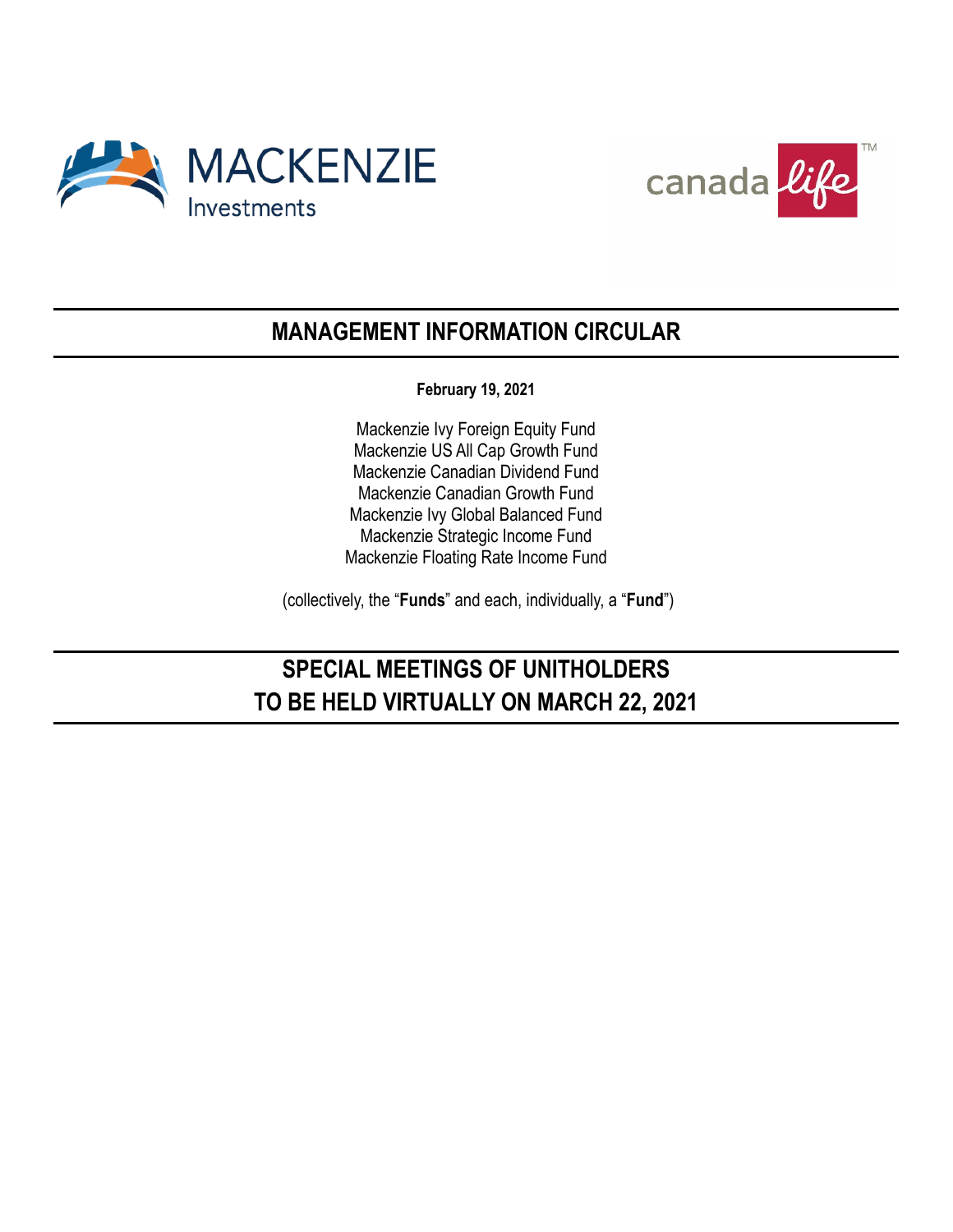# MANAGEMENT INFORMATION CIRCULAR

**February 19, 2021**

Mackenzie Ivy Foreign Equity Fund
Mackenzie US All Cap Growth Fund
Mackenzie Canadian Dividend Fund
Mackenzie Canadian Growth Fund
Mackenzie Ivy Global Balanced Fund
Mackenzie Strategic Income Fund
Mackenzie Floating Rate Income Fund

(collectively, the "**Funds**" and each, individually, a "**Fund**")

# SPECIAL MEETINGS OF UNITHOLDERS
# TO BE HELD VIRTUALLY ON MARCH 22, 2021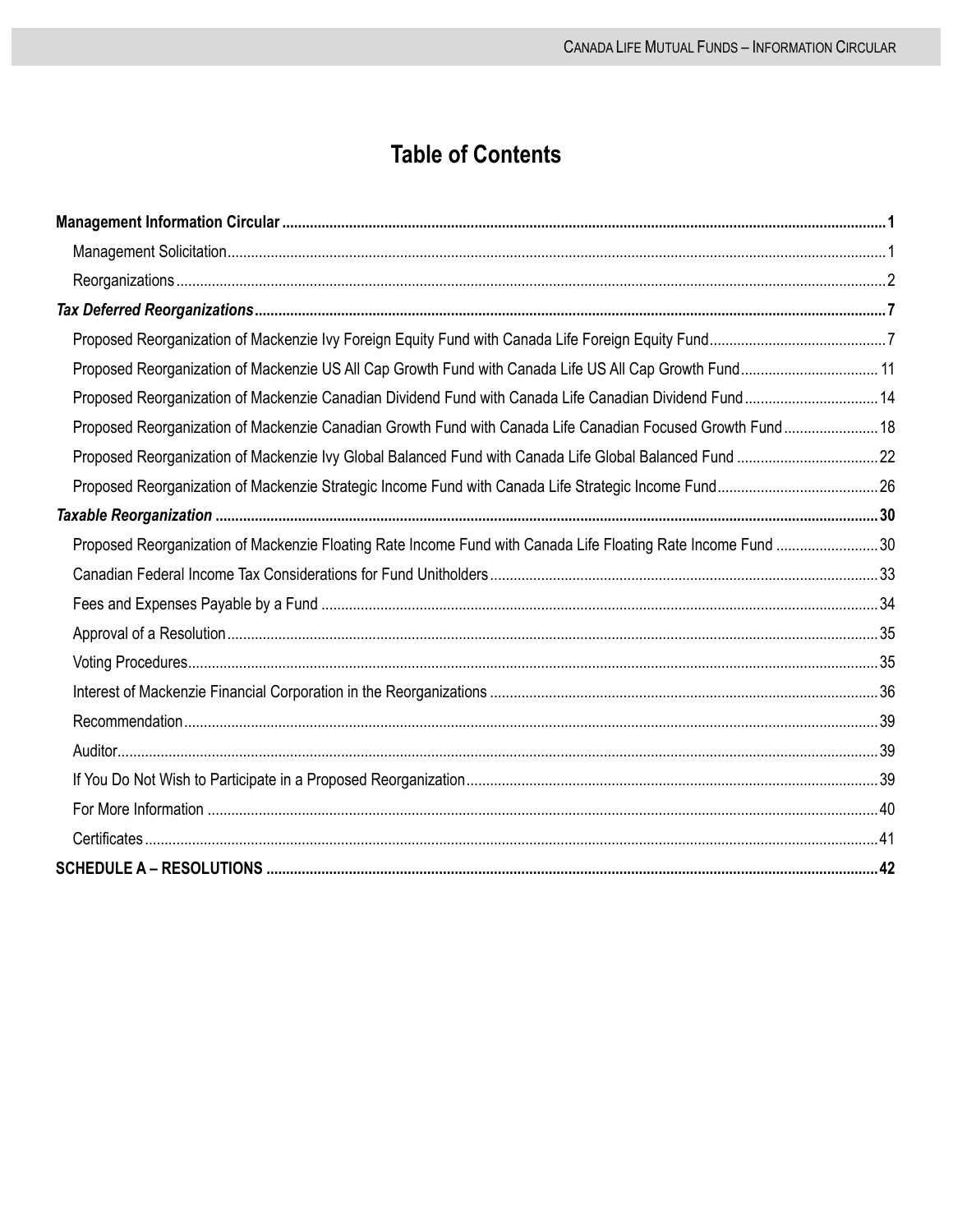# Table of Contents

**Management Information Circular** .......... **1**

- Management Solicitation .......... 1
- Reorganizations .......... 2

***Tax Deferred Reorganizations*** .......... **7**

- Proposed Reorganization of Mackenzie Ivy Foreign Equity Fund with Canada Life Foreign Equity Fund .......... 7
- Proposed Reorganization of Mackenzie US All Cap Growth Fund with Canada Life US All Cap Growth Fund .......... 11
- Proposed Reorganization of Mackenzie Canadian Dividend Fund with Canada Life Canadian Dividend Fund .......... 14
- Proposed Reorganization of Mackenzie Canadian Growth Fund with Canada Life Canadian Focused Growth Fund .......... 18
- Proposed Reorganization of Mackenzie Ivy Global Balanced Fund with Canada Life Global Balanced Fund .......... 22
- Proposed Reorganization of Mackenzie Strategic Income Fund with Canada Life Strategic Income Fund .......... 26

***Taxable Reorganization*** .......... **30**

- Proposed Reorganization of Mackenzie Floating Rate Income Fund with Canada Life Floating Rate Income Fund .......... 30
- Canadian Federal Income Tax Considerations for Fund Unitholders .......... 33
- Fees and Expenses Payable by a Fund .......... 34
- Approval of a Resolution .......... 35
- Voting Procedures .......... 35
- Interest of Mackenzie Financial Corporation in the Reorganizations .......... 36
- Recommendation .......... 39
- Auditor .......... 39
- If You Do Not Wish to Participate in a Proposed Reorganization .......... 39
- For More Information .......... 40
- Certificates .......... 41

**SCHEDULE A – RESOLUTIONS** .......... **42**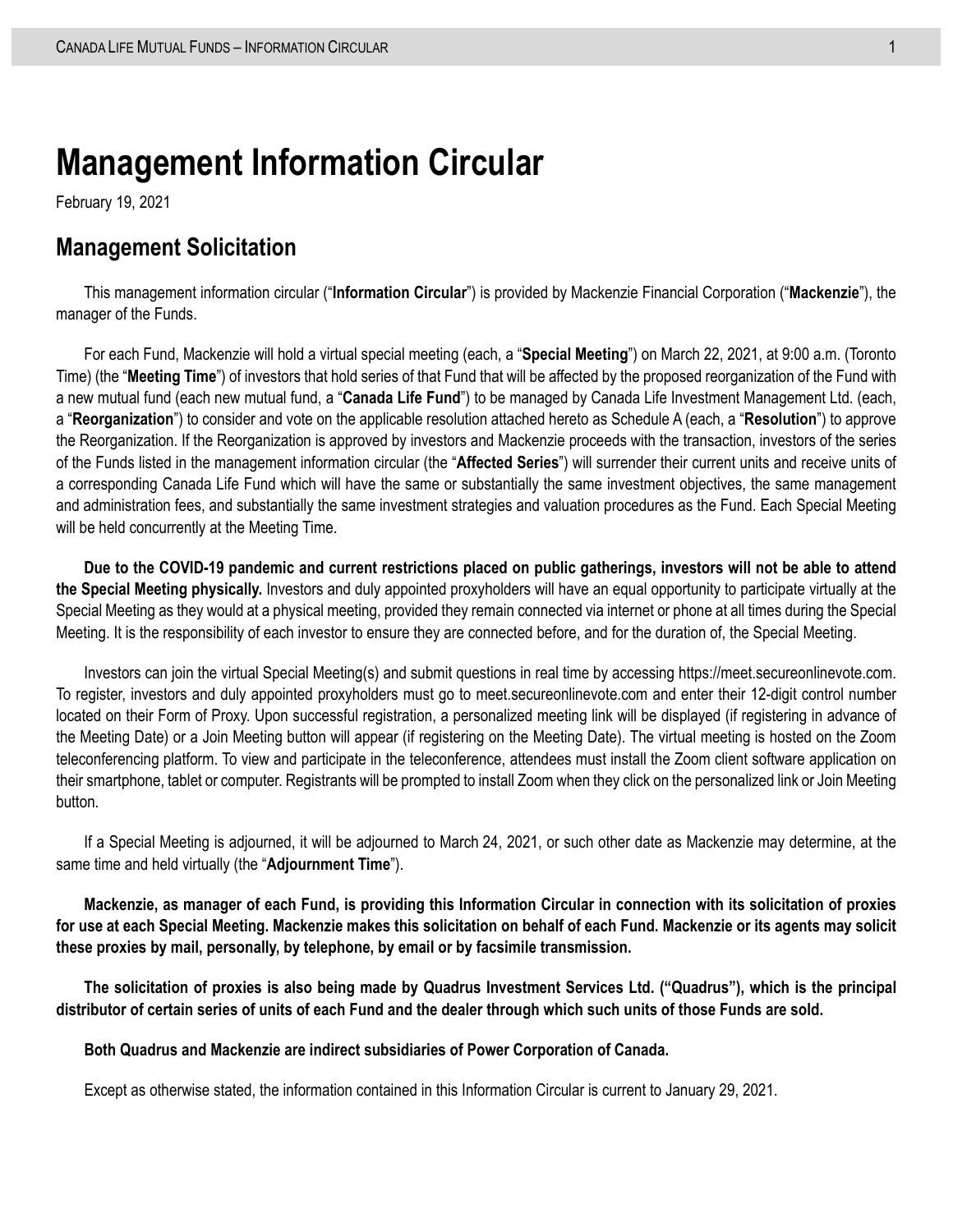# Management Information Circular

February 19, 2021

## Management Solicitation

This management information circular ("**Information Circular**") is provided by Mackenzie Financial Corporation ("**Mackenzie**"), the manager of the Funds.

For each Fund, Mackenzie will hold a virtual special meeting (each, a "**Special Meeting**") on March 22, 2021, at 9:00 a.m. (Toronto Time) (the "**Meeting Time**") of investors that hold series of that Fund that will be affected by the proposed reorganization of the Fund with a new mutual fund (each new mutual fund, a "**Canada Life Fund**") to be managed by Canada Life Investment Management Ltd. (each, a "**Reorganization**") to consider and vote on the applicable resolution attached hereto as Schedule A (each, a "**Resolution**") to approve the Reorganization. If the Reorganization is approved by investors and Mackenzie proceeds with the transaction, investors of the series of the Funds listed in the management information circular (the "**Affected Series**") will surrender their current units and receive units of a corresponding Canada Life Fund which will have the same or substantially the same investment objectives, the same management and administration fees, and substantially the same investment strategies and valuation procedures as the Fund. Each Special Meeting will be held concurrently at the Meeting Time.

**Due to the COVID-19 pandemic and current restrictions placed on public gatherings, investors will not be able to attend the Special Meeting physically.** Investors and duly appointed proxyholders will have an equal opportunity to participate virtually at the Special Meeting as they would at a physical meeting, provided they remain connected via internet or phone at all times during the Special Meeting. It is the responsibility of each investor to ensure they are connected before, and for the duration of, the Special Meeting.

Investors can join the virtual Special Meeting(s) and submit questions in real time by accessing https://meet.secureonlinevote.com. To register, investors and duly appointed proxyholders must go to meet.secureonlinevote.com and enter their 12-digit control number located on their Form of Proxy. Upon successful registration, a personalized meeting link will be displayed (if registering in advance of the Meeting Date) or a Join Meeting button will appear (if registering on the Meeting Date). The virtual meeting is hosted on the Zoom teleconferencing platform. To view and participate in the teleconference, attendees must install the Zoom client software application on their smartphone, tablet or computer. Registrants will be prompted to install Zoom when they click on the personalized link or Join Meeting button.

If a Special Meeting is adjourned, it will be adjourned to March 24, 2021, or such other date as Mackenzie may determine, at the same time and held virtually (the "**Adjournment Time**").

**Mackenzie, as manager of each Fund, is providing this Information Circular in connection with its solicitation of proxies for use at each Special Meeting. Mackenzie makes this solicitation on behalf of each Fund. Mackenzie or its agents may solicit these proxies by mail, personally, by telephone, by email or by facsimile transmission.**

**The solicitation of proxies is also being made by Quadrus Investment Services Ltd. ("Quadrus"), which is the principal distributor of certain series of units of each Fund and the dealer through which such units of those Funds are sold.**

**Both Quadrus and Mackenzie are indirect subsidiaries of Power Corporation of Canada.**

Except as otherwise stated, the information contained in this Information Circular is current to January 29, 2021.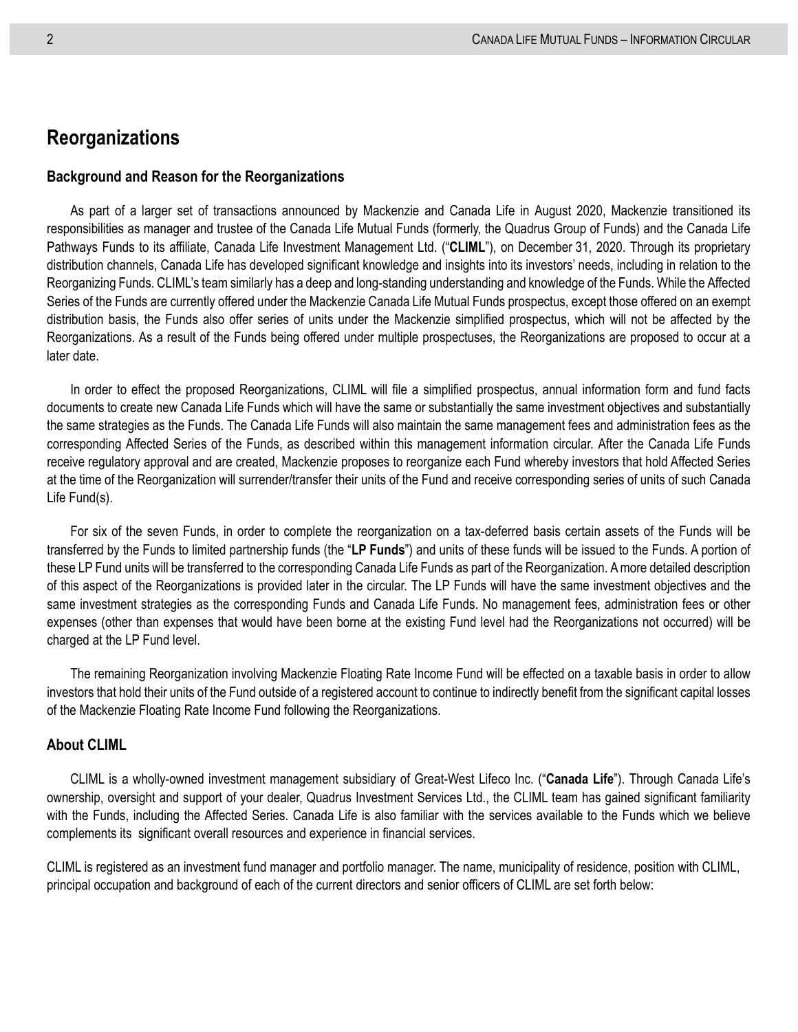## Reorganizations

### Background and Reason for the Reorganizations

As part of a larger set of transactions announced by Mackenzie and Canada Life in August 2020, Mackenzie transitioned its responsibilities as manager and trustee of the Canada Life Mutual Funds (formerly, the Quadrus Group of Funds) and the Canada Life Pathways Funds to its affiliate, Canada Life Investment Management Ltd. ("**CLIML**"), on December 31, 2020. Through its proprietary distribution channels, Canada Life has developed significant knowledge and insights into its investors' needs, including in relation to the Reorganizing Funds. CLIML's team similarly has a deep and long-standing understanding and knowledge of the Funds. While the Affected Series of the Funds are currently offered under the Mackenzie Canada Life Mutual Funds prospectus, except those offered on an exempt distribution basis, the Funds also offer series of units under the Mackenzie simplified prospectus, which will not be affected by the Reorganizations. As a result of the Funds being offered under multiple prospectuses, the Reorganizations are proposed to occur at a later date.

In order to effect the proposed Reorganizations, CLIML will file a simplified prospectus, annual information form and fund facts documents to create new Canada Life Funds which will have the same or substantially the same investment objectives and substantially the same strategies as the Funds. The Canada Life Funds will also maintain the same management fees and administration fees as the corresponding Affected Series of the Funds, as described within this management information circular. After the Canada Life Funds receive regulatory approval and are created, Mackenzie proposes to reorganize each Fund whereby investors that hold Affected Series at the time of the Reorganization will surrender/transfer their units of the Fund and receive corresponding series of units of such Canada Life Fund(s).

For six of the seven Funds, in order to complete the reorganization on a tax-deferred basis certain assets of the Funds will be transferred by the Funds to limited partnership funds (the "**LP Funds**") and units of these funds will be issued to the Funds. A portion of these LP Fund units will be transferred to the corresponding Canada Life Funds as part of the Reorganization. A more detailed description of this aspect of the Reorganizations is provided later in the circular. The LP Funds will have the same investment objectives and the same investment strategies as the corresponding Funds and Canada Life Funds. No management fees, administration fees or other expenses (other than expenses that would have been borne at the existing Fund level had the Reorganizations not occurred) will be charged at the LP Fund level.

The remaining Reorganization involving Mackenzie Floating Rate Income Fund will be effected on a taxable basis in order to allow investors that hold their units of the Fund outside of a registered account to continue to indirectly benefit from the significant capital losses of the Mackenzie Floating Rate Income Fund following the Reorganizations.

### About CLIML

CLIML is a wholly-owned investment management subsidiary of Great-West Lifeco Inc. ("**Canada Life**"). Through Canada Life's ownership, oversight and support of your dealer, Quadrus Investment Services Ltd., the CLIML team has gained significant familiarity with the Funds, including the Affected Series. Canada Life is also familiar with the services available to the Funds which we believe complements its significant overall resources and experience in financial services.

CLIML is registered as an investment fund manager and portfolio manager. The name, municipality of residence, position with CLIML, principal occupation and background of each of the current directors and senior officers of CLIML are set forth below: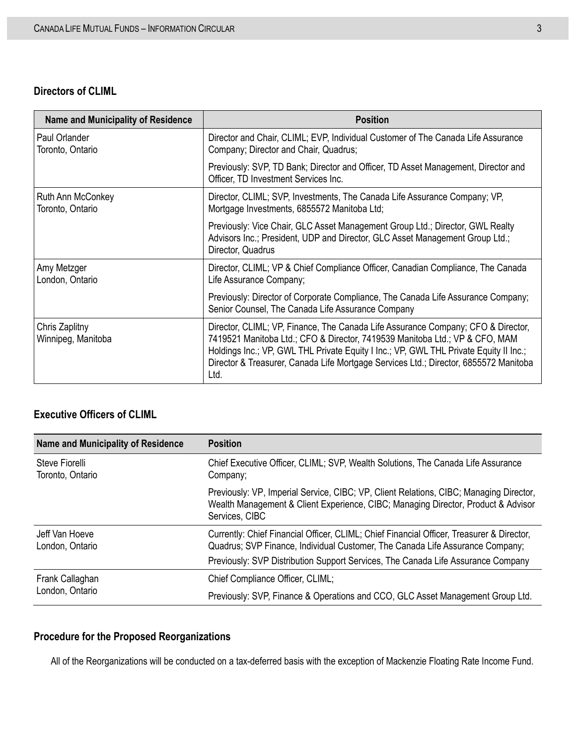## Directors of CLIML

| Name and Municipality of Residence | Position |
|---|---|
| Paul Orlander<br>Toronto, Ontario | Director and Chair, CLIML; EVP, Individual Customer of The Canada Life Assurance Company; Director and Chair, Quadrus;<br><br>Previously: SVP, TD Bank; Director and Officer, TD Asset Management, Director and Officer, TD Investment Services Inc. |
| Ruth Ann McConkey<br>Toronto, Ontario | Director, CLIML; SVP, Investments, The Canada Life Assurance Company; VP, Mortgage Investments, 6855572 Manitoba Ltd;<br><br>Previously: Vice Chair, GLC Asset Management Group Ltd.; Director, GWL Realty Advisors Inc.; President, UDP and Director, GLC Asset Management Group Ltd.; Director, Quadrus |
| Amy Metzger<br>London, Ontario | Director, CLIML; VP & Chief Compliance Officer, Canadian Compliance, The Canada Life Assurance Company;<br><br>Previously: Director of Corporate Compliance, The Canada Life Assurance Company; Senior Counsel, The Canada Life Assurance Company |
| Chris Zaplitny<br>Winnipeg, Manitoba | Director, CLIML; VP, Finance, The Canada Life Assurance Company; CFO & Director, 7419521 Manitoba Ltd.; CFO & Director, 7419539 Manitoba Ltd.; VP & CFO, MAM Holdings Inc.; VP, GWL THL Private Equity I Inc.; VP, GWL THL Private Equity II Inc.; Director & Treasurer, Canada Life Mortgage Services Ltd.; Director, 6855572 Manitoba Ltd. |

## Executive Officers of CLIML

| Name and Municipality of Residence | Position |
|---|---|
| Steve Fiorelli<br>Toronto, Ontario | Chief Executive Officer, CLIML; SVP, Wealth Solutions, The Canada Life Assurance Company;<br><br>Previously: VP, Imperial Service, CIBC; VP, Client Relations, CIBC; Managing Director, Wealth Management & Client Experience, CIBC; Managing Director, Product & Advisor Services, CIBC |
| Jeff Van Hoeve<br>London, Ontario | Currently: Chief Financial Officer, CLIML; Chief Financial Officer, Treasurer & Director, Quadrus; SVP Finance, Individual Customer, The Canada Life Assurance Company;<br><br>Previously: SVP Distribution Support Services, The Canada Life Assurance Company |
| Frank Callaghan<br>London, Ontario | Chief Compliance Officer, CLIML;<br><br>Previously: SVP, Finance & Operations and CCO, GLC Asset Management Group Ltd. |

## Procedure for the Proposed Reorganizations

All of the Reorganizations will be conducted on a tax-deferred basis with the exception of Mackenzie Floating Rate Income Fund.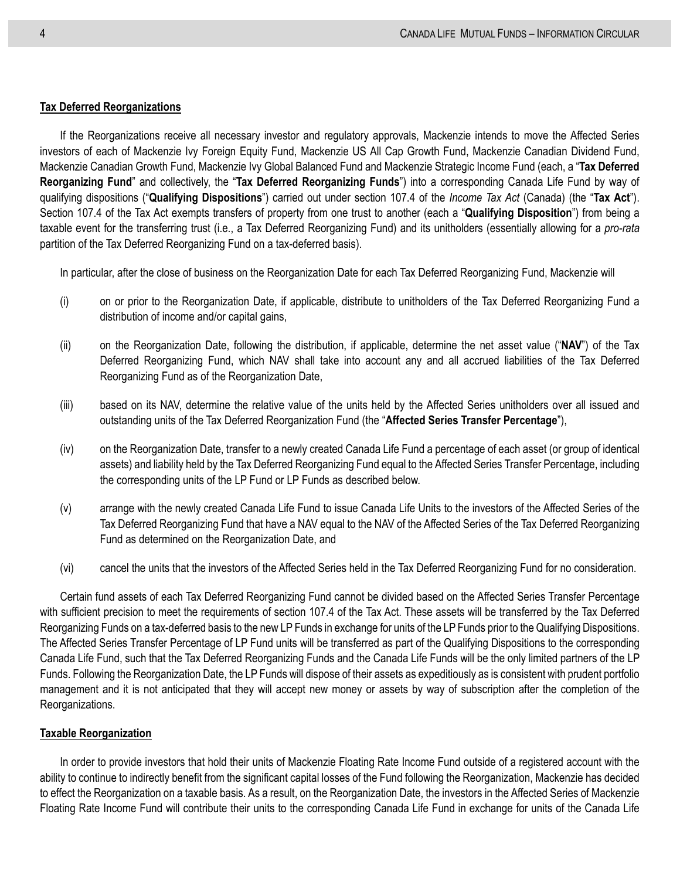**Tax Deferred Reorganizations**

If the Reorganizations receive all necessary investor and regulatory approvals, Mackenzie intends to move the Affected Series investors of each of Mackenzie Ivy Foreign Equity Fund, Mackenzie US All Cap Growth Fund, Mackenzie Canadian Dividend Fund, Mackenzie Canadian Growth Fund, Mackenzie Ivy Global Balanced Fund and Mackenzie Strategic Income Fund (each, a "**Tax Deferred Reorganizing Fund**" and collectively, the "**Tax Deferred Reorganizing Funds**") into a corresponding Canada Life Fund by way of qualifying dispositions ("**Qualifying Dispositions**") carried out under section 107.4 of the *Income Tax Act* (Canada) (the "**Tax Act**"). Section 107.4 of the Tax Act exempts transfers of property from one trust to another (each a "**Qualifying Disposition**") from being a taxable event for the transferring trust (i.e., a Tax Deferred Reorganizing Fund) and its unitholders (essentially allowing for a *pro-rata* partition of the Tax Deferred Reorganizing Fund on a tax-deferred basis).

In particular, after the close of business on the Reorganization Date for each Tax Deferred Reorganizing Fund, Mackenzie will

(i) on or prior to the Reorganization Date, if applicable, distribute to unitholders of the Tax Deferred Reorganizing Fund a distribution of income and/or capital gains,

(ii) on the Reorganization Date, following the distribution, if applicable, determine the net asset value ("**NAV**") of the Tax Deferred Reorganizing Fund, which NAV shall take into account any and all accrued liabilities of the Tax Deferred Reorganizing Fund as of the Reorganization Date,

(iii) based on its NAV, determine the relative value of the units held by the Affected Series unitholders over all issued and outstanding units of the Tax Deferred Reorganization Fund (the "**Affected Series Transfer Percentage**"),

(iv) on the Reorganization Date, transfer to a newly created Canada Life Fund a percentage of each asset (or group of identical assets) and liability held by the Tax Deferred Reorganizing Fund equal to the Affected Series Transfer Percentage, including the corresponding units of the LP Fund or LP Funds as described below.

(v) arrange with the newly created Canada Life Fund to issue Canada Life Units to the investors of the Affected Series of the Tax Deferred Reorganizing Fund that have a NAV equal to the NAV of the Affected Series of the Tax Deferred Reorganizing Fund as determined on the Reorganization Date, and

(vi) cancel the units that the investors of the Affected Series held in the Tax Deferred Reorganizing Fund for no consideration.

Certain fund assets of each Tax Deferred Reorganizing Fund cannot be divided based on the Affected Series Transfer Percentage with sufficient precision to meet the requirements of section 107.4 of the Tax Act. These assets will be transferred by the Tax Deferred Reorganizing Funds on a tax-deferred basis to the new LP Funds in exchange for units of the LP Funds prior to the Qualifying Dispositions. The Affected Series Transfer Percentage of LP Fund units will be transferred as part of the Qualifying Dispositions to the corresponding Canada Life Fund, such that the Tax Deferred Reorganizing Funds and the Canada Life Funds will be the only limited partners of the LP Funds. Following the Reorganization Date, the LP Funds will dispose of their assets as expeditiously as is consistent with prudent portfolio management and it is not anticipated that they will accept new money or assets by way of subscription after the completion of the Reorganizations.

**Taxable Reorganization**

In order to provide investors that hold their units of Mackenzie Floating Rate Income Fund outside of a registered account with the ability to continue to indirectly benefit from the significant capital losses of the Fund following the Reorganization, Mackenzie has decided to effect the Reorganization on a taxable basis. As a result, on the Reorganization Date, the investors in the Affected Series of Mackenzie Floating Rate Income Fund will contribute their units to the corresponding Canada Life Fund in exchange for units of the Canada Life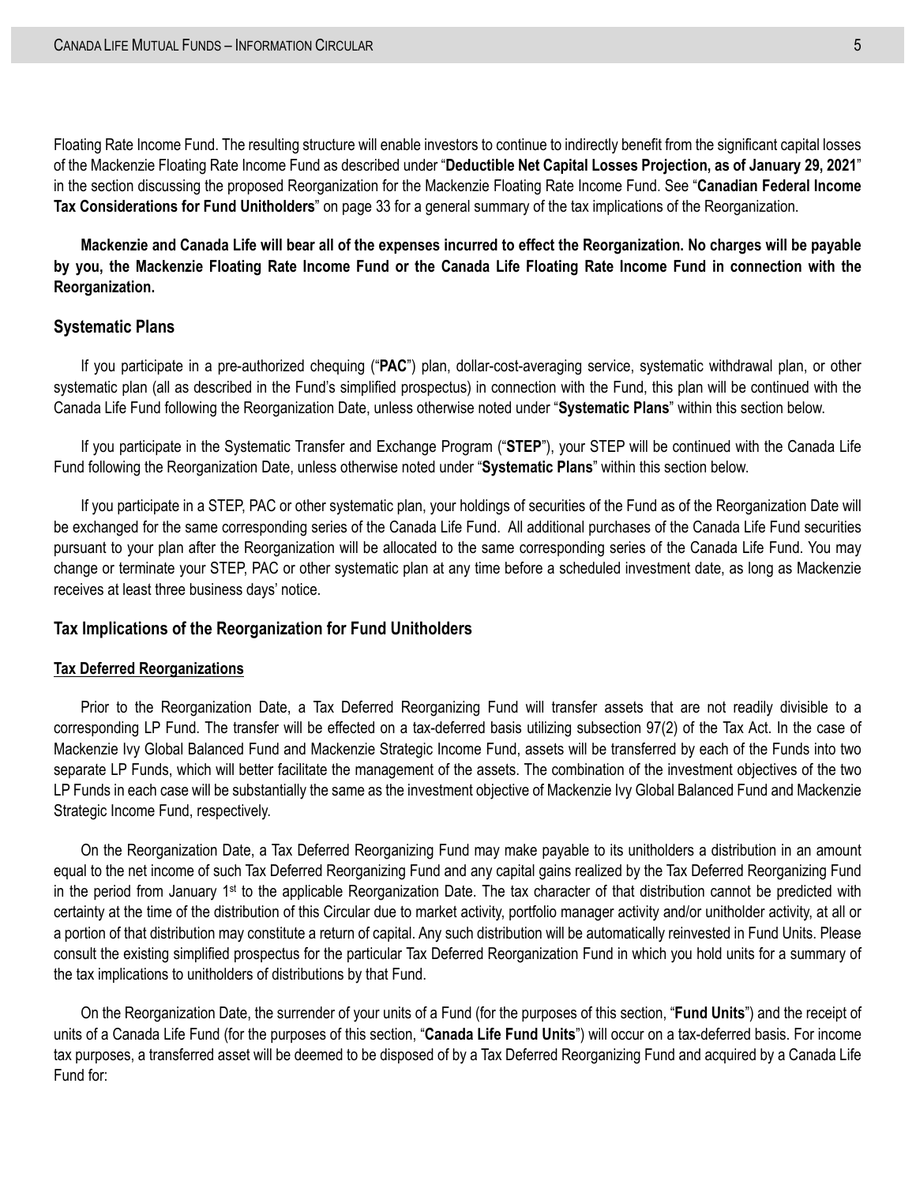Floating Rate Income Fund. The resulting structure will enable investors to continue to indirectly benefit from the significant capital losses of the Mackenzie Floating Rate Income Fund as described under "**Deductible Net Capital Losses Projection, as of January 29, 2021**" in the section discussing the proposed Reorganization for the Mackenzie Floating Rate Income Fund. See "**Canadian Federal Income Tax Considerations for Fund Unitholders**" on page 33 for a general summary of the tax implications of the Reorganization.

**Mackenzie and Canada Life will bear all of the expenses incurred to effect the Reorganization. No charges will be payable by you, the Mackenzie Floating Rate Income Fund or the Canada Life Floating Rate Income Fund in connection with the Reorganization.**

### Systematic Plans

If you participate in a pre-authorized chequing ("**PAC**") plan, dollar-cost-averaging service, systematic withdrawal plan, or other systematic plan (all as described in the Fund's simplified prospectus) in connection with the Fund, this plan will be continued with the Canada Life Fund following the Reorganization Date, unless otherwise noted under "**Systematic Plans**" within this section below.

If you participate in the Systematic Transfer and Exchange Program ("**STEP**"), your STEP will be continued with the Canada Life Fund following the Reorganization Date, unless otherwise noted under "**Systematic Plans**" within this section below.

If you participate in a STEP, PAC or other systematic plan, your holdings of securities of the Fund as of the Reorganization Date will be exchanged for the same corresponding series of the Canada Life Fund. All additional purchases of the Canada Life Fund securities pursuant to your plan after the Reorganization will be allocated to the same corresponding series of the Canada Life Fund. You may change or terminate your STEP, PAC or other systematic plan at any time before a scheduled investment date, as long as Mackenzie receives at least three business days' notice.

### Tax Implications of the Reorganization for Fund Unitholders

#### Tax Deferred Reorganizations

Prior to the Reorganization Date, a Tax Deferred Reorganizing Fund will transfer assets that are not readily divisible to a corresponding LP Fund. The transfer will be effected on a tax-deferred basis utilizing subsection 97(2) of the Tax Act. In the case of Mackenzie Ivy Global Balanced Fund and Mackenzie Strategic Income Fund, assets will be transferred by each of the Funds into two separate LP Funds, which will better facilitate the management of the assets. The combination of the investment objectives of the two LP Funds in each case will be substantially the same as the investment objective of Mackenzie Ivy Global Balanced Fund and Mackenzie Strategic Income Fund, respectively.

On the Reorganization Date, a Tax Deferred Reorganizing Fund may make payable to its unitholders a distribution in an amount equal to the net income of such Tax Deferred Reorganizing Fund and any capital gains realized by the Tax Deferred Reorganizing Fund in the period from January 1st to the applicable Reorganization Date. The tax character of that distribution cannot be predicted with certainty at the time of the distribution of this Circular due to market activity, portfolio manager activity and/or unitholder activity, at all or a portion of that distribution may constitute a return of capital. Any such distribution will be automatically reinvested in Fund Units. Please consult the existing simplified prospectus for the particular Tax Deferred Reorganization Fund in which you hold units for a summary of the tax implications to unitholders of distributions by that Fund.

On the Reorganization Date, the surrender of your units of a Fund (for the purposes of this section, "**Fund Units**") and the receipt of units of a Canada Life Fund (for the purposes of this section, "**Canada Life Fund Units**") will occur on a tax-deferred basis. For income tax purposes, a transferred asset will be deemed to be disposed of by a Tax Deferred Reorganizing Fund and acquired by a Canada Life Fund for: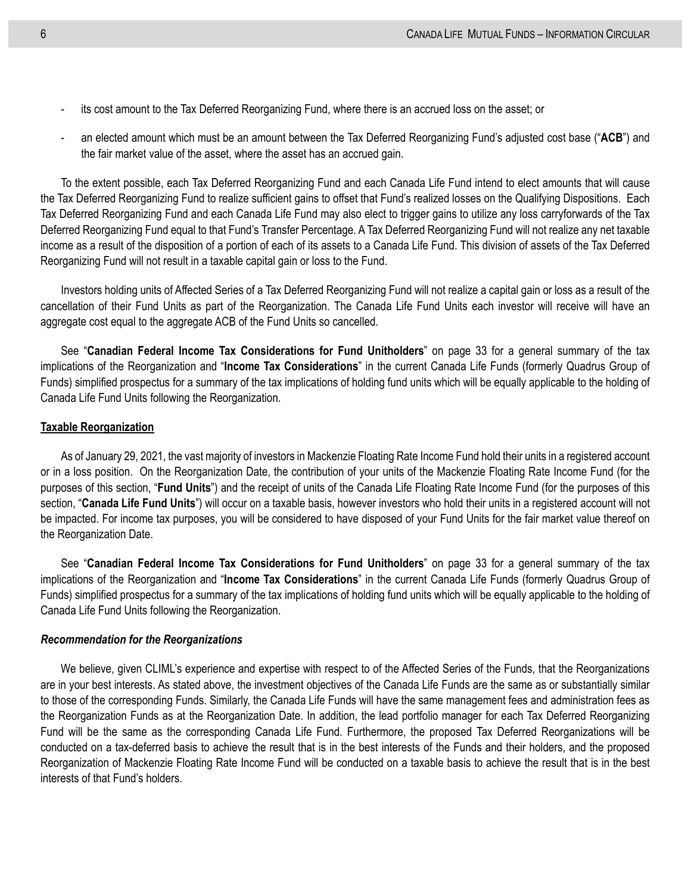- its cost amount to the Tax Deferred Reorganizing Fund, where there is an accrued loss on the asset; or
- an elected amount which must be an amount between the Tax Deferred Reorganizing Fund's adjusted cost base ("**ACB**") and the fair market value of the asset, where the asset has an accrued gain.

To the extent possible, each Tax Deferred Reorganizing Fund and each Canada Life Fund intend to elect amounts that will cause the Tax Deferred Reorganizing Fund to realize sufficient gains to offset that Fund's realized losses on the Qualifying Dispositions. Each Tax Deferred Reorganizing Fund and each Canada Life Fund may also elect to trigger gains to utilize any loss carryforwards of the Tax Deferred Reorganizing Fund equal to that Fund's Transfer Percentage. A Tax Deferred Reorganizing Fund will not realize any net taxable income as a result of the disposition of a portion of each of its assets to a Canada Life Fund. This division of assets of the Tax Deferred Reorganizing Fund will not result in a taxable capital gain or loss to the Fund.

Investors holding units of Affected Series of a Tax Deferred Reorganizing Fund will not realize a capital gain or loss as a result of the cancellation of their Fund Units as part of the Reorganization. The Canada Life Fund Units each investor will receive will have an aggregate cost equal to the aggregate ACB of the Fund Units so cancelled.

See "**Canadian Federal Income Tax Considerations for Fund Unitholders**" on page 33 for a general summary of the tax implications of the Reorganization and "**Income Tax Considerations**" in the current Canada Life Funds (formerly Quadrus Group of Funds) simplified prospectus for a summary of the tax implications of holding fund units which will be equally applicable to the holding of Canada Life Fund Units following the Reorganization.

**Taxable Reorganization**

As of January 29, 2021, the vast majority of investors in Mackenzie Floating Rate Income Fund hold their units in a registered account or in a loss position. On the Reorganization Date, the contribution of your units of the Mackenzie Floating Rate Income Fund (for the purposes of this section, "**Fund Units**") and the receipt of units of the Canada Life Floating Rate Income Fund (for the purposes of this section, "**Canada Life Fund Units**") will occur on a taxable basis, however investors who hold their units in a registered account will not be impacted. For income tax purposes, you will be considered to have disposed of your Fund Units for the fair market value thereof on the Reorganization Date.

See "**Canadian Federal Income Tax Considerations for Fund Unitholders**" on page 33 for a general summary of the tax implications of the Reorganization and "**Income Tax Considerations**" in the current Canada Life Funds (formerly Quadrus Group of Funds) simplified prospectus for a summary of the tax implications of holding fund units which will be equally applicable to the holding of Canada Life Fund Units following the Reorganization.

***Recommendation for the Reorganizations***

We believe, given CLIML's experience and expertise with respect to of the Affected Series of the Funds, that the Reorganizations are in your best interests. As stated above, the investment objectives of the Canada Life Funds are the same as or substantially similar to those of the corresponding Funds. Similarly, the Canada Life Funds will have the same management fees and administration fees as the Reorganization Funds as at the Reorganization Date. In addition, the lead portfolio manager for each Tax Deferred Reorganizing Fund will be the same as the corresponding Canada Life Fund. Furthermore, the proposed Tax Deferred Reorganizations will be conducted on a tax-deferred basis to achieve the result that is in the best interests of the Funds and their holders, and the proposed Reorganization of Mackenzie Floating Rate Income Fund will be conducted on a taxable basis to achieve the result that is in the best interests of that Fund's holders.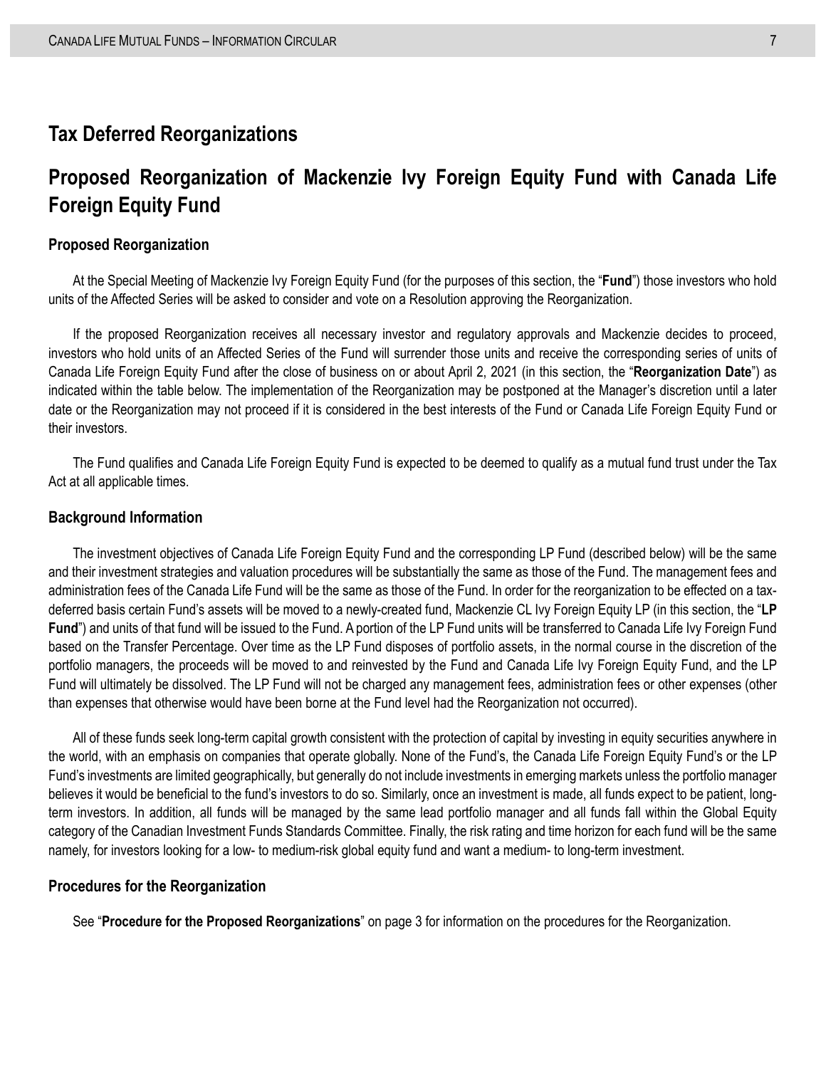# Tax Deferred Reorganizations

## Proposed Reorganization of Mackenzie Ivy Foreign Equity Fund with Canada Life Foreign Equity Fund

### Proposed Reorganization

At the Special Meeting of Mackenzie Ivy Foreign Equity Fund (for the purposes of this section, the "**Fund**") those investors who hold units of the Affected Series will be asked to consider and vote on a Resolution approving the Reorganization.

If the proposed Reorganization receives all necessary investor and regulatory approvals and Mackenzie decides to proceed, investors who hold units of an Affected Series of the Fund will surrender those units and receive the corresponding series of units of Canada Life Foreign Equity Fund after the close of business on or about April 2, 2021 (in this section, the "**Reorganization Date**") as indicated within the table below. The implementation of the Reorganization may be postponed at the Manager's discretion until a later date or the Reorganization may not proceed if it is considered in the best interests of the Fund or Canada Life Foreign Equity Fund or their investors.

The Fund qualifies and Canada Life Foreign Equity Fund is expected to be deemed to qualify as a mutual fund trust under the Tax Act at all applicable times.

### Background Information

The investment objectives of Canada Life Foreign Equity Fund and the corresponding LP Fund (described below) will be the same and their investment strategies and valuation procedures will be substantially the same as those of the Fund. The management fees and administration fees of the Canada Life Fund will be the same as those of the Fund. In order for the reorganization to be effected on a tax-deferred basis certain Fund's assets will be moved to a newly-created fund, Mackenzie CL Ivy Foreign Equity LP (in this section, the "**LP Fund**") and units of that fund will be issued to the Fund. A portion of the LP Fund units will be transferred to Canada Life Ivy Foreign Fund based on the Transfer Percentage. Over time as the LP Fund disposes of portfolio assets, in the normal course in the discretion of the portfolio managers, the proceeds will be moved to and reinvested by the Fund and Canada Life Ivy Foreign Equity Fund, and the LP Fund will ultimately be dissolved. The LP Fund will not be charged any management fees, administration fees or other expenses (other than expenses that otherwise would have been borne at the Fund level had the Reorganization not occurred).

All of these funds seek long-term capital growth consistent with the protection of capital by investing in equity securities anywhere in the world, with an emphasis on companies that operate globally. None of the Fund's, the Canada Life Foreign Equity Fund's or the LP Fund's investments are limited geographically, but generally do not include investments in emerging markets unless the portfolio manager believes it would be beneficial to the fund's investors to do so. Similarly, once an investment is made, all funds expect to be patient, long-term investors. In addition, all funds will be managed by the same lead portfolio manager and all funds fall within the Global Equity category of the Canadian Investment Funds Standards Committee. Finally, the risk rating and time horizon for each fund will be the same namely, for investors looking for a low- to medium-risk global equity fund and want a medium- to long-term investment.

### Procedures for the Reorganization

See "**Procedure for the Proposed Reorganizations**" on page 3 for information on the procedures for the Reorganization.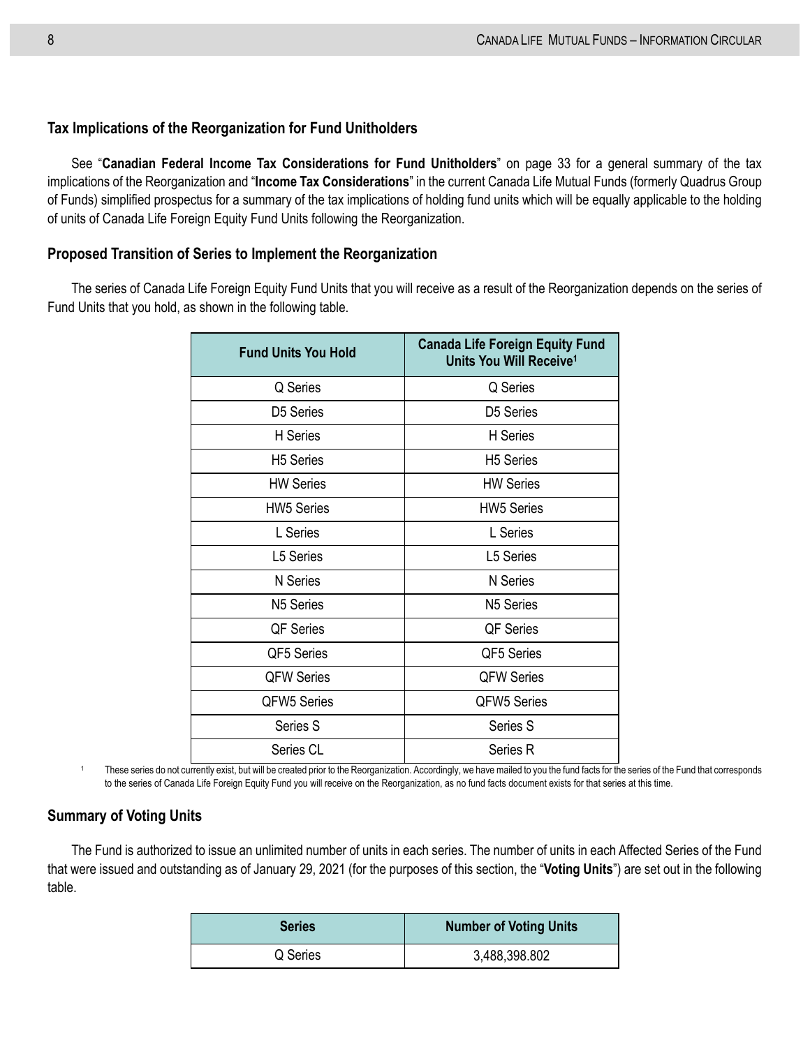### Tax Implications of the Reorganization for Fund Unitholders

See "**Canadian Federal Income Tax Considerations for Fund Unitholders**" on page 33 for a general summary of the tax implications of the Reorganization and "**Income Tax Considerations**" in the current Canada Life Mutual Funds (formerly Quadrus Group of Funds) simplified prospectus for a summary of the tax implications of holding fund units which will be equally applicable to the holding of units of Canada Life Foreign Equity Fund Units following the Reorganization.

### Proposed Transition of Series to Implement the Reorganization

The series of Canada Life Foreign Equity Fund Units that you will receive as a result of the Reorganization depends on the series of Fund Units that you hold, as shown in the following table.

| Fund Units You Hold | Canada Life Foreign Equity Fund Units You Will Receive[1] |
|---|---|
| Q Series | Q Series |
| D5 Series | D5 Series |
| H Series | H Series |
| H5 Series | H5 Series |
| HW Series | HW Series |
| HW5 Series | HW5 Series |
| L Series | L Series |
| L5 Series | L5 Series |
| N Series | N Series |
| N5 Series | N5 Series |
| QF Series | QF Series |
| QF5 Series | QF5 Series |
| QFW Series | QFW Series |
| QFW5 Series | QFW5 Series |
| Series S | Series S |
| Series CL | Series R |

[1] These series do not currently exist, but will be created prior to the Reorganization. Accordingly, we have mailed to you the fund facts for the series of the Fund that corresponds to the series of Canada Life Foreign Equity Fund you will receive on the Reorganization, as no fund facts document exists for that series at this time.

### Summary of Voting Units

The Fund is authorized to issue an unlimited number of units in each series. The number of units in each Affected Series of the Fund that were issued and outstanding as of January 29, 2021 (for the purposes of this section, the "**Voting Units**") are set out in the following table.

| Series | Number of Voting Units |
|---|---|
| Q Series | 3,488,398.802 |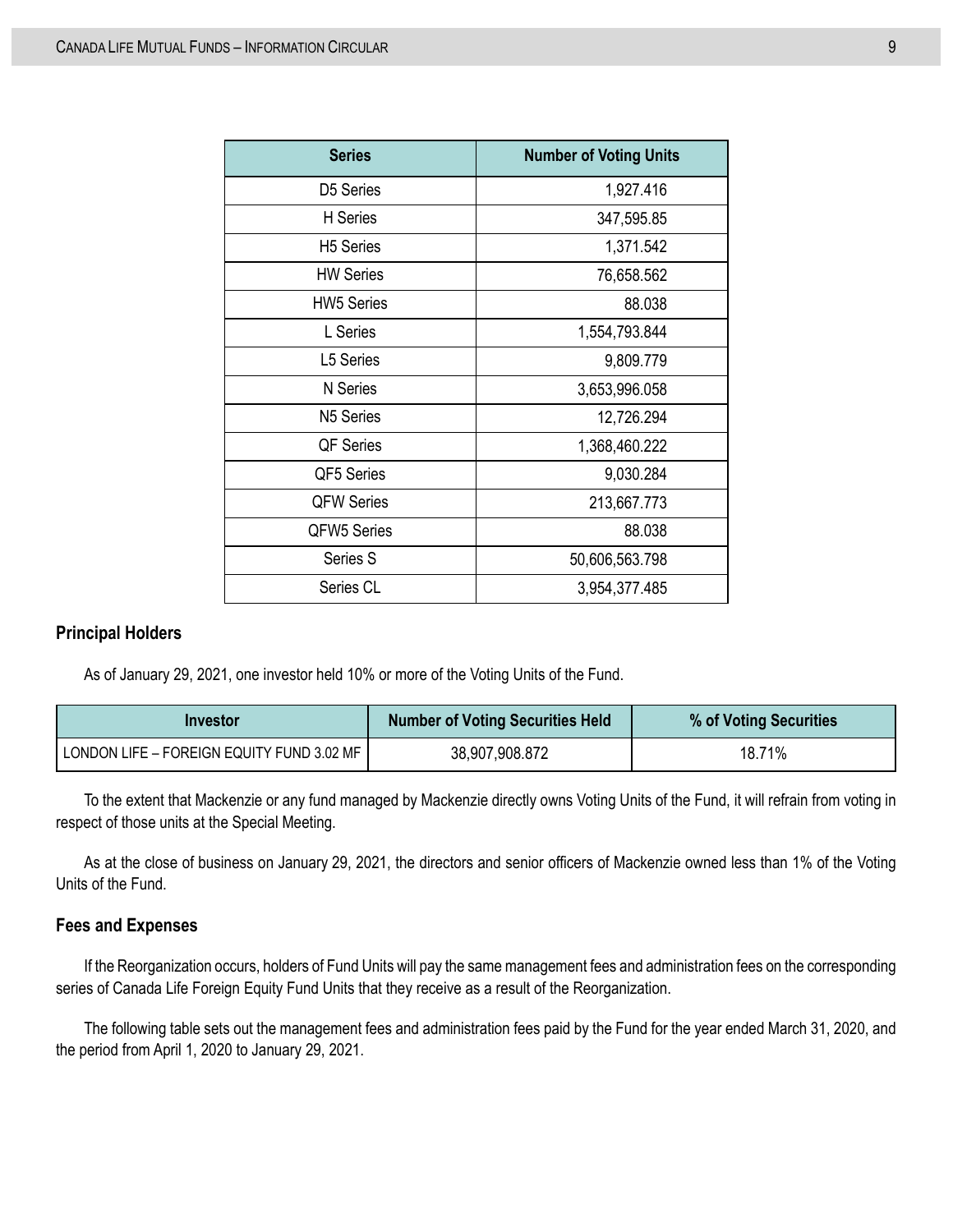| Series | Number of Voting Units |
|---|---|
| D5 Series | 1,927.416 |
| H Series | 347,595.85 |
| H5 Series | 1,371.542 |
| HW Series | 76,658.562 |
| HW5 Series | 88.038 |
| L Series | 1,554,793.844 |
| L5 Series | 9,809.779 |
| N Series | 3,653,996.058 |
| N5 Series | 12,726.294 |
| QF Series | 1,368,460.222 |
| QF5 Series | 9,030.284 |
| QFW Series | 213,667.773 |
| QFW5 Series | 88.038 |
| Series S | 50,606,563.798 |
| Series CL | 3,954,377.485 |

## Principal Holders

As of January 29, 2021, one investor held 10% or more of the Voting Units of the Fund.

| Investor | Number of Voting Securities Held | % of Voting Securities |
|---|---|---|
| LONDON LIFE – FOREIGN EQUITY FUND 3.02 MF | 38,907,908.872 | 18.71% |

To the extent that Mackenzie or any fund managed by Mackenzie directly owns Voting Units of the Fund, it will refrain from voting in respect of those units at the Special Meeting.

As at the close of business on January 29, 2021, the directors and senior officers of Mackenzie owned less than 1% of the Voting Units of the Fund.

## Fees and Expenses

If the Reorganization occurs, holders of Fund Units will pay the same management fees and administration fees on the corresponding series of Canada Life Foreign Equity Fund Units that they receive as a result of the Reorganization.

The following table sets out the management fees and administration fees paid by the Fund for the year ended March 31, 2020, and the period from April 1, 2020 to January 29, 2021.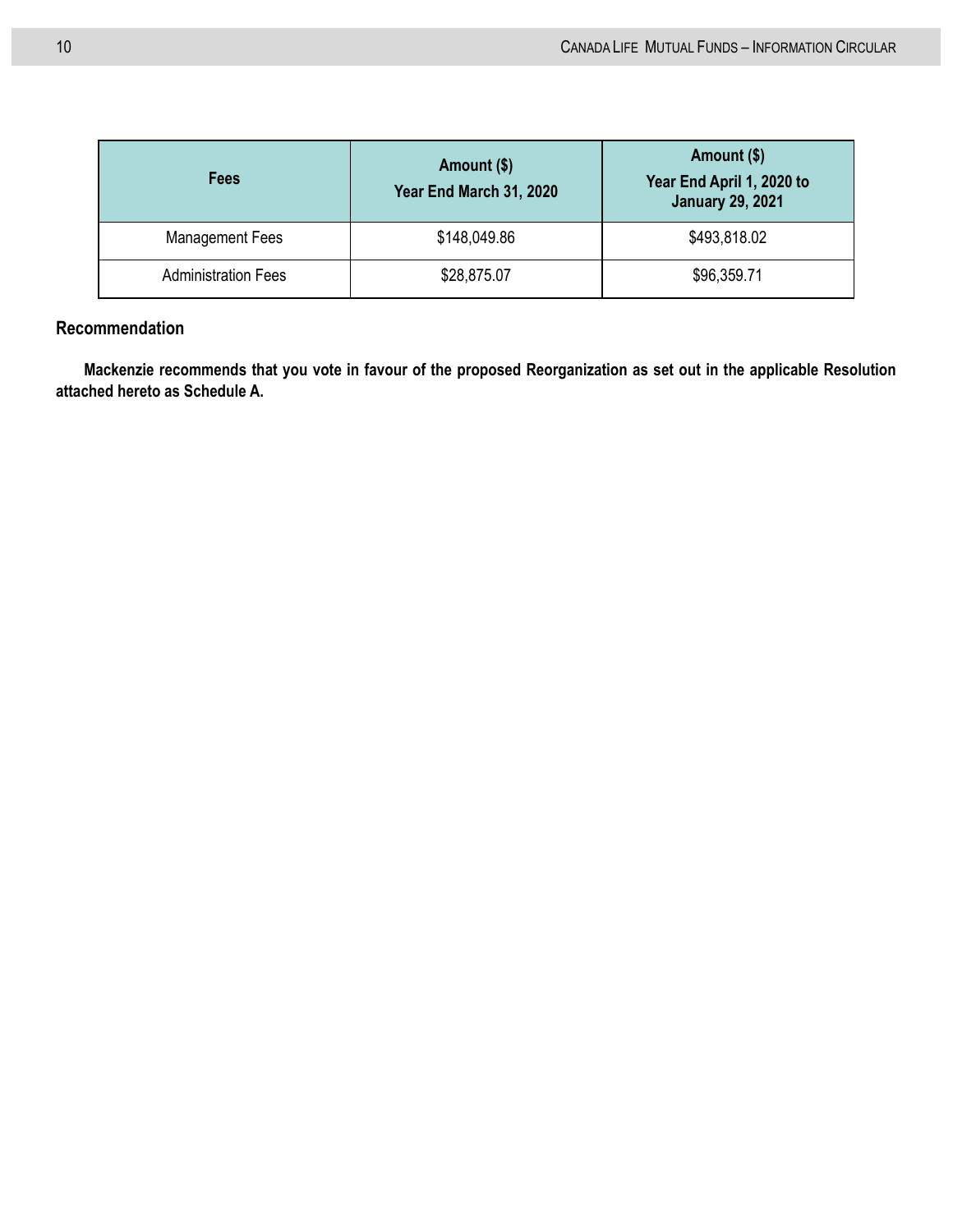| Fees | Amount ($) Year End March 31, 2020 | Amount ($) Year End April 1, 2020 to January 29, 2021 |
|---|---|---|
| Management Fees | $148,049.86 | $493,818.02 |
| Administration Fees | $28,875.07 | $96,359.71 |

### Recommendation

**Mackenzie recommends that you vote in favour of the proposed Reorganization as set out in the applicable Resolution attached hereto as Schedule A.**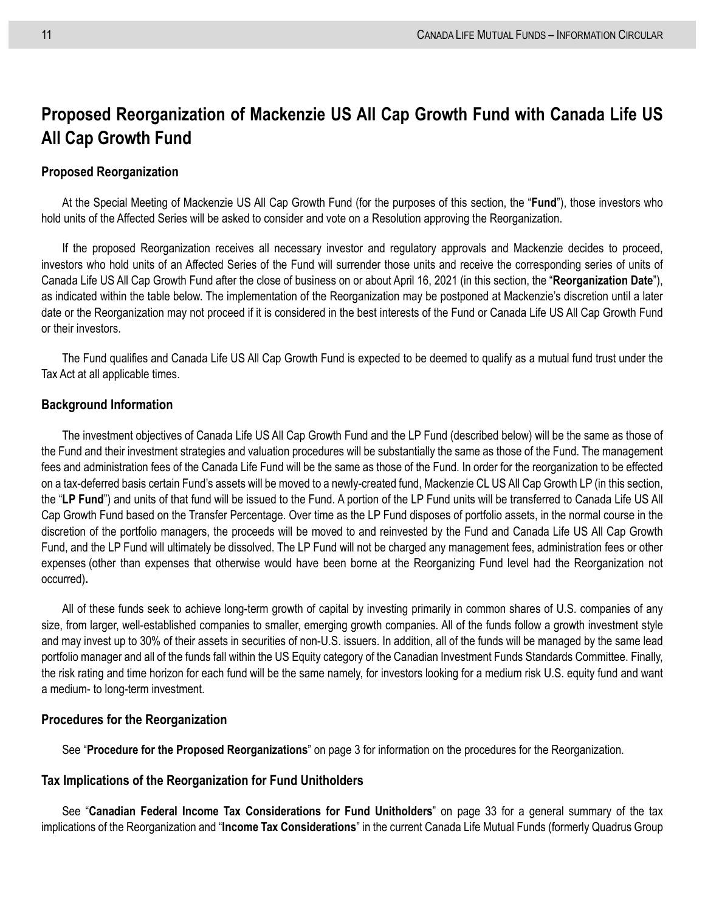## Proposed Reorganization of Mackenzie US All Cap Growth Fund with Canada Life US All Cap Growth Fund

### Proposed Reorganization

At the Special Meeting of Mackenzie US All Cap Growth Fund (for the purposes of this section, the "**Fund**"), those investors who hold units of the Affected Series will be asked to consider and vote on a Resolution approving the Reorganization.

If the proposed Reorganization receives all necessary investor and regulatory approvals and Mackenzie decides to proceed, investors who hold units of an Affected Series of the Fund will surrender those units and receive the corresponding series of units of Canada Life US All Cap Growth Fund after the close of business on or about April 16, 2021 (in this section, the "**Reorganization Date**"), as indicated within the table below. The implementation of the Reorganization may be postponed at Mackenzie's discretion until a later date or the Reorganization may not proceed if it is considered in the best interests of the Fund or Canada Life US All Cap Growth Fund or their investors.

The Fund qualifies and Canada Life US All Cap Growth Fund is expected to be deemed to qualify as a mutual fund trust under the Tax Act at all applicable times.

### Background Information

The investment objectives of Canada Life US All Cap Growth Fund and the LP Fund (described below) will be the same as those of the Fund and their investment strategies and valuation procedures will be substantially the same as those of the Fund. The management fees and administration fees of the Canada Life Fund will be the same as those of the Fund. In order for the reorganization to be effected on a tax-deferred basis certain Fund's assets will be moved to a newly-created fund, Mackenzie CL US All Cap Growth LP (in this section, the "**LP Fund**") and units of that fund will be issued to the Fund. A portion of the LP Fund units will be transferred to Canada Life US All Cap Growth Fund based on the Transfer Percentage. Over time as the LP Fund disposes of portfolio assets, in the normal course in the discretion of the portfolio managers, the proceeds will be moved to and reinvested by the Fund and Canada Life US All Cap Growth Fund, and the LP Fund will ultimately be dissolved. The LP Fund will not be charged any management fees, administration fees or other expenses (other than expenses that otherwise would have been borne at the Reorganizing Fund level had the Reorganization not occurred)**.**

All of these funds seek to achieve long-term growth of capital by investing primarily in common shares of U.S. companies of any size, from larger, well-established companies to smaller, emerging growth companies. All of the funds follow a growth investment style and may invest up to 30% of their assets in securities of non-U.S. issuers. In addition, all of the funds will be managed by the same lead portfolio manager and all of the funds fall within the US Equity category of the Canadian Investment Funds Standards Committee. Finally, the risk rating and time horizon for each fund will be the same namely, for investors looking for a medium risk U.S. equity fund and want a medium- to long-term investment.

### Procedures for the Reorganization

See "**Procedure for the Proposed Reorganizations**" on page 3 for information on the procedures for the Reorganization.

### Tax Implications of the Reorganization for Fund Unitholders

See "**Canadian Federal Income Tax Considerations for Fund Unitholders**" on page 33 for a general summary of the tax implications of the Reorganization and "**Income Tax Considerations**" in the current Canada Life Mutual Funds (formerly Quadrus Group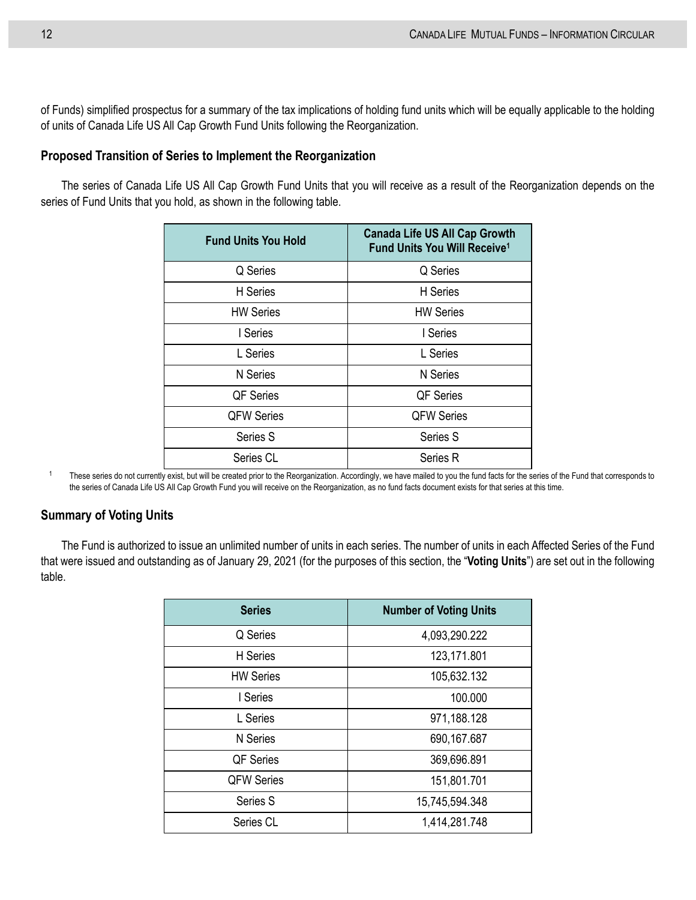of Funds) simplified prospectus for a summary of the tax implications of holding fund units which will be equally applicable to the holding of units of Canada Life US All Cap Growth Fund Units following the Reorganization.

### Proposed Transition of Series to Implement the Reorganization

The series of Canada Life US All Cap Growth Fund Units that you will receive as a result of the Reorganization depends on the series of Fund Units that you hold, as shown in the following table.

| Fund Units You Hold | Canada Life US All Cap Growth Fund Units You Will Receive[1] |
|---|---|
| Q Series | Q Series |
| H Series | H Series |
| HW Series | HW Series |
| I Series | I Series |
| L Series | L Series |
| N Series | N Series |
| QF Series | QF Series |
| QFW Series | QFW Series |
| Series S | Series S |
| Series CL | Series R |

[1] These series do not currently exist, but will be created prior to the Reorganization. Accordingly, we have mailed to you the fund facts for the series of the Fund that corresponds to the series of Canada Life US All Cap Growth Fund you will receive on the Reorganization, as no fund facts document exists for that series at this time.

### Summary of Voting Units

The Fund is authorized to issue an unlimited number of units in each series. The number of units in each Affected Series of the Fund that were issued and outstanding as of January 29, 2021 (for the purposes of this section, the "**Voting Units**") are set out in the following table.

| Series | Number of Voting Units |
|---|---|
| Q Series | 4,093,290.222 |
| H Series | 123,171.801 |
| HW Series | 105,632.132 |
| I Series | 100.000 |
| L Series | 971,188.128 |
| N Series | 690,167.687 |
| QF Series | 369,696.891 |
| QFW Series | 151,801.701 |
| Series S | 15,745,594.348 |
| Series CL | 1,414,281.748 |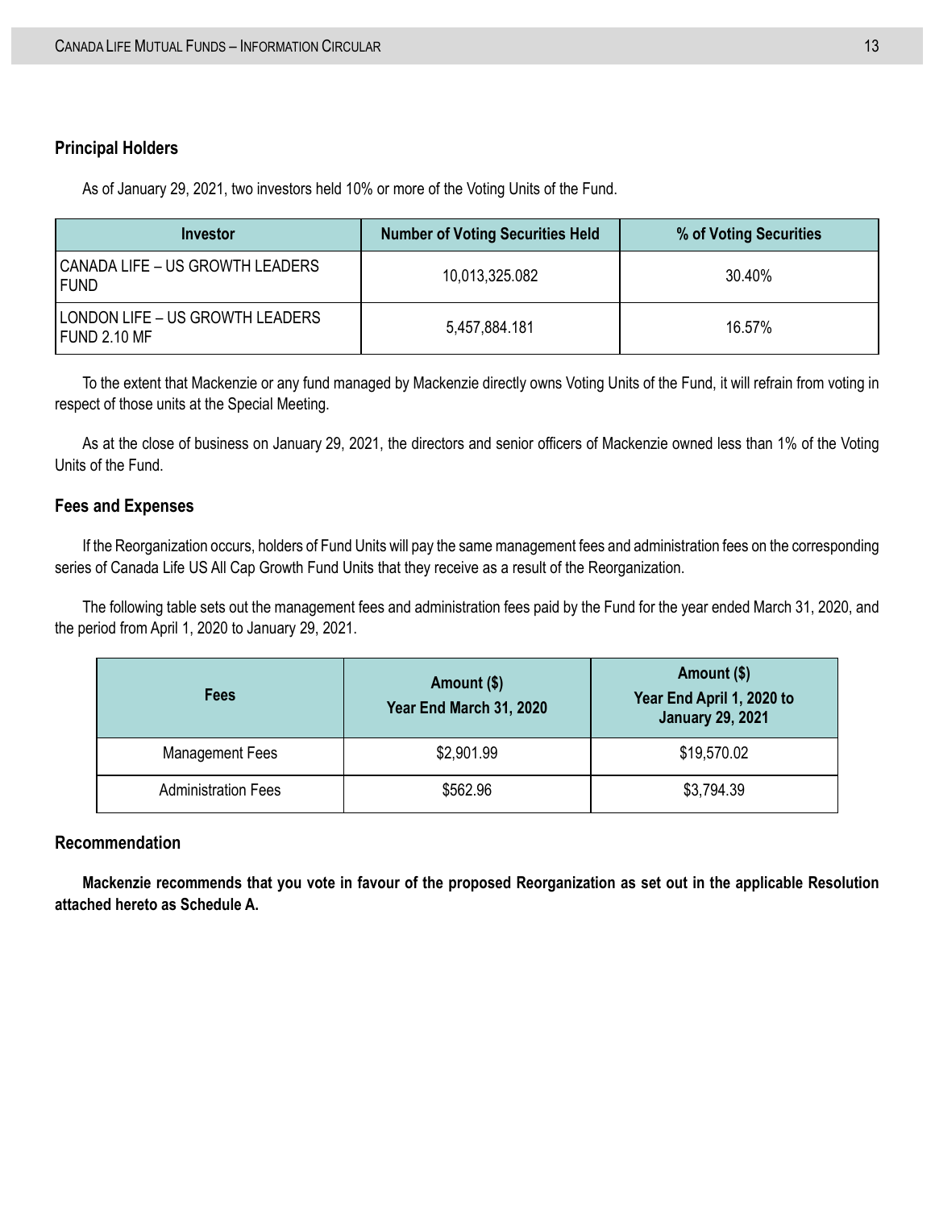### Principal Holders

As of January 29, 2021, two investors held 10% or more of the Voting Units of the Fund.

| Investor | Number of Voting Securities Held | % of Voting Securities |
| --- | --- | --- |
| CANADA LIFE – US GROWTH LEADERS FUND | 10,013,325.082 | 30.40% |
| LONDON LIFE – US GROWTH LEADERS FUND 2.10 MF | 5,457,884.181 | 16.57% |

To the extent that Mackenzie or any fund managed by Mackenzie directly owns Voting Units of the Fund, it will refrain from voting in respect of those units at the Special Meeting.

As at the close of business on January 29, 2021, the directors and senior officers of Mackenzie owned less than 1% of the Voting Units of the Fund.

### Fees and Expenses

If the Reorganization occurs, holders of Fund Units will pay the same management fees and administration fees on the corresponding series of Canada Life US All Cap Growth Fund Units that they receive as a result of the Reorganization.

The following table sets out the management fees and administration fees paid by the Fund for the year ended March 31, 2020, and the period from April 1, 2020 to January 29, 2021.

| Fees | Amount ($) Year End March 31, 2020 | Amount ($) Year End April 1, 2020 to January 29, 2021 |
| --- | --- | --- |
| Management Fees | $2,901.99 | $19,570.02 |
| Administration Fees | $562.96 | $3,794.39 |

### Recommendation

**Mackenzie recommends that you vote in favour of the proposed Reorganization as set out in the applicable Resolution attached hereto as Schedule A.**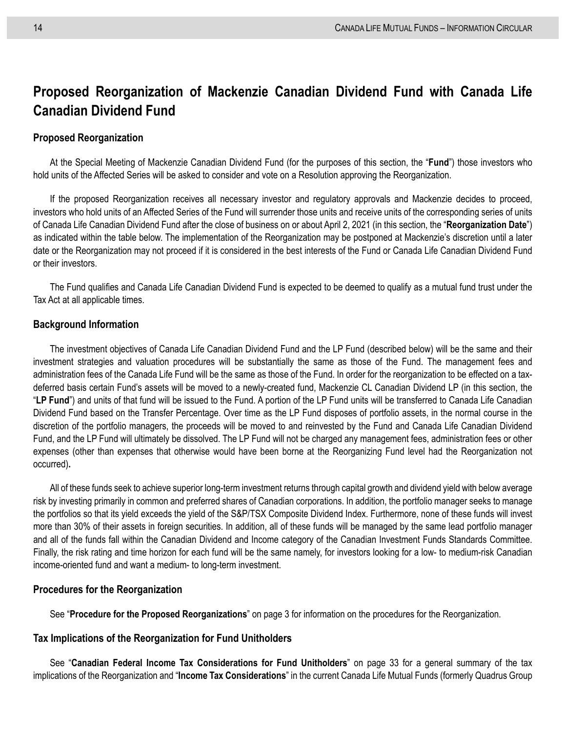# Proposed Reorganization of Mackenzie Canadian Dividend Fund with Canada Life Canadian Dividend Fund

## Proposed Reorganization

At the Special Meeting of Mackenzie Canadian Dividend Fund (for the purposes of this section, the "**Fund**") those investors who hold units of the Affected Series will be asked to consider and vote on a Resolution approving the Reorganization.

If the proposed Reorganization receives all necessary investor and regulatory approvals and Mackenzie decides to proceed, investors who hold units of an Affected Series of the Fund will surrender those units and receive units of the corresponding series of units of Canada Life Canadian Dividend Fund after the close of business on or about April 2, 2021 (in this section, the "**Reorganization Date**") as indicated within the table below. The implementation of the Reorganization may be postponed at Mackenzie's discretion until a later date or the Reorganization may not proceed if it is considered in the best interests of the Fund or Canada Life Canadian Dividend Fund or their investors.

The Fund qualifies and Canada Life Canadian Dividend Fund is expected to be deemed to qualify as a mutual fund trust under the Tax Act at all applicable times.

## Background Information

The investment objectives of Canada Life Canadian Dividend Fund and the LP Fund (described below) will be the same and their investment strategies and valuation procedures will be substantially the same as those of the Fund. The management fees and administration fees of the Canada Life Fund will be the same as those of the Fund. In order for the reorganization to be effected on a tax-deferred basis certain Fund's assets will be moved to a newly-created fund, Mackenzie CL Canadian Dividend LP (in this section, the "**LP Fund**") and units of that fund will be issued to the Fund. A portion of the LP Fund units will be transferred to Canada Life Canadian Dividend Fund based on the Transfer Percentage. Over time as the LP Fund disposes of portfolio assets, in the normal course in the discretion of the portfolio managers, the proceeds will be moved to and reinvested by the Fund and Canada Life Canadian Dividend Fund, and the LP Fund will ultimately be dissolved. The LP Fund will not be charged any management fees, administration fees or other expenses (other than expenses that otherwise would have been borne at the Reorganizing Fund level had the Reorganization not occurred)**.**

All of these funds seek to achieve superior long-term investment returns through capital growth and dividend yield with below average risk by investing primarily in common and preferred shares of Canadian corporations. In addition, the portfolio manager seeks to manage the portfolios so that its yield exceeds the yield of the S&P/TSX Composite Dividend Index. Furthermore, none of these funds will invest more than 30% of their assets in foreign securities. In addition, all of these funds will be managed by the same lead portfolio manager and all of the funds fall within the Canadian Dividend and Income category of the Canadian Investment Funds Standards Committee. Finally, the risk rating and time horizon for each fund will be the same namely, for investors looking for a low- to medium-risk Canadian income-oriented fund and want a medium- to long-term investment.

## Procedures for the Reorganization

See "**Procedure for the Proposed Reorganizations**" on page 3 for information on the procedures for the Reorganization.

## Tax Implications of the Reorganization for Fund Unitholders

See "**Canadian Federal Income Tax Considerations for Fund Unitholders**" on page 33 for a general summary of the tax implications of the Reorganization and "**Income Tax Considerations**" in the current Canada Life Mutual Funds (formerly Quadrus Group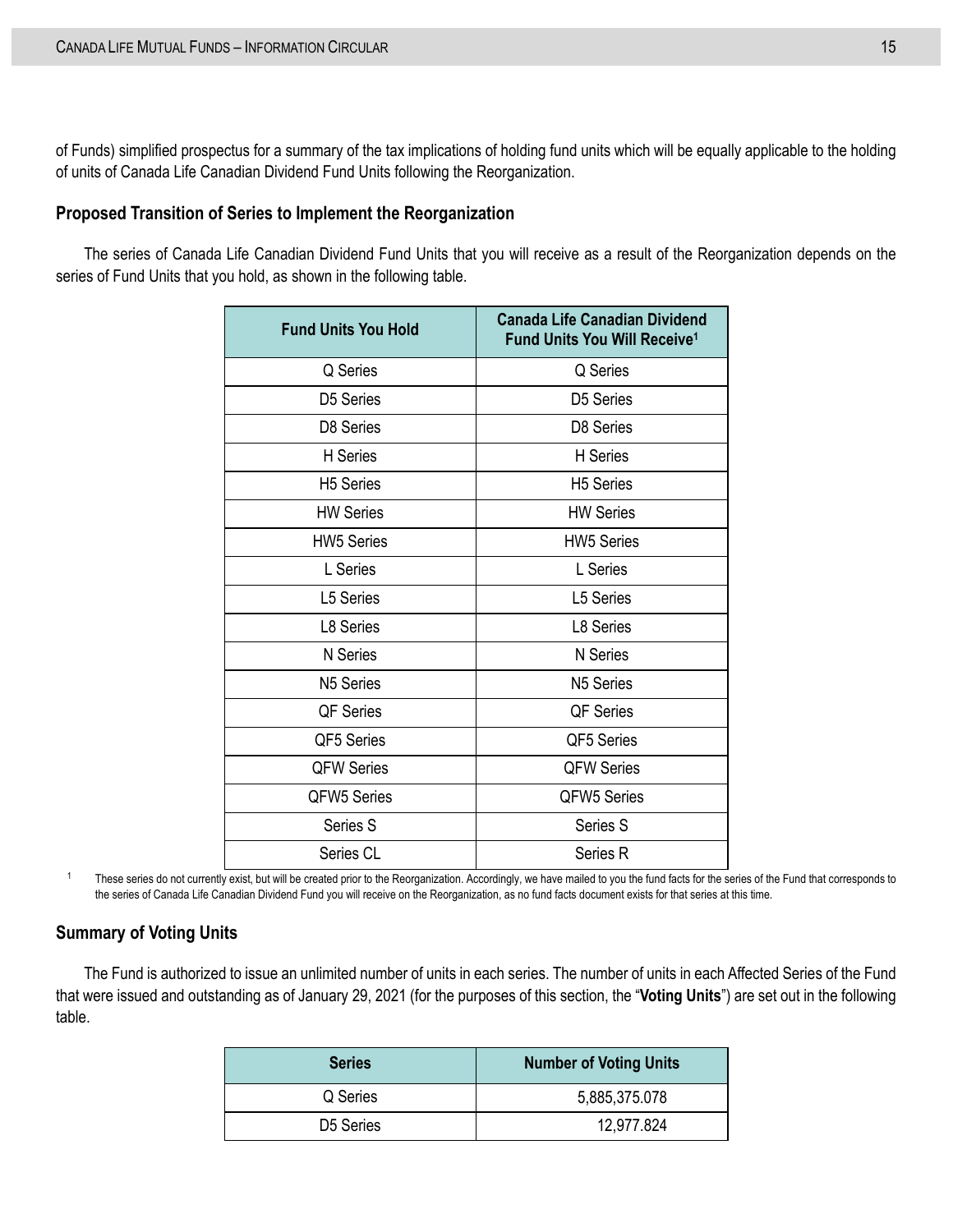of Funds) simplified prospectus for a summary of the tax implications of holding fund units which will be equally applicable to the holding of units of Canada Life Canadian Dividend Fund Units following the Reorganization.

### Proposed Transition of Series to Implement the Reorganization

The series of Canada Life Canadian Dividend Fund Units that you will receive as a result of the Reorganization depends on the series of Fund Units that you hold, as shown in the following table.

| Fund Units You Hold | Canada Life Canadian Dividend Fund Units You Will Receive[1] |
|---|---|
| Q Series | Q Series |
| D5 Series | D5 Series |
| D8 Series | D8 Series |
| H Series | H Series |
| H5 Series | H5 Series |
| HW Series | HW Series |
| HW5 Series | HW5 Series |
| L Series | L Series |
| L5 Series | L5 Series |
| L8 Series | L8 Series |
| N Series | N Series |
| N5 Series | N5 Series |
| QF Series | QF Series |
| QF5 Series | QF5 Series |
| QFW Series | QFW Series |
| QFW5 Series | QFW5 Series |
| Series S | Series S |
| Series CL | Series R |

[1] These series do not currently exist, but will be created prior to the Reorganization. Accordingly, we have mailed to you the fund facts for the series of the Fund that corresponds to the series of Canada Life Canadian Dividend Fund you will receive on the Reorganization, as no fund facts document exists for that series at this time.

### Summary of Voting Units

The Fund is authorized to issue an unlimited number of units in each series. The number of units in each Affected Series of the Fund that were issued and outstanding as of January 29, 2021 (for the purposes of this section, the "**Voting Units**") are set out in the following table.

| Series | Number of Voting Units |
|---|---|
| Q Series | 5,885,375.078 |
| D5 Series | 12,977.824 |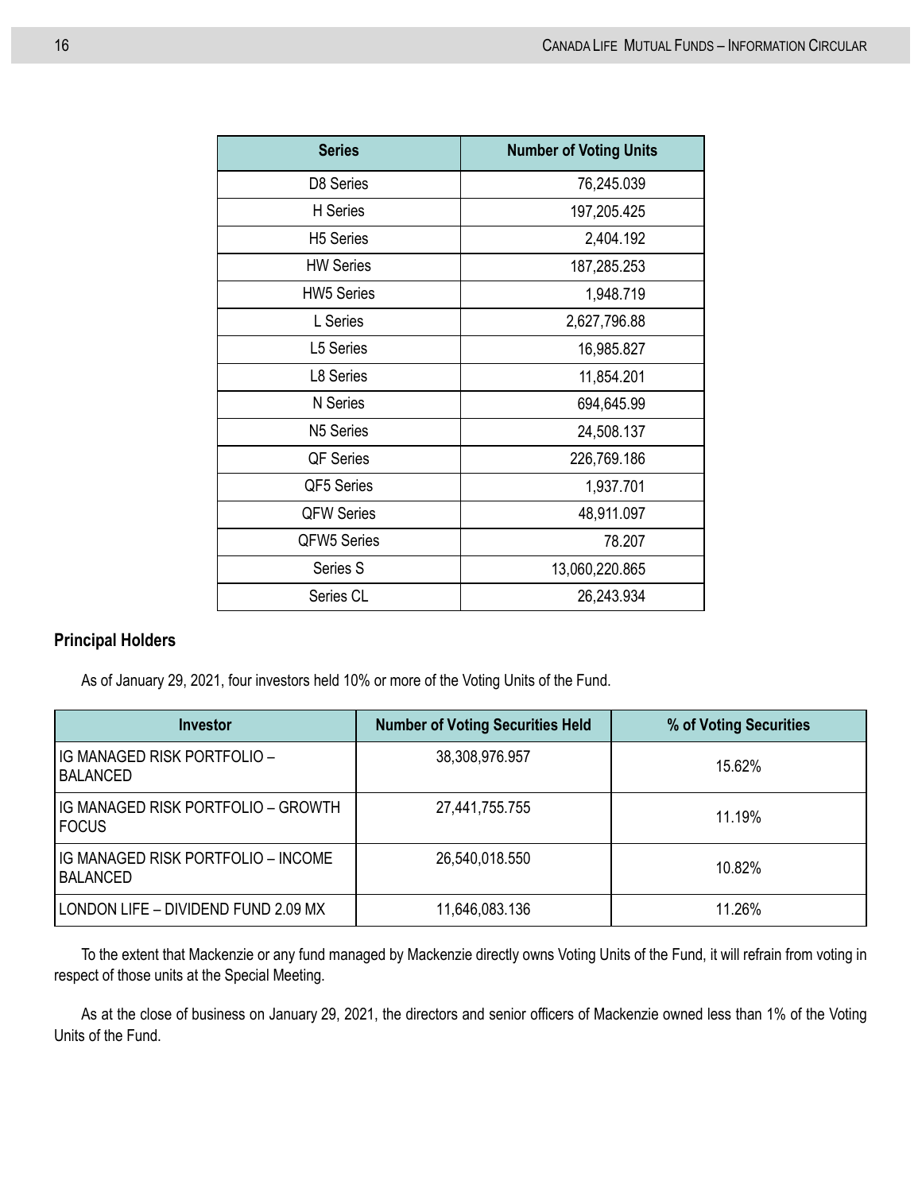| Series | Number of Voting Units |
|---|---|
| D8 Series | 76,245.039 |
| H Series | 197,205.425 |
| H5 Series | 2,404.192 |
| HW Series | 187,285.253 |
| HW5 Series | 1,948.719 |
| L Series | 2,627,796.88 |
| L5 Series | 16,985.827 |
| L8 Series | 11,854.201 |
| N Series | 694,645.99 |
| N5 Series | 24,508.137 |
| QF Series | 226,769.186 |
| QF5 Series | 1,937.701 |
| QFW Series | 48,911.097 |
| QFW5 Series | 78.207 |
| Series S | 13,060,220.865 |
| Series CL | 26,243.934 |

### Principal Holders

As of January 29, 2021, four investors held 10% or more of the Voting Units of the Fund.

| Investor | Number of Voting Securities Held | % of Voting Securities |
|---|---|---|
| IG MANAGED RISK PORTFOLIO – BALANCED | 38,308,976.957 | 15.62% |
| IG MANAGED RISK PORTFOLIO – GROWTH FOCUS | 27,441,755.755 | 11.19% |
| IG MANAGED RISK PORTFOLIO – INCOME BALANCED | 26,540,018.550 | 10.82% |
| LONDON LIFE – DIVIDEND FUND 2.09 MX | 11,646,083.136 | 11.26% |

To the extent that Mackenzie or any fund managed by Mackenzie directly owns Voting Units of the Fund, it will refrain from voting in respect of those units at the Special Meeting.

As at the close of business on January 29, 2021, the directors and senior officers of Mackenzie owned less than 1% of the Voting Units of the Fund.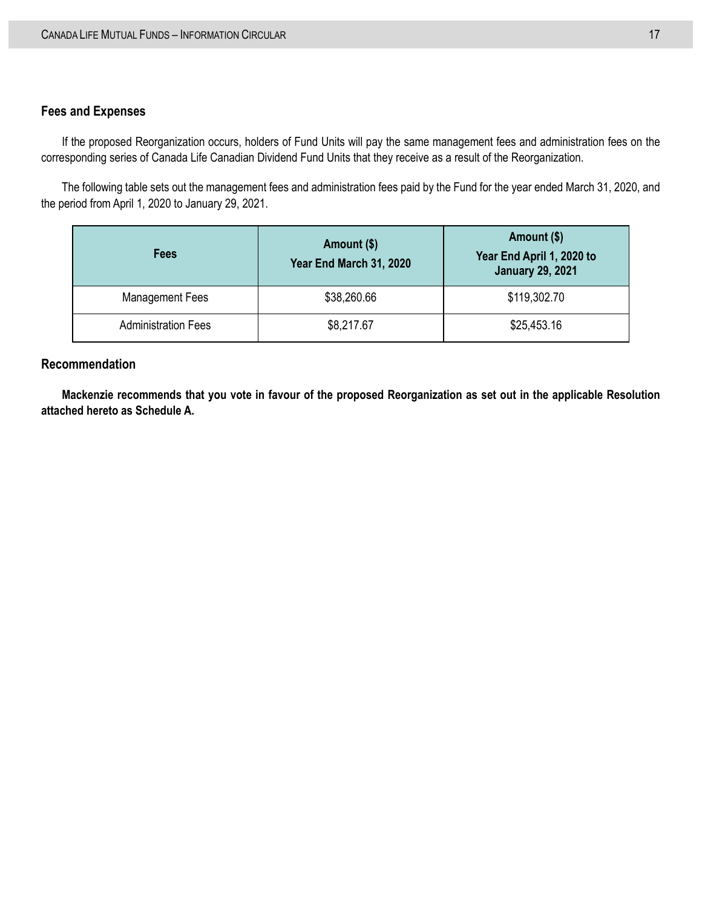### Fees and Expenses

If the proposed Reorganization occurs, holders of Fund Units will pay the same management fees and administration fees on the corresponding series of Canada Life Canadian Dividend Fund Units that they receive as a result of the Reorganization.

The following table sets out the management fees and administration fees paid by the Fund for the year ended March 31, 2020, and the period from April 1, 2020 to January 29, 2021.

| Fees | Amount ($) Year End March 31, 2020 | Amount ($) Year End April 1, 2020 to January 29, 2021 |
|---|---|---|
| Management Fees | $38,260.66 | $119,302.70 |
| Administration Fees | $8,217.67 | $25,453.16 |

### Recommendation

**Mackenzie recommends that you vote in favour of the proposed Reorganization as set out in the applicable Resolution attached hereto as Schedule A.**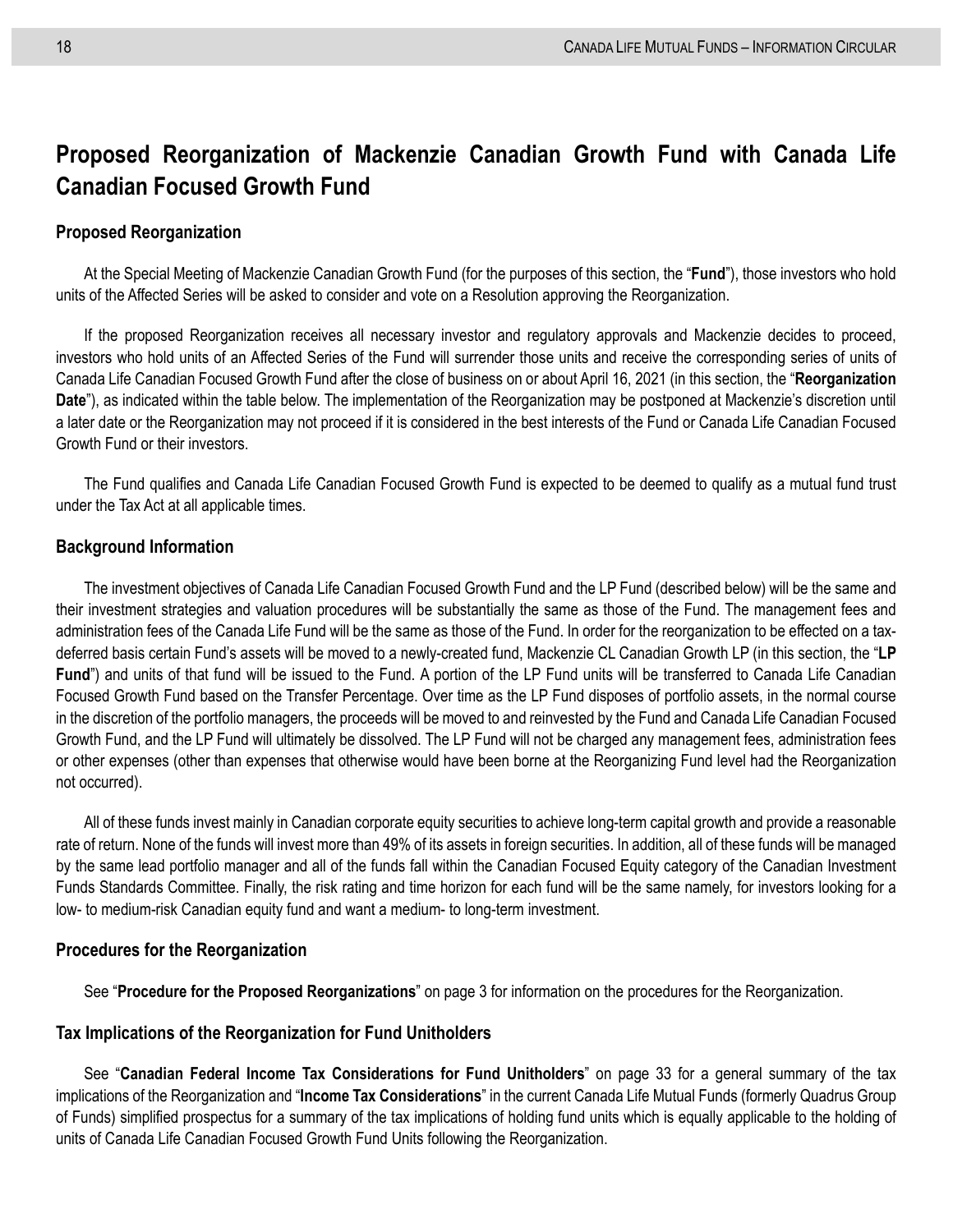# Proposed Reorganization of Mackenzie Canadian Growth Fund with Canada Life Canadian Focused Growth Fund

## Proposed Reorganization

At the Special Meeting of Mackenzie Canadian Growth Fund (for the purposes of this section, the "**Fund**"), those investors who hold units of the Affected Series will be asked to consider and vote on a Resolution approving the Reorganization.

If the proposed Reorganization receives all necessary investor and regulatory approvals and Mackenzie decides to proceed, investors who hold units of an Affected Series of the Fund will surrender those units and receive the corresponding series of units of Canada Life Canadian Focused Growth Fund after the close of business on or about April 16, 2021 (in this section, the "**Reorganization Date**"), as indicated within the table below. The implementation of the Reorganization may be postponed at Mackenzie's discretion until a later date or the Reorganization may not proceed if it is considered in the best interests of the Fund or Canada Life Canadian Focused Growth Fund or their investors.

The Fund qualifies and Canada Life Canadian Focused Growth Fund is expected to be deemed to qualify as a mutual fund trust under the Tax Act at all applicable times.

## Background Information

The investment objectives of Canada Life Canadian Focused Growth Fund and the LP Fund (described below) will be the same and their investment strategies and valuation procedures will be substantially the same as those of the Fund. The management fees and administration fees of the Canada Life Fund will be the same as those of the Fund. In order for the reorganization to be effected on a tax-deferred basis certain Fund's assets will be moved to a newly-created fund, Mackenzie CL Canadian Growth LP (in this section, the "**LP Fund**") and units of that fund will be issued to the Fund. A portion of the LP Fund units will be transferred to Canada Life Canadian Focused Growth Fund based on the Transfer Percentage. Over time as the LP Fund disposes of portfolio assets, in the normal course in the discretion of the portfolio managers, the proceeds will be moved to and reinvested by the Fund and Canada Life Canadian Focused Growth Fund, and the LP Fund will ultimately be dissolved. The LP Fund will not be charged any management fees, administration fees or other expenses (other than expenses that otherwise would have been borne at the Reorganizing Fund level had the Reorganization not occurred).

All of these funds invest mainly in Canadian corporate equity securities to achieve long-term capital growth and provide a reasonable rate of return. None of the funds will invest more than 49% of its assets in foreign securities. In addition, all of these funds will be managed by the same lead portfolio manager and all of the funds fall within the Canadian Focused Equity category of the Canadian Investment Funds Standards Committee. Finally, the risk rating and time horizon for each fund will be the same namely, for investors looking for a low- to medium-risk Canadian equity fund and want a medium- to long-term investment.

## Procedures for the Reorganization

See "**Procedure for the Proposed Reorganizations**" on page 3 for information on the procedures for the Reorganization.

## Tax Implications of the Reorganization for Fund Unitholders

See "**Canadian Federal Income Tax Considerations for Fund Unitholders**" on page 33 for a general summary of the tax implications of the Reorganization and "**Income Tax Considerations**" in the current Canada Life Mutual Funds (formerly Quadrus Group of Funds) simplified prospectus for a summary of the tax implications of holding fund units which is equally applicable to the holding of units of Canada Life Canadian Focused Growth Fund Units following the Reorganization.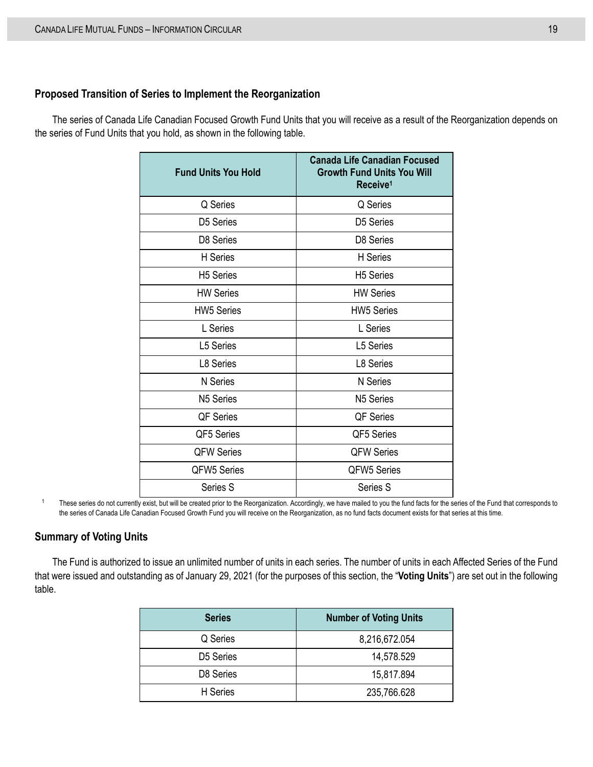## Proposed Transition of Series to Implement the Reorganization

The series of Canada Life Canadian Focused Growth Fund Units that you will receive as a result of the Reorganization depends on the series of Fund Units that you hold, as shown in the following table.

| Fund Units You Hold | Canada Life Canadian Focused Growth Fund Units You Will Receive[1] |
|---|---|
| Q Series | Q Series |
| D5 Series | D5 Series |
| D8 Series | D8 Series |
| H Series | H Series |
| H5 Series | H5 Series |
| HW Series | HW Series |
| HW5 Series | HW5 Series |
| L Series | L Series |
| L5 Series | L5 Series |
| L8 Series | L8 Series |
| N Series | N Series |
| N5 Series | N5 Series |
| QF Series | QF Series |
| QF5 Series | QF5 Series |
| QFW Series | QFW Series |
| QFW5 Series | QFW5 Series |
| Series S | Series S |

[1] These series do not currently exist, but will be created prior to the Reorganization. Accordingly, we have mailed to you the fund facts for the series of the Fund that corresponds to the series of Canada Life Canadian Focused Growth Fund you will receive on the Reorganization, as no fund facts document exists for that series at this time.

## Summary of Voting Units

The Fund is authorized to issue an unlimited number of units in each series. The number of units in each Affected Series of the Fund that were issued and outstanding as of January 29, 2021 (for the purposes of this section, the "**Voting Units**") are set out in the following table.

| Series | Number of Voting Units |
|---|---|
| Q Series | 8,216,672.054 |
| D5 Series | 14,578.529 |
| D8 Series | 15,817.894 |
| H Series | 235,766.628 |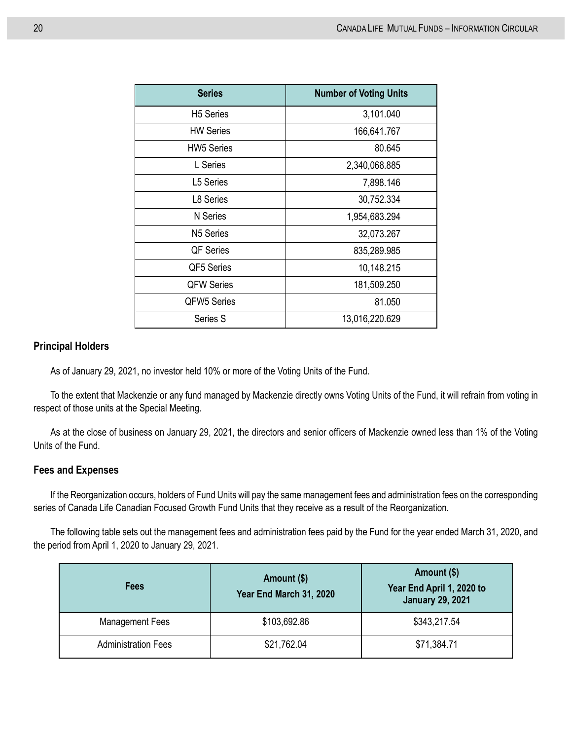| Series | Number of Voting Units |
| --- | --- |
| H5 Series | 3,101.040 |
| HW Series | 166,641.767 |
| HW5 Series | 80.645 |
| L Series | 2,340,068.885 |
| L5 Series | 7,898.146 |
| L8 Series | 30,752.334 |
| N Series | 1,954,683.294 |
| N5 Series | 32,073.267 |
| QF Series | 835,289.985 |
| QF5 Series | 10,148.215 |
| QFW Series | 181,509.250 |
| QFW5 Series | 81.050 |
| Series S | 13,016,220.629 |

## Principal Holders

As of January 29, 2021, no investor held 10% or more of the Voting Units of the Fund.

To the extent that Mackenzie or any fund managed by Mackenzie directly owns Voting Units of the Fund, it will refrain from voting in respect of those units at the Special Meeting.

As at the close of business on January 29, 2021, the directors and senior officers of Mackenzie owned less than 1% of the Voting Units of the Fund.

## Fees and Expenses

If the Reorganization occurs, holders of Fund Units will pay the same management fees and administration fees on the corresponding series of Canada Life Canadian Focused Growth Fund Units that they receive as a result of the Reorganization.

The following table sets out the management fees and administration fees paid by the Fund for the year ended March 31, 2020, and the period from April 1, 2020 to January 29, 2021.

| Fees | Amount ($) Year End March 31, 2020 | Amount ($) Year End April 1, 2020 to January 29, 2021 |
| --- | --- | --- |
| Management Fees | $103,692.86 | $343,217.54 |
| Administration Fees | $21,762.04 | $71,384.71 |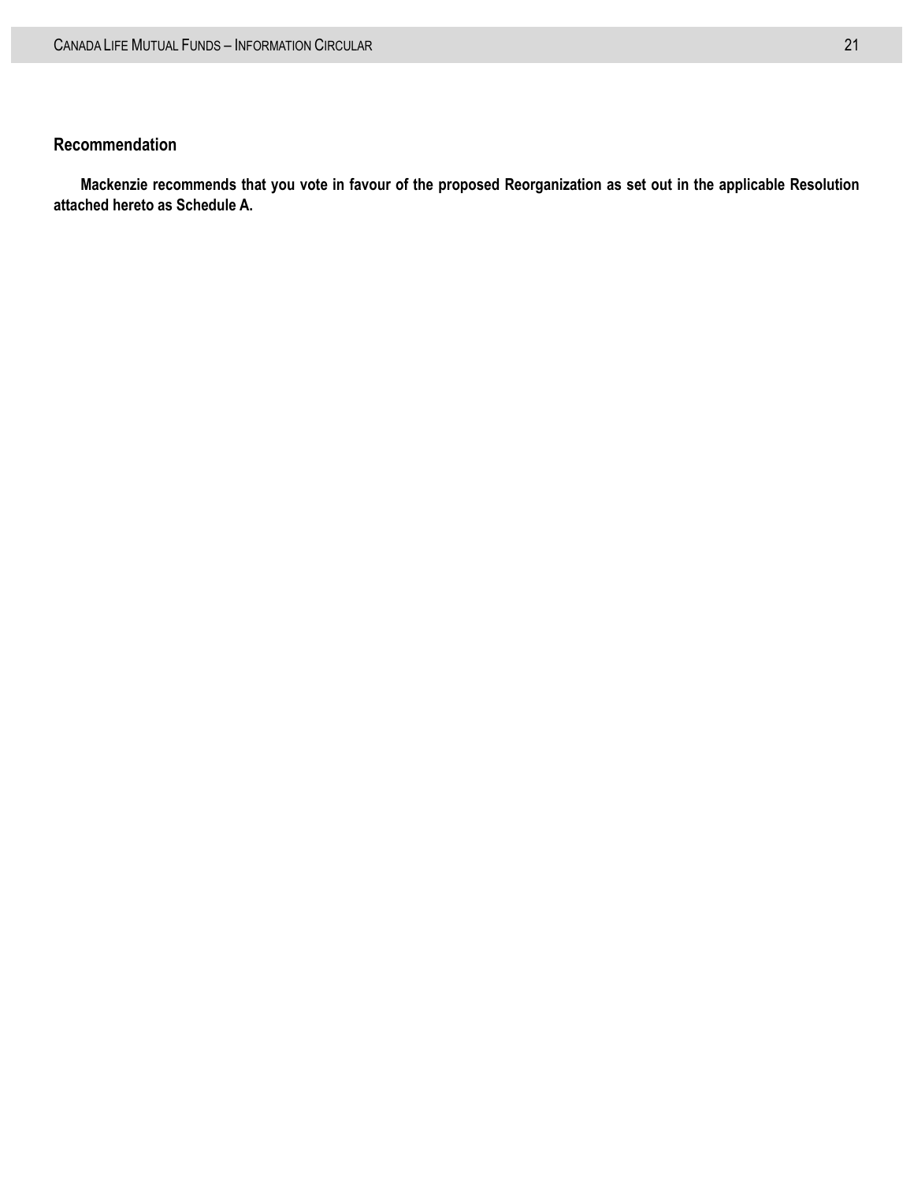### Recommendation

**Mackenzie recommends that you vote in favour of the proposed Reorganization as set out in the applicable Resolution attached hereto as Schedule A.**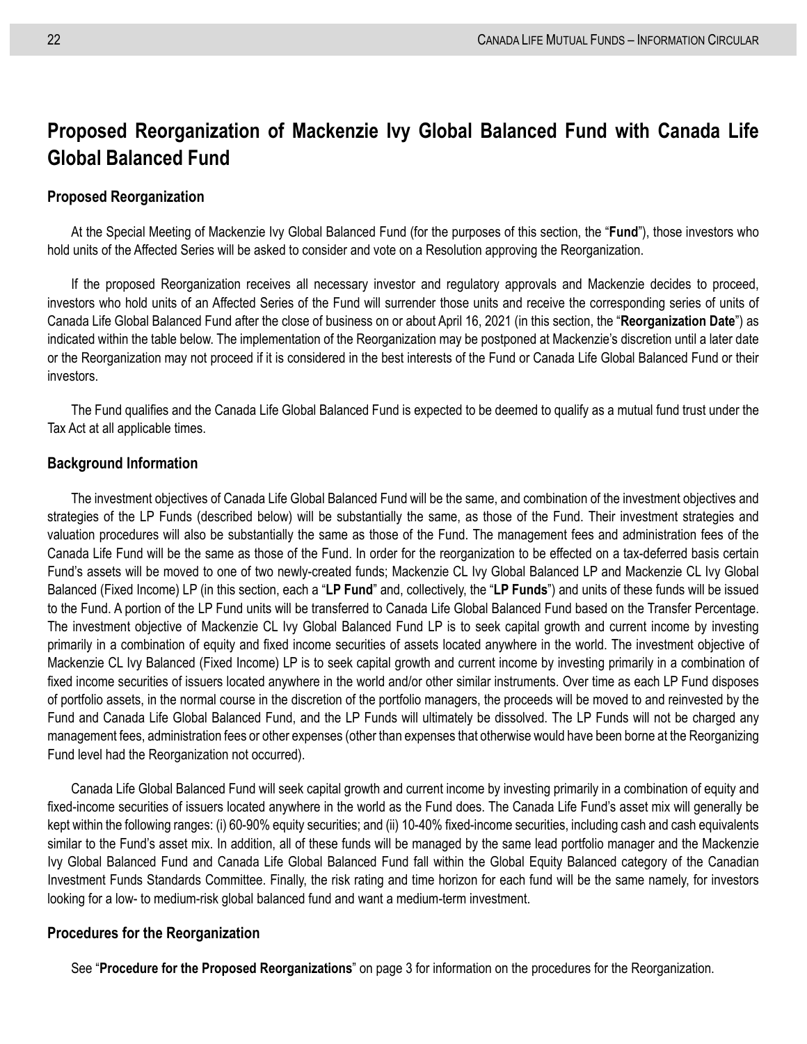# Proposed Reorganization of Mackenzie Ivy Global Balanced Fund with Canada Life Global Balanced Fund

## Proposed Reorganization

At the Special Meeting of Mackenzie Ivy Global Balanced Fund (for the purposes of this section, the "**Fund**"), those investors who hold units of the Affected Series will be asked to consider and vote on a Resolution approving the Reorganization.

If the proposed Reorganization receives all necessary investor and regulatory approvals and Mackenzie decides to proceed, investors who hold units of an Affected Series of the Fund will surrender those units and receive the corresponding series of units of Canada Life Global Balanced Fund after the close of business on or about April 16, 2021 (in this section, the "**Reorganization Date**") as indicated within the table below. The implementation of the Reorganization may be postponed at Mackenzie's discretion until a later date or the Reorganization may not proceed if it is considered in the best interests of the Fund or Canada Life Global Balanced Fund or their investors.

The Fund qualifies and the Canada Life Global Balanced Fund is expected to be deemed to qualify as a mutual fund trust under the Tax Act at all applicable times.

## Background Information

The investment objectives of Canada Life Global Balanced Fund will be the same, and combination of the investment objectives and strategies of the LP Funds (described below) will be substantially the same, as those of the Fund. Their investment strategies and valuation procedures will also be substantially the same as those of the Fund. The management fees and administration fees of the Canada Life Fund will be the same as those of the Fund. In order for the reorganization to be effected on a tax-deferred basis certain Fund's assets will be moved to one of two newly-created funds; Mackenzie CL Ivy Global Balanced LP and Mackenzie CL Ivy Global Balanced (Fixed Income) LP (in this section, each a "**LP Fund**" and, collectively, the "**LP Funds**") and units of these funds will be issued to the Fund. A portion of the LP Fund units will be transferred to Canada Life Global Balanced Fund based on the Transfer Percentage. The investment objective of Mackenzie CL Ivy Global Balanced Fund LP is to seek capital growth and current income by investing primarily in a combination of equity and fixed income securities of assets located anywhere in the world. The investment objective of Mackenzie CL Ivy Balanced (Fixed Income) LP is to seek capital growth and current income by investing primarily in a combination of fixed income securities of issuers located anywhere in the world and/or other similar instruments. Over time as each LP Fund disposes of portfolio assets, in the normal course in the discretion of the portfolio managers, the proceeds will be moved to and reinvested by the Fund and Canada Life Global Balanced Fund, and the LP Funds will ultimately be dissolved. The LP Funds will not be charged any management fees, administration fees or other expenses (other than expenses that otherwise would have been borne at the Reorganizing Fund level had the Reorganization not occurred).

Canada Life Global Balanced Fund will seek capital growth and current income by investing primarily in a combination of equity and fixed-income securities of issuers located anywhere in the world as the Fund does. The Canada Life Fund's asset mix will generally be kept within the following ranges: (i) 60-90% equity securities; and (ii) 10-40% fixed-income securities, including cash and cash equivalents similar to the Fund's asset mix. In addition, all of these funds will be managed by the same lead portfolio manager and the Mackenzie Ivy Global Balanced Fund and Canada Life Global Balanced Fund fall within the Global Equity Balanced category of the Canadian Investment Funds Standards Committee. Finally, the risk rating and time horizon for each fund will be the same namely, for investors looking for a low- to medium-risk global balanced fund and want a medium-term investment.

## Procedures for the Reorganization

See "**Procedure for the Proposed Reorganizations**" on page 3 for information on the procedures for the Reorganization.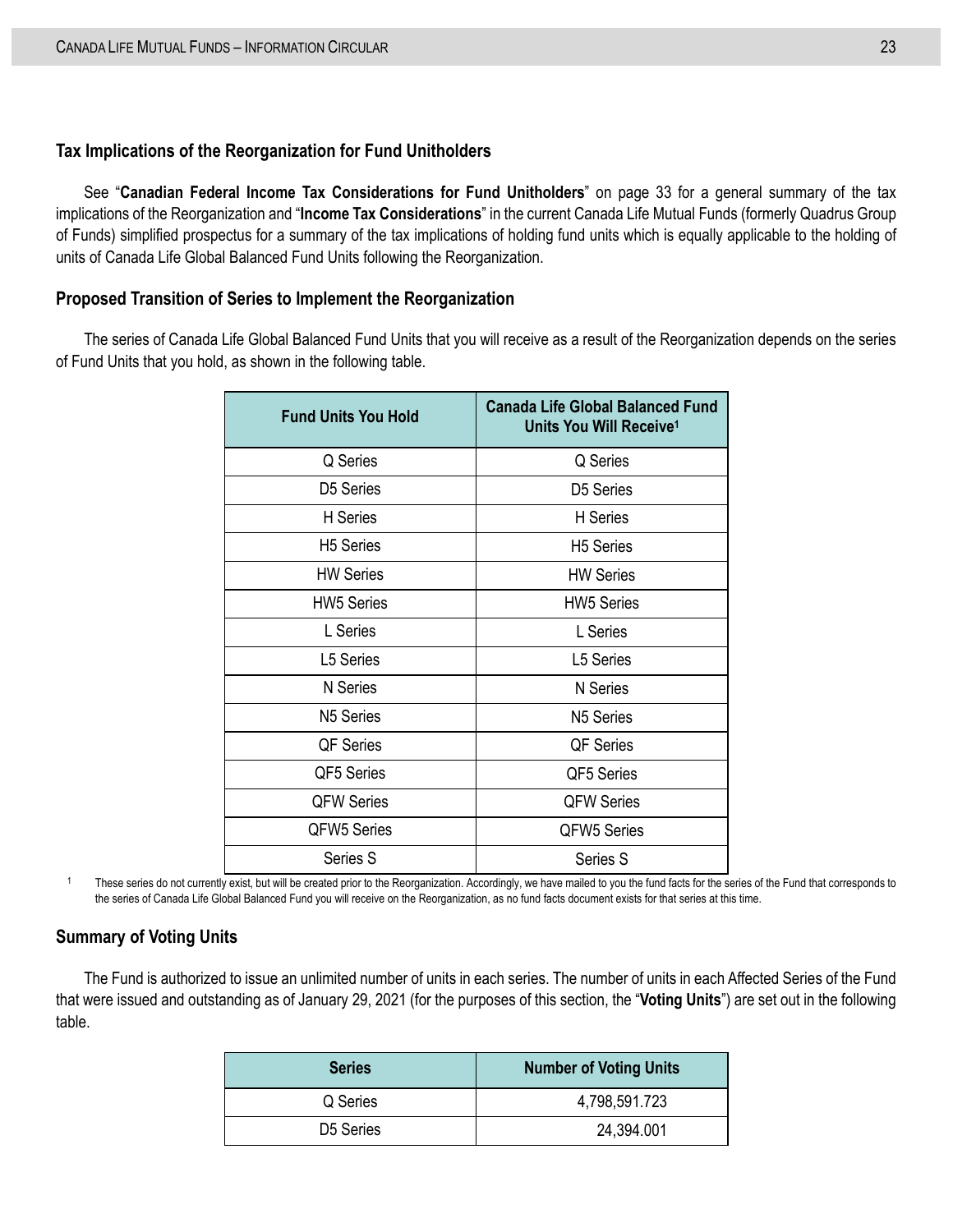### Tax Implications of the Reorganization for Fund Unitholders

See "**Canadian Federal Income Tax Considerations for Fund Unitholders**" on page 33 for a general summary of the tax implications of the Reorganization and "**Income Tax Considerations**" in the current Canada Life Mutual Funds (formerly Quadrus Group of Funds) simplified prospectus for a summary of the tax implications of holding fund units which is equally applicable to the holding of units of Canada Life Global Balanced Fund Units following the Reorganization.

### Proposed Transition of Series to Implement the Reorganization

The series of Canada Life Global Balanced Fund Units that you will receive as a result of the Reorganization depends on the series of Fund Units that you hold, as shown in the following table.

| Fund Units You Hold | Canada Life Global Balanced Fund Units You Will Receive[1] |
|---|---|
| Q Series | Q Series |
| D5 Series | D5 Series |
| H Series | H Series |
| H5 Series | H5 Series |
| HW Series | HW Series |
| HW5 Series | HW5 Series |
| L Series | L Series |
| L5 Series | L5 Series |
| N Series | N Series |
| N5 Series | N5 Series |
| QF Series | QF Series |
| QF5 Series | QF5 Series |
| QFW Series | QFW Series |
| QFW5 Series | QFW5 Series |
| Series S | Series S |

[1] These series do not currently exist, but will be created prior to the Reorganization. Accordingly, we have mailed to you the fund facts for the series of the Fund that corresponds to the series of Canada Life Global Balanced Fund you will receive on the Reorganization, as no fund facts document exists for that series at this time.

### Summary of Voting Units

The Fund is authorized to issue an unlimited number of units in each series. The number of units in each Affected Series of the Fund that were issued and outstanding as of January 29, 2021 (for the purposes of this section, the "**Voting Units**") are set out in the following table.

| Series | Number of Voting Units |
|---|---|
| Q Series | 4,798,591.723 |
| D5 Series | 24,394.001 |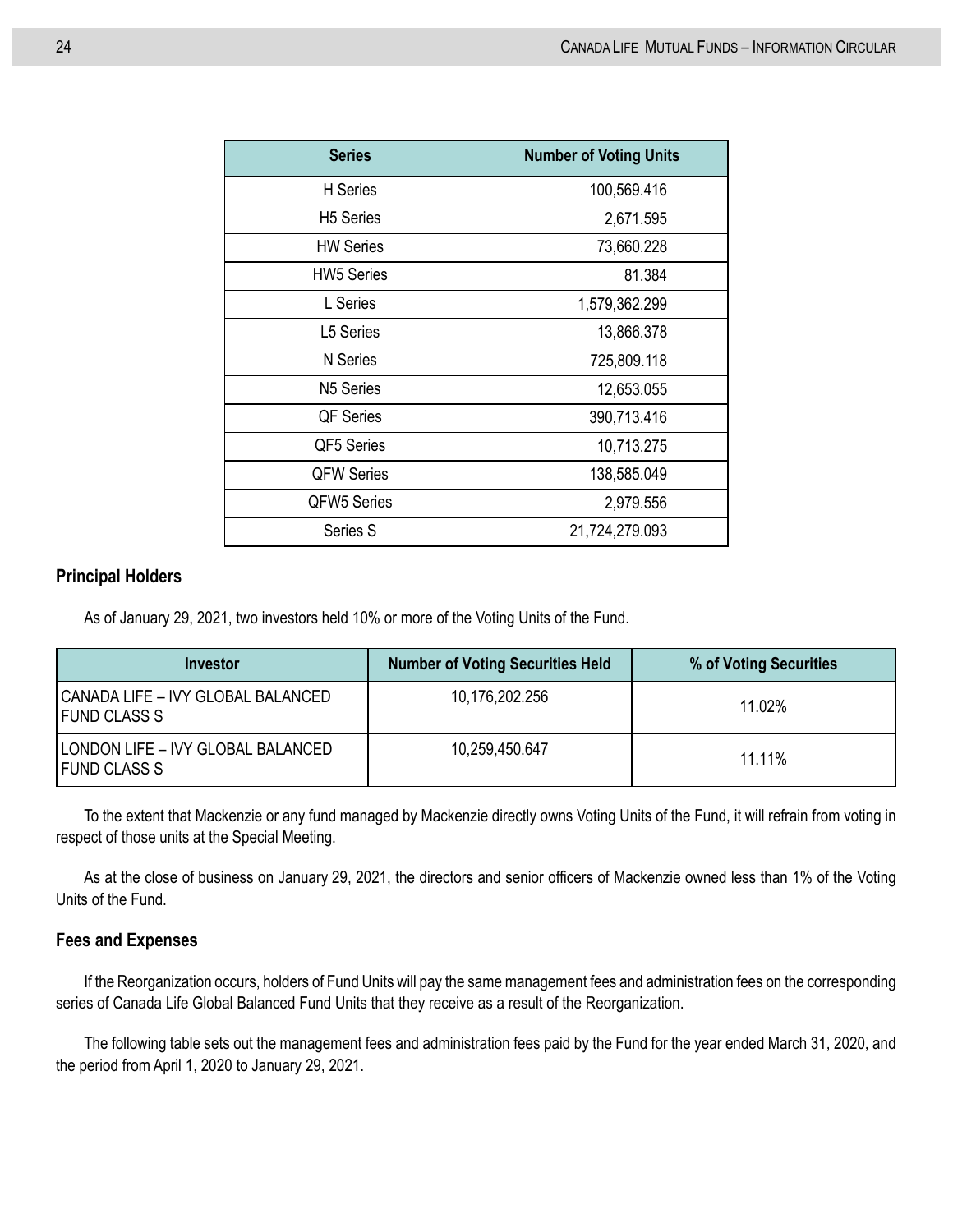| Series | Number of Voting Units |
|---|---|
| H Series | 100,569.416 |
| H5 Series | 2,671.595 |
| HW Series | 73,660.228 |
| HW5 Series | 81.384 |
| L Series | 1,579,362.299 |
| L5 Series | 13,866.378 |
| N Series | 725,809.118 |
| N5 Series | 12,653.055 |
| QF Series | 390,713.416 |
| QF5 Series | 10,713.275 |
| QFW Series | 138,585.049 |
| QFW5 Series | 2,979.556 |
| Series S | 21,724,279.093 |

## Principal Holders

As of January 29, 2021, two investors held 10% or more of the Voting Units of the Fund.

| Investor | Number of Voting Securities Held | % of Voting Securities |
|---|---|---|
| CANADA LIFE – IVY GLOBAL BALANCED FUND CLASS S | 10,176,202.256 | 11.02% |
| LONDON LIFE – IVY GLOBAL BALANCED FUND CLASS S | 10,259,450.647 | 11.11% |

To the extent that Mackenzie or any fund managed by Mackenzie directly owns Voting Units of the Fund, it will refrain from voting in respect of those units at the Special Meeting.

As at the close of business on January 29, 2021, the directors and senior officers of Mackenzie owned less than 1% of the Voting Units of the Fund.

## Fees and Expenses

If the Reorganization occurs, holders of Fund Units will pay the same management fees and administration fees on the corresponding series of Canada Life Global Balanced Fund Units that they receive as a result of the Reorganization.

The following table sets out the management fees and administration fees paid by the Fund for the year ended March 31, 2020, and the period from April 1, 2020 to January 29, 2021.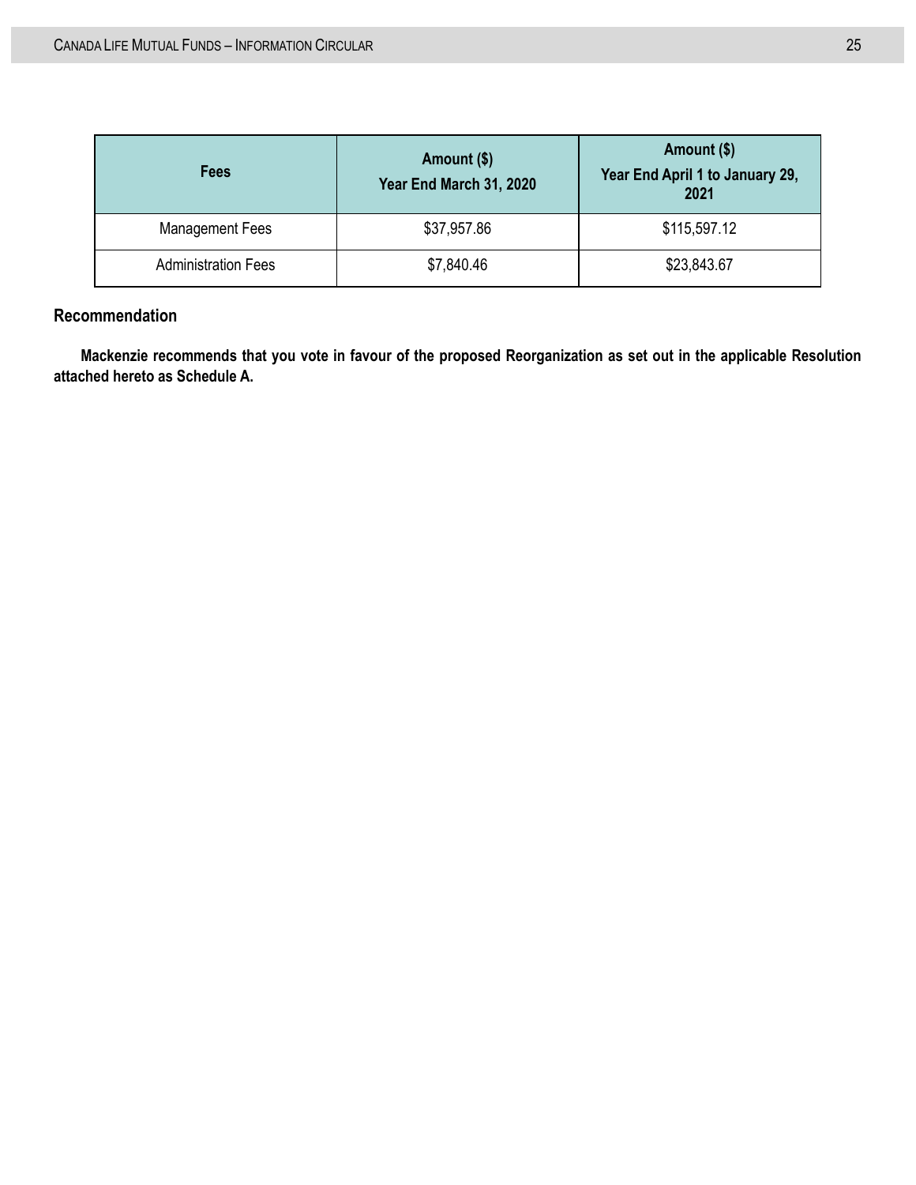| Fees | Amount ($) Year End March 31, 2020 | Amount ($) Year End April 1 to January 29, 2021 |
|---|---|---|
| Management Fees | $37,957.86 | $115,597.12 |
| Administration Fees | $7,840.46 | $23,843.67 |

## Recommendation

**Mackenzie recommends that you vote in favour of the proposed Reorganization as set out in the applicable Resolution attached hereto as Schedule A.**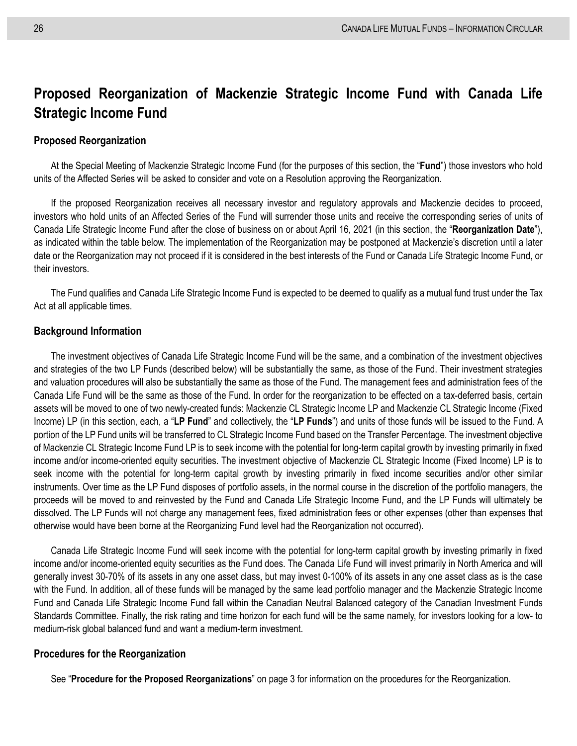# Proposed Reorganization of Mackenzie Strategic Income Fund with Canada Life Strategic Income Fund

## Proposed Reorganization

At the Special Meeting of Mackenzie Strategic Income Fund (for the purposes of this section, the "**Fund**") those investors who hold units of the Affected Series will be asked to consider and vote on a Resolution approving the Reorganization.

If the proposed Reorganization receives all necessary investor and regulatory approvals and Mackenzie decides to proceed, investors who hold units of an Affected Series of the Fund will surrender those units and receive the corresponding series of units of Canada Life Strategic Income Fund after the close of business on or about April 16, 2021 (in this section, the "**Reorganization Date**"), as indicated within the table below. The implementation of the Reorganization may be postponed at Mackenzie's discretion until a later date or the Reorganization may not proceed if it is considered in the best interests of the Fund or Canada Life Strategic Income Fund, or their investors.

The Fund qualifies and Canada Life Strategic Income Fund is expected to be deemed to qualify as a mutual fund trust under the Tax Act at all applicable times.

## Background Information

The investment objectives of Canada Life Strategic Income Fund will be the same, and a combination of the investment objectives and strategies of the two LP Funds (described below) will be substantially the same, as those of the Fund. Their investment strategies and valuation procedures will also be substantially the same as those of the Fund. The management fees and administration fees of the Canada Life Fund will be the same as those of the Fund. In order for the reorganization to be effected on a tax-deferred basis, certain assets will be moved to one of two newly-created funds: Mackenzie CL Strategic Income LP and Mackenzie CL Strategic Income (Fixed Income) LP (in this section, each, a "**LP Fund**" and collectively, the "**LP Funds**") and units of those funds will be issued to the Fund. A portion of the LP Fund units will be transferred to CL Strategic Income Fund based on the Transfer Percentage. The investment objective of Mackenzie CL Strategic Income Fund LP is to seek income with the potential for long-term capital growth by investing primarily in fixed income and/or income-oriented equity securities. The investment objective of Mackenzie CL Strategic Income (Fixed Income) LP is to seek income with the potential for long-term capital growth by investing primarily in fixed income securities and/or other similar instruments. Over time as the LP Fund disposes of portfolio assets, in the normal course in the discretion of the portfolio managers, the proceeds will be moved to and reinvested by the Fund and Canada Life Strategic Income Fund, and the LP Funds will ultimately be dissolved. The LP Funds will not charge any management fees, fixed administration fees or other expenses (other than expenses that otherwise would have been borne at the Reorganizing Fund level had the Reorganization not occurred).

Canada Life Strategic Income Fund will seek income with the potential for long-term capital growth by investing primarily in fixed income and/or income-oriented equity securities as the Fund does. The Canada Life Fund will invest primarily in North America and will generally invest 30-70% of its assets in any one asset class, but may invest 0-100% of its assets in any one asset class as is the case with the Fund. In addition, all of these funds will be managed by the same lead portfolio manager and the Mackenzie Strategic Income Fund and Canada Life Strategic Income Fund fall within the Canadian Neutral Balanced category of the Canadian Investment Funds Standards Committee. Finally, the risk rating and time horizon for each fund will be the same namely, for investors looking for a low- to medium-risk global balanced fund and want a medium-term investment.

## Procedures for the Reorganization

See "**Procedure for the Proposed Reorganizations**" on page 3 for information on the procedures for the Reorganization.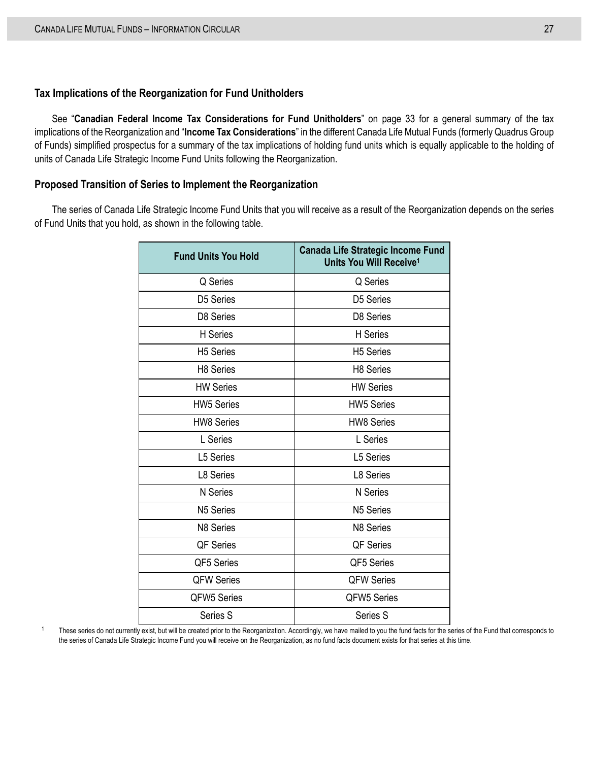### Tax Implications of the Reorganization for Fund Unitholders

See "**Canadian Federal Income Tax Considerations for Fund Unitholders**" on page 33 for a general summary of the tax implications of the Reorganization and "**Income Tax Considerations**" in the different Canada Life Mutual Funds (formerly Quadrus Group of Funds) simplified prospectus for a summary of the tax implications of holding fund units which is equally applicable to the holding of units of Canada Life Strategic Income Fund Units following the Reorganization.

### Proposed Transition of Series to Implement the Reorganization

The series of Canada Life Strategic Income Fund Units that you will receive as a result of the Reorganization depends on the series of Fund Units that you hold, as shown in the following table.

| Fund Units You Hold | Canada Life Strategic Income Fund Units You Will Receive[1] |
|---|---|
| Q Series | Q Series |
| D5 Series | D5 Series |
| D8 Series | D8 Series |
| H Series | H Series |
| H5 Series | H5 Series |
| H8 Series | H8 Series |
| HW Series | HW Series |
| HW5 Series | HW5 Series |
| HW8 Series | HW8 Series |
| L Series | L Series |
| L5 Series | L5 Series |
| L8 Series | L8 Series |
| N Series | N Series |
| N5 Series | N5 Series |
| N8 Series | N8 Series |
| QF Series | QF Series |
| QF5 Series | QF5 Series |
| QFW Series | QFW Series |
| QFW5 Series | QFW5 Series |
| Series S | Series S |

[1] These series do not currently exist, but will be created prior to the Reorganization. Accordingly, we have mailed to you the fund facts for the series of the Fund that corresponds to the series of Canada Life Strategic Income Fund you will receive on the Reorganization, as no fund facts document exists for that series at this time.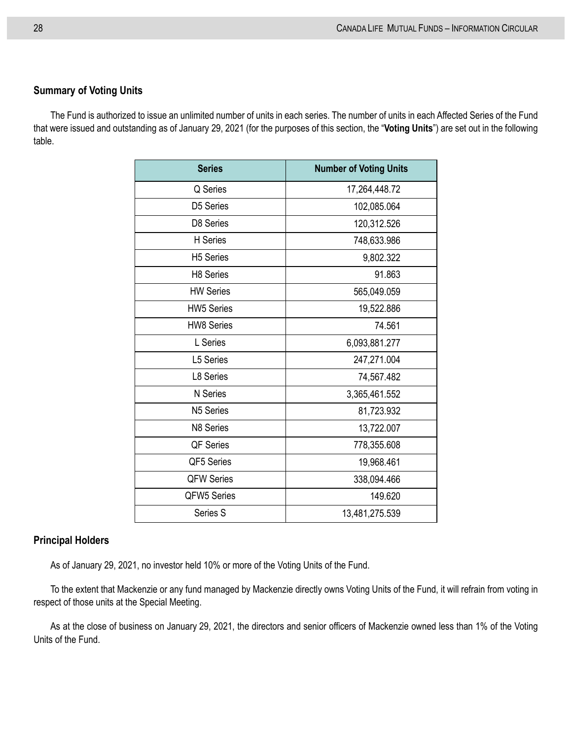## Summary of Voting Units

The Fund is authorized to issue an unlimited number of units in each series. The number of units in each Affected Series of the Fund that were issued and outstanding as of January 29, 2021 (for the purposes of this section, the "**Voting Units**") are set out in the following table.

| Series | Number of Voting Units |
|---|---|
| Q Series | 17,264,448.72 |
| D5 Series | 102,085.064 |
| D8 Series | 120,312.526 |
| H Series | 748,633.986 |
| H5 Series | 9,802.322 |
| H8 Series | 91.863 |
| HW Series | 565,049.059 |
| HW5 Series | 19,522.886 |
| HW8 Series | 74.561 |
| L Series | 6,093,881.277 |
| L5 Series | 247,271.004 |
| L8 Series | 74,567.482 |
| N Series | 3,365,461.552 |
| N5 Series | 81,723.932 |
| N8 Series | 13,722.007 |
| QF Series | 778,355.608 |
| QF5 Series | 19,968.461 |
| QFW Series | 338,094.466 |
| QFW5 Series | 149.620 |
| Series S | 13,481,275.539 |

## Principal Holders

As of January 29, 2021, no investor held 10% or more of the Voting Units of the Fund.

To the extent that Mackenzie or any fund managed by Mackenzie directly owns Voting Units of the Fund, it will refrain from voting in respect of those units at the Special Meeting.

As at the close of business on January 29, 2021, the directors and senior officers of Mackenzie owned less than 1% of the Voting Units of the Fund.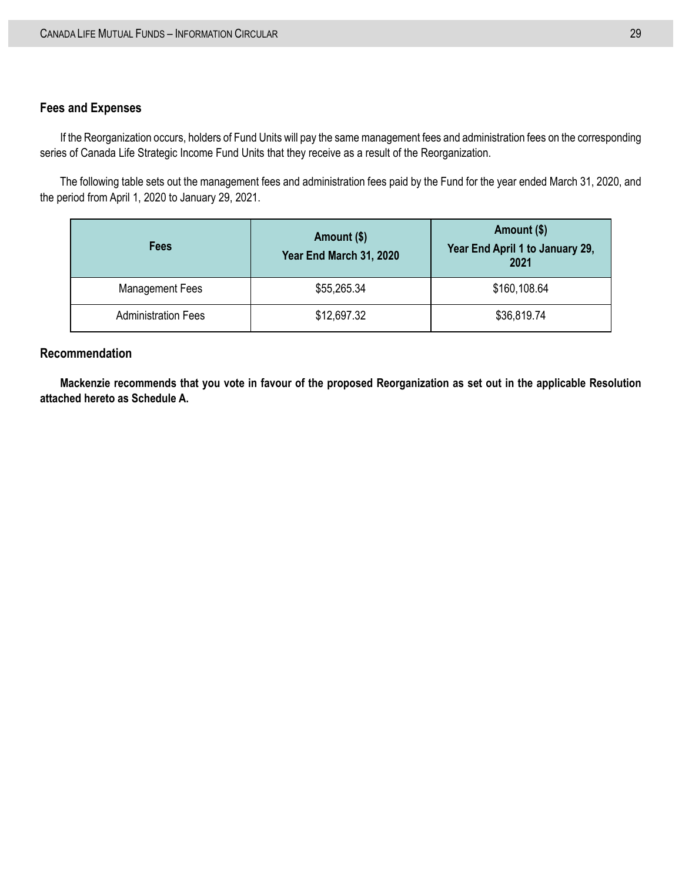### Fees and Expenses

If the Reorganization occurs, holders of Fund Units will pay the same management fees and administration fees on the corresponding series of Canada Life Strategic Income Fund Units that they receive as a result of the Reorganization.

The following table sets out the management fees and administration fees paid by the Fund for the year ended March 31, 2020, and the period from April 1, 2020 to January 29, 2021.

| Fees | Amount ($) Year End March 31, 2020 | Amount ($) Year End April 1 to January 29, 2021 |
|---|---|---|
| Management Fees | $55,265.34 | $160,108.64 |
| Administration Fees | $12,697.32 | $36,819.74 |

### Recommendation

**Mackenzie recommends that you vote in favour of the proposed Reorganization as set out in the applicable Resolution attached hereto as Schedule A.**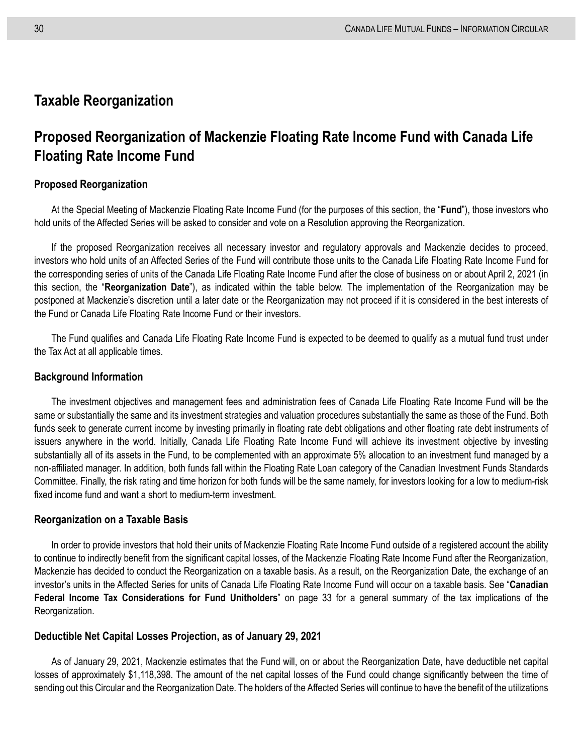## Taxable Reorganization

## Proposed Reorganization of Mackenzie Floating Rate Income Fund with Canada Life Floating Rate Income Fund

### Proposed Reorganization

At the Special Meeting of Mackenzie Floating Rate Income Fund (for the purposes of this section, the "**Fund**"), those investors who hold units of the Affected Series will be asked to consider and vote on a Resolution approving the Reorganization.

If the proposed Reorganization receives all necessary investor and regulatory approvals and Mackenzie decides to proceed, investors who hold units of an Affected Series of the Fund will contribute those units to the Canada Life Floating Rate Income Fund for the corresponding series of units of the Canada Life Floating Rate Income Fund after the close of business on or about April 2, 2021 (in this section, the "**Reorganization Date**"), as indicated within the table below. The implementation of the Reorganization may be postponed at Mackenzie's discretion until a later date or the Reorganization may not proceed if it is considered in the best interests of the Fund or Canada Life Floating Rate Income Fund or their investors.

The Fund qualifies and Canada Life Floating Rate Income Fund is expected to be deemed to qualify as a mutual fund trust under the Tax Act at all applicable times.

### Background Information

The investment objectives and management fees and administration fees of Canada Life Floating Rate Income Fund will be the same or substantially the same and its investment strategies and valuation procedures substantially the same as those of the Fund. Both funds seek to generate current income by investing primarily in floating rate debt obligations and other floating rate debt instruments of issuers anywhere in the world. Initially, Canada Life Floating Rate Income Fund will achieve its investment objective by investing substantially all of its assets in the Fund, to be complemented with an approximate 5% allocation to an investment fund managed by a non-affiliated manager. In addition, both funds fall within the Floating Rate Loan category of the Canadian Investment Funds Standards Committee. Finally, the risk rating and time horizon for both funds will be the same namely, for investors looking for a low to medium-risk fixed income fund and want a short to medium-term investment.

### Reorganization on a Taxable Basis

In order to provide investors that hold their units of Mackenzie Floating Rate Income Fund outside of a registered account the ability to continue to indirectly benefit from the significant capital losses, of the Mackenzie Floating Rate Income Fund after the Reorganization, Mackenzie has decided to conduct the Reorganization on a taxable basis. As a result, on the Reorganization Date, the exchange of an investor's units in the Affected Series for units of Canada Life Floating Rate Income Fund will occur on a taxable basis. See "**Canadian Federal Income Tax Considerations for Fund Unitholders**" on page 33 for a general summary of the tax implications of the Reorganization.

### Deductible Net Capital Losses Projection, as of January 29, 2021

As of January 29, 2021, Mackenzie estimates that the Fund will, on or about the Reorganization Date, have deductible net capital losses of approximately $1,118,398. The amount of the net capital losses of the Fund could change significantly between the time of sending out this Circular and the Reorganization Date. The holders of the Affected Series will continue to have the benefit of the utilizations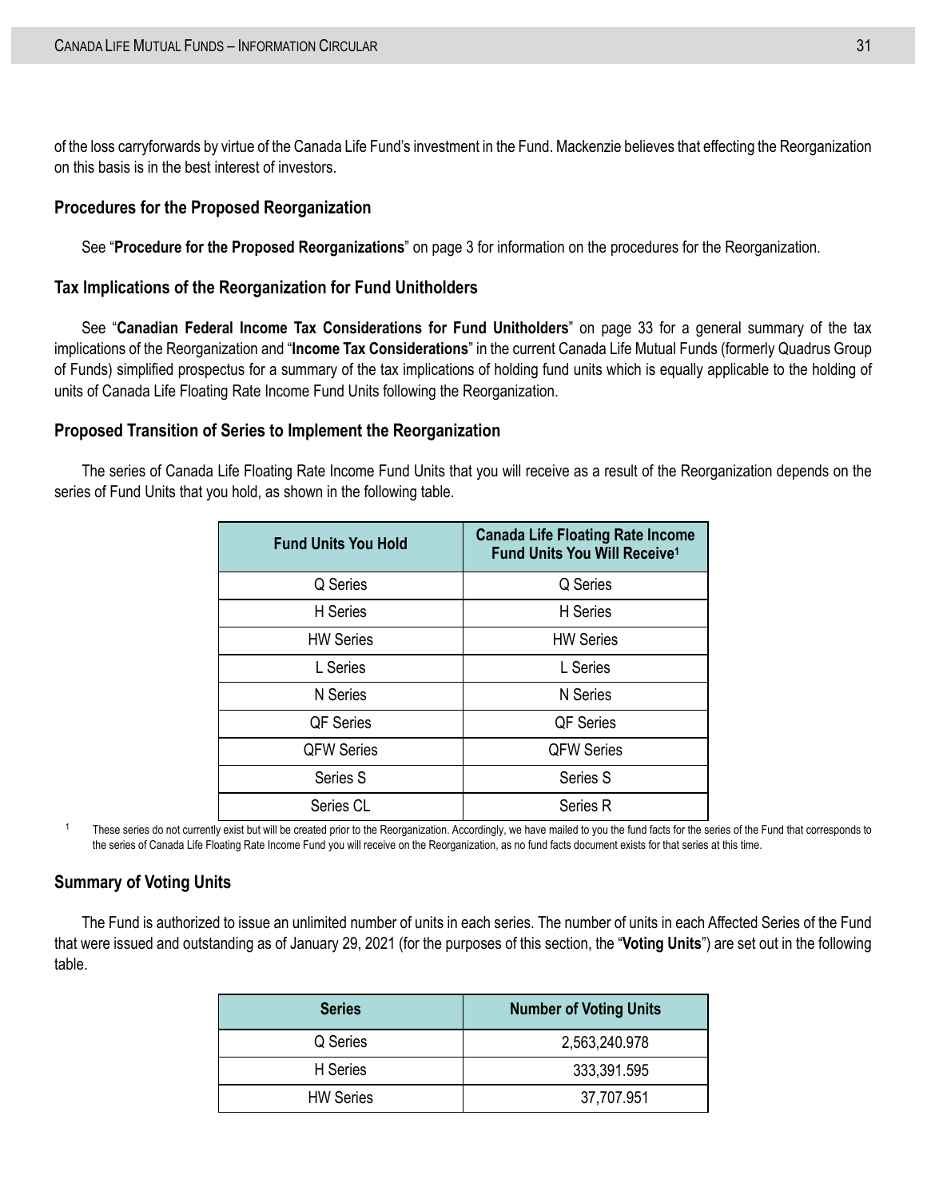of the loss carryforwards by virtue of the Canada Life Fund's investment in the Fund. Mackenzie believes that effecting the Reorganization on this basis is in the best interest of investors.

### Procedures for the Proposed Reorganization

See "**Procedure for the Proposed Reorganizations**" on page 3 for information on the procedures for the Reorganization.

### Tax Implications of the Reorganization for Fund Unitholders

See "**Canadian Federal Income Tax Considerations for Fund Unitholders**" on page 33 for a general summary of the tax implications of the Reorganization and "**Income Tax Considerations**" in the current Canada Life Mutual Funds (formerly Quadrus Group of Funds) simplified prospectus for a summary of the tax implications of holding fund units which is equally applicable to the holding of units of Canada Life Floating Rate Income Fund Units following the Reorganization.

### Proposed Transition of Series to Implement the Reorganization

The series of Canada Life Floating Rate Income Fund Units that you will receive as a result of the Reorganization depends on the series of Fund Units that you hold, as shown in the following table.

| Fund Units You Hold | Canada Life Floating Rate Income Fund Units You Will Receive[1] |
|---|---|
| Q Series | Q Series |
| H Series | H Series |
| HW Series | HW Series |
| L Series | L Series |
| N Series | N Series |
| QF Series | QF Series |
| QFW Series | QFW Series |
| Series S | Series S |
| Series CL | Series R |

[1] These series do not currently exist but will be created prior to the Reorganization. Accordingly, we have mailed to you the fund facts for the series of the Fund that corresponds to the series of Canada Life Floating Rate Income Fund you will receive on the Reorganization, as no fund facts document exists for that series at this time.

### Summary of Voting Units

The Fund is authorized to issue an unlimited number of units in each series. The number of units in each Affected Series of the Fund that were issued and outstanding as of January 29, 2021 (for the purposes of this section, the "**Voting Units**") are set out in the following table.

| Series | Number of Voting Units |
|---|---|
| Q Series | 2,563,240.978 |
| H Series | 333,391.595 |
| HW Series | 37,707.951 |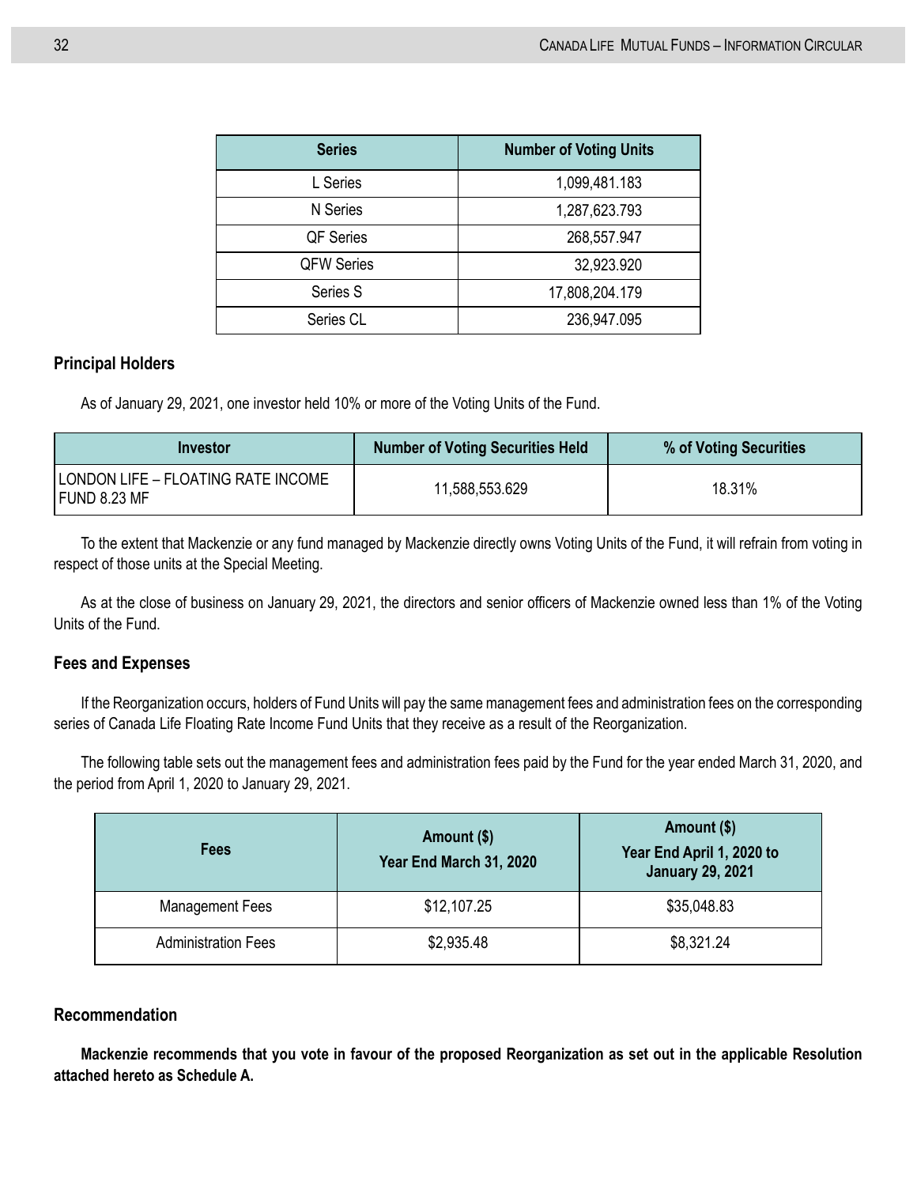| Series | Number of Voting Units |
|---|---|
| L Series | 1,099,481.183 |
| N Series | 1,287,623.793 |
| QF Series | 268,557.947 |
| QFW Series | 32,923.920 |
| Series S | 17,808,204.179 |
| Series CL | 236,947.095 |

### Principal Holders

As of January 29, 2021, one investor held 10% or more of the Voting Units of the Fund.

| Investor | Number of Voting Securities Held | % of Voting Securities |
|---|---|---|
| LONDON LIFE – FLOATING RATE INCOME FUND 8.23 MF | 11,588,553.629 | 18.31% |

To the extent that Mackenzie or any fund managed by Mackenzie directly owns Voting Units of the Fund, it will refrain from voting in respect of those units at the Special Meeting.

As at the close of business on January 29, 2021, the directors and senior officers of Mackenzie owned less than 1% of the Voting Units of the Fund.

### Fees and Expenses

If the Reorganization occurs, holders of Fund Units will pay the same management fees and administration fees on the corresponding series of Canada Life Floating Rate Income Fund Units that they receive as a result of the Reorganization.

The following table sets out the management fees and administration fees paid by the Fund for the year ended March 31, 2020, and the period from April 1, 2020 to January 29, 2021.

| Fees | Amount ($) Year End March 31, 2020 | Amount ($) Year End April 1, 2020 to January 29, 2021 |
|---|---|---|
| Management Fees | $12,107.25 | $35,048.83 |
| Administration Fees | $2,935.48 | $8,321.24 |

### Recommendation

**Mackenzie recommends that you vote in favour of the proposed Reorganization as set out in the applicable Resolution attached hereto as Schedule A.**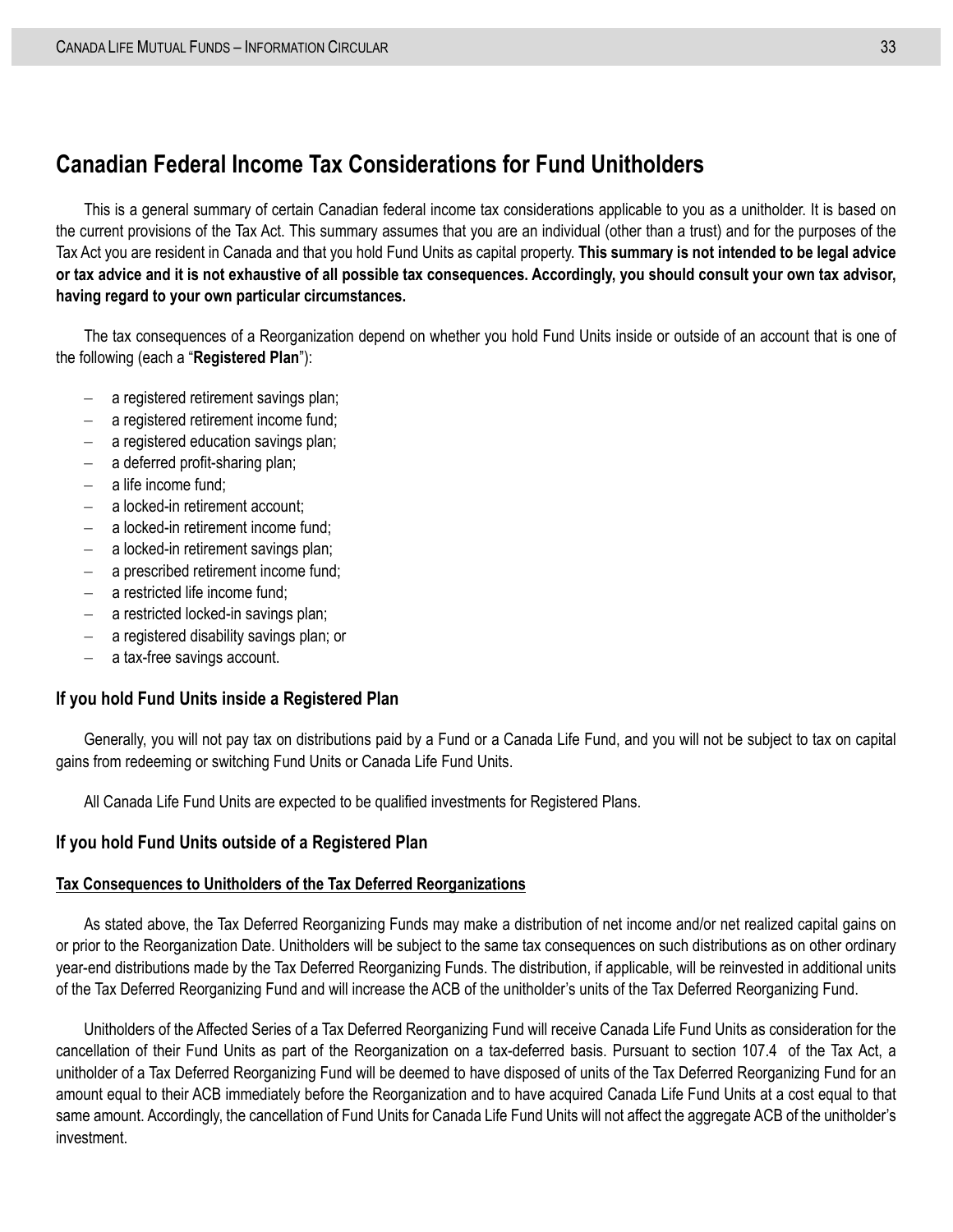## Canadian Federal Income Tax Considerations for Fund Unitholders

This is a general summary of certain Canadian federal income tax considerations applicable to you as a unitholder. It is based on the current provisions of the Tax Act. This summary assumes that you are an individual (other than a trust) and for the purposes of the Tax Act you are resident in Canada and that you hold Fund Units as capital property. **This summary is not intended to be legal advice or tax advice and it is not exhaustive of all possible tax consequences. Accordingly, you should consult your own tax advisor, having regard to your own particular circumstances.**

The tax consequences of a Reorganization depend on whether you hold Fund Units inside or outside of an account that is one of the following (each a "**Registered Plan**"):

- a registered retirement savings plan;
- a registered retirement income fund;
- a registered education savings plan;
- a deferred profit-sharing plan;
- a life income fund;
- a locked-in retirement account;
- a locked-in retirement income fund;
- a locked-in retirement savings plan;
- a prescribed retirement income fund;
- a restricted life income fund;
- a restricted locked-in savings plan;
- a registered disability savings plan; or
- a tax-free savings account.

### If you hold Fund Units inside a Registered Plan

Generally, you will not pay tax on distributions paid by a Fund or a Canada Life Fund, and you will not be subject to tax on capital gains from redeeming or switching Fund Units or Canada Life Fund Units.

All Canada Life Fund Units are expected to be qualified investments for Registered Plans.

### If you hold Fund Units outside of a Registered Plan

#### Tax Consequences to Unitholders of the Tax Deferred Reorganizations

As stated above, the Tax Deferred Reorganizing Funds may make a distribution of net income and/or net realized capital gains on or prior to the Reorganization Date. Unitholders will be subject to the same tax consequences on such distributions as on other ordinary year-end distributions made by the Tax Deferred Reorganizing Funds. The distribution, if applicable, will be reinvested in additional units of the Tax Deferred Reorganizing Fund and will increase the ACB of the unitholder's units of the Tax Deferred Reorganizing Fund.

Unitholders of the Affected Series of a Tax Deferred Reorganizing Fund will receive Canada Life Fund Units as consideration for the cancellation of their Fund Units as part of the Reorganization on a tax-deferred basis. Pursuant to section 107.4 of the Tax Act, a unitholder of a Tax Deferred Reorganizing Fund will be deemed to have disposed of units of the Tax Deferred Reorganizing Fund for an amount equal to their ACB immediately before the Reorganization and to have acquired Canada Life Fund Units at a cost equal to that same amount. Accordingly, the cancellation of Fund Units for Canada Life Fund Units will not affect the aggregate ACB of the unitholder's investment.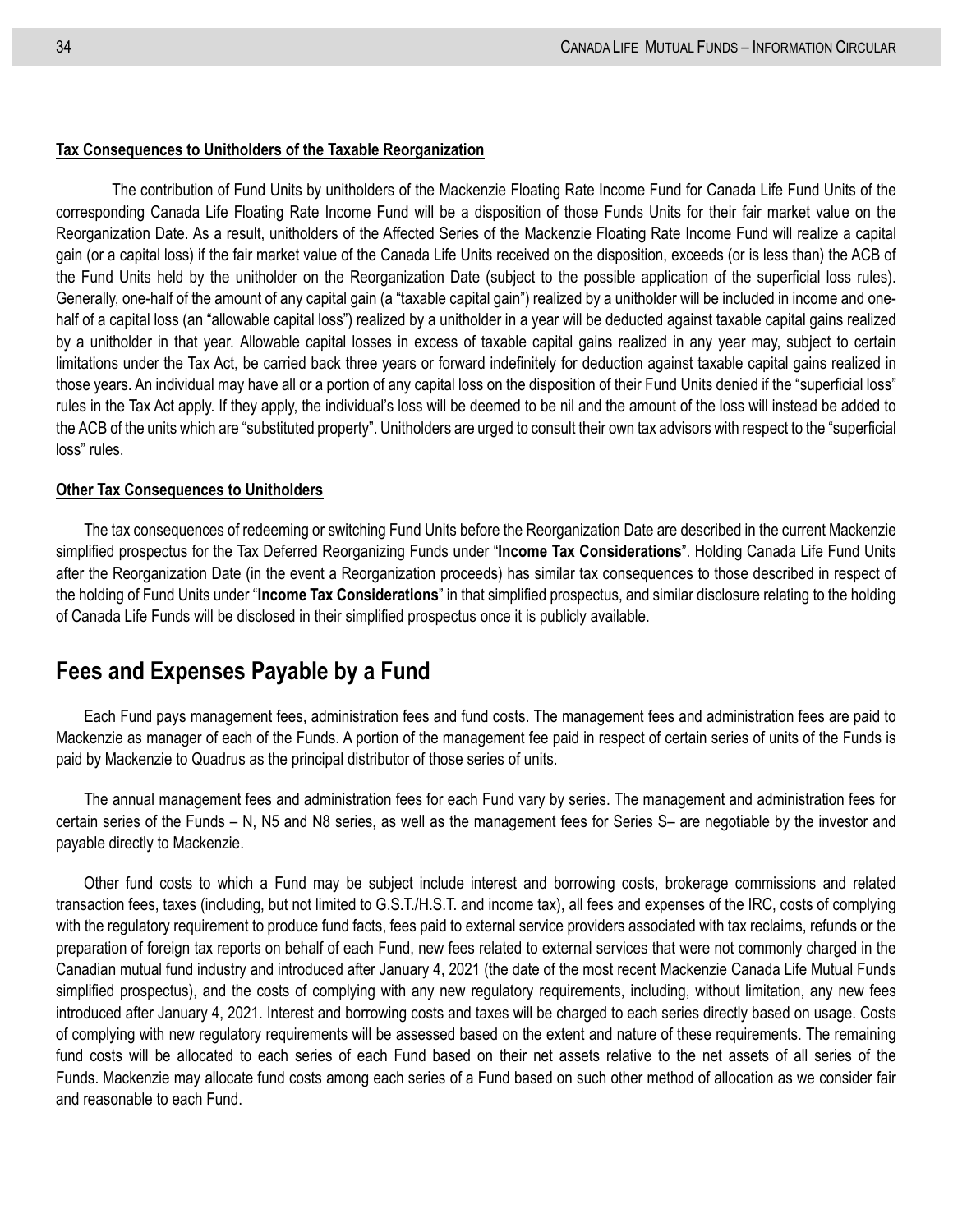**Tax Consequences to Unitholders of the Taxable Reorganization**

The contribution of Fund Units by unitholders of the Mackenzie Floating Rate Income Fund for Canada Life Fund Units of the corresponding Canada Life Floating Rate Income Fund will be a disposition of those Funds Units for their fair market value on the Reorganization Date. As a result, unitholders of the Affected Series of the Mackenzie Floating Rate Income Fund will realize a capital gain (or a capital loss) if the fair market value of the Canada Life Units received on the disposition, exceeds (or is less than) the ACB of the Fund Units held by the unitholder on the Reorganization Date (subject to the possible application of the superficial loss rules). Generally, one-half of the amount of any capital gain (a "taxable capital gain") realized by a unitholder will be included in income and one-half of a capital loss (an "allowable capital loss") realized by a unitholder in a year will be deducted against taxable capital gains realized by a unitholder in that year. Allowable capital losses in excess of taxable capital gains realized in any year may, subject to certain limitations under the Tax Act, be carried back three years or forward indefinitely for deduction against taxable capital gains realized in those years. An individual may have all or a portion of any capital loss on the disposition of their Fund Units denied if the "superficial loss" rules in the Tax Act apply. If they apply, the individual's loss will be deemed to be nil and the amount of the loss will instead be added to the ACB of the units which are "substituted property". Unitholders are urged to consult their own tax advisors with respect to the "superficial loss" rules.

**Other Tax Consequences to Unitholders**

The tax consequences of redeeming or switching Fund Units before the Reorganization Date are described in the current Mackenzie simplified prospectus for the Tax Deferred Reorganizing Funds under "**Income Tax Considerations**". Holding Canada Life Fund Units after the Reorganization Date (in the event a Reorganization proceeds) has similar tax consequences to those described in respect of the holding of Fund Units under "**Income Tax Considerations**" in that simplified prospectus, and similar disclosure relating to the holding of Canada Life Funds will be disclosed in their simplified prospectus once it is publicly available.

## Fees and Expenses Payable by a Fund

Each Fund pays management fees, administration fees and fund costs. The management fees and administration fees are paid to Mackenzie as manager of each of the Funds. A portion of the management fee paid in respect of certain series of units of the Funds is paid by Mackenzie to Quadrus as the principal distributor of those series of units.

The annual management fees and administration fees for each Fund vary by series. The management and administration fees for certain series of the Funds – N, N5 and N8 series, as well as the management fees for Series S– are negotiable by the investor and payable directly to Mackenzie.

Other fund costs to which a Fund may be subject include interest and borrowing costs, brokerage commissions and related transaction fees, taxes (including, but not limited to G.S.T./H.S.T. and income tax), all fees and expenses of the IRC, costs of complying with the regulatory requirement to produce fund facts, fees paid to external service providers associated with tax reclaims, refunds or the preparation of foreign tax reports on behalf of each Fund, new fees related to external services that were not commonly charged in the Canadian mutual fund industry and introduced after January 4, 2021 (the date of the most recent Mackenzie Canada Life Mutual Funds simplified prospectus), and the costs of complying with any new regulatory requirements, including, without limitation, any new fees introduced after January 4, 2021. Interest and borrowing costs and taxes will be charged to each series directly based on usage. Costs of complying with new regulatory requirements will be assessed based on the extent and nature of these requirements. The remaining fund costs will be allocated to each series of each Fund based on their net assets relative to the net assets of all series of the Funds. Mackenzie may allocate fund costs among each series of a Fund based on such other method of allocation as we consider fair and reasonable to each Fund.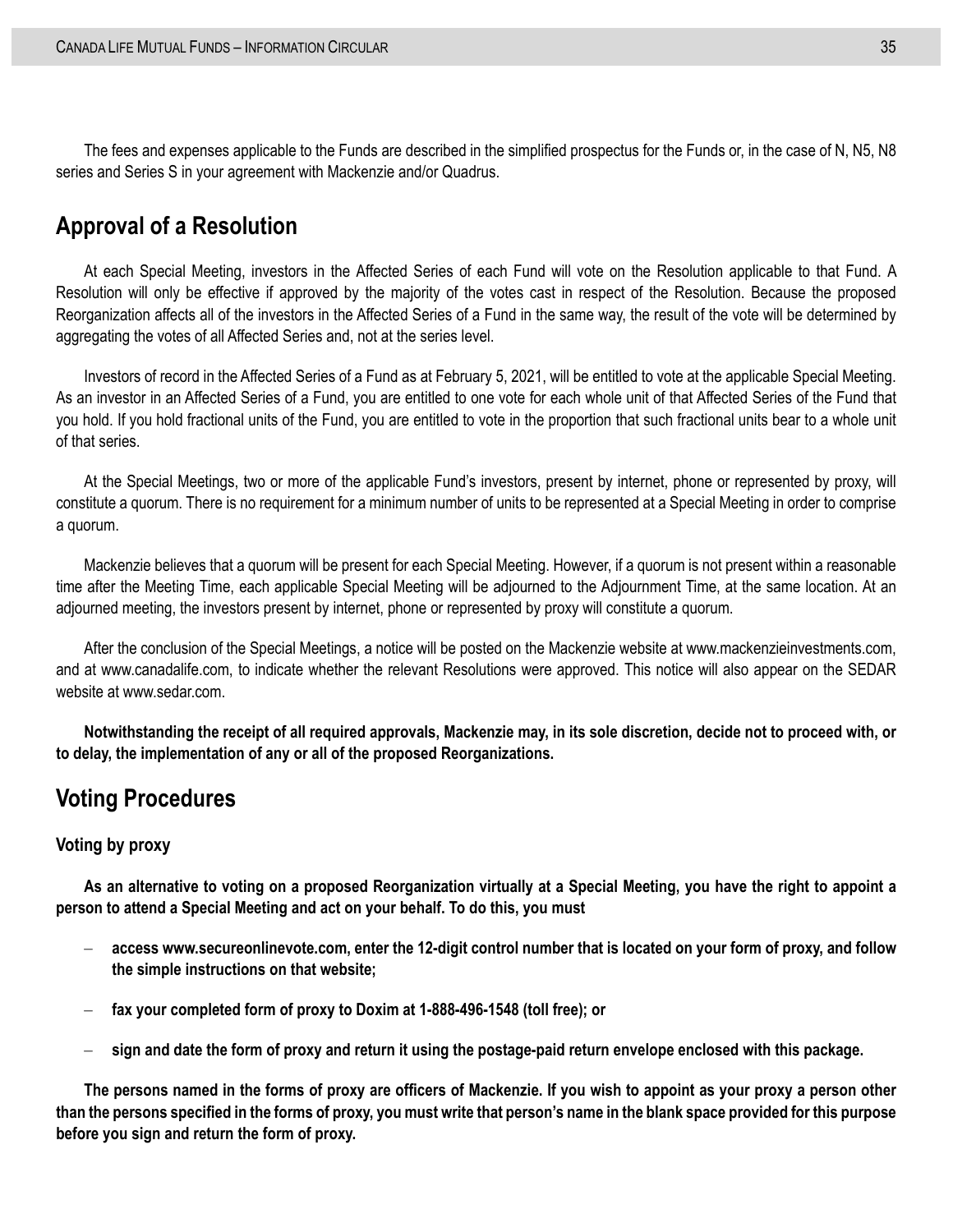The fees and expenses applicable to the Funds are described in the simplified prospectus for the Funds or, in the case of N, N5, N8 series and Series S in your agreement with Mackenzie and/or Quadrus.

## Approval of a Resolution

At each Special Meeting, investors in the Affected Series of each Fund will vote on the Resolution applicable to that Fund. A Resolution will only be effective if approved by the majority of the votes cast in respect of the Resolution. Because the proposed Reorganization affects all of the investors in the Affected Series of a Fund in the same way, the result of the vote will be determined by aggregating the votes of all Affected Series and, not at the series level.

Investors of record in the Affected Series of a Fund as at February 5, 2021, will be entitled to vote at the applicable Special Meeting. As an investor in an Affected Series of a Fund, you are entitled to one vote for each whole unit of that Affected Series of the Fund that you hold. If you hold fractional units of the Fund, you are entitled to vote in the proportion that such fractional units bear to a whole unit of that series.

At the Special Meetings, two or more of the applicable Fund's investors, present by internet, phone or represented by proxy, will constitute a quorum. There is no requirement for a minimum number of units to be represented at a Special Meeting in order to comprise a quorum.

Mackenzie believes that a quorum will be present for each Special Meeting. However, if a quorum is not present within a reasonable time after the Meeting Time, each applicable Special Meeting will be adjourned to the Adjournment Time, at the same location. At an adjourned meeting, the investors present by internet, phone or represented by proxy will constitute a quorum.

After the conclusion of the Special Meetings, a notice will be posted on the Mackenzie website at www.mackenzieinvestments.com, and at www.canadalife.com, to indicate whether the relevant Resolutions were approved. This notice will also appear on the SEDAR website at www.sedar.com.

**Notwithstanding the receipt of all required approvals, Mackenzie may, in its sole discretion, decide not to proceed with, or to delay, the implementation of any or all of the proposed Reorganizations.**

## Voting Procedures

### Voting by proxy

**As an alternative to voting on a proposed Reorganization virtually at a Special Meeting, you have the right to appoint a person to attend a Special Meeting and act on your behalf. To do this, you must**

- **access www.secureonlinevote.com, enter the 12-digit control number that is located on your form of proxy, and follow the simple instructions on that website;**
- **fax your completed form of proxy to Doxim at 1-888-496-1548 (toll free); or**
- **sign and date the form of proxy and return it using the postage-paid return envelope enclosed with this package.**

**The persons named in the forms of proxy are officers of Mackenzie. If you wish to appoint as your proxy a person other than the persons specified in the forms of proxy, you must write that person's name in the blank space provided for this purpose before you sign and return the form of proxy.**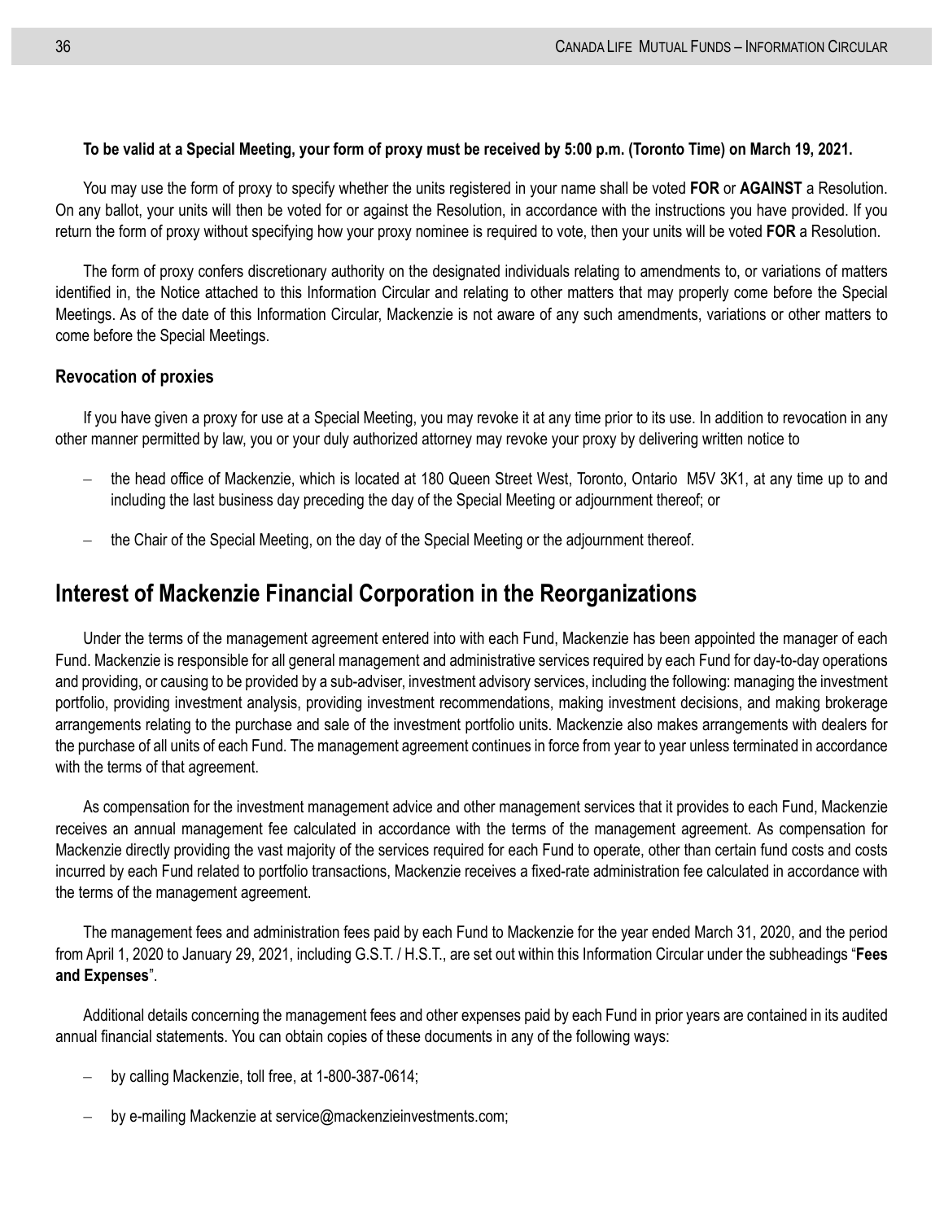**To be valid at a Special Meeting, your form of proxy must be received by 5:00 p.m. (Toronto Time) on March 19, 2021.**

You may use the form of proxy to specify whether the units registered in your name shall be voted **FOR** or **AGAINST** a Resolution. On any ballot, your units will then be voted for or against the Resolution, in accordance with the instructions you have provided. If you return the form of proxy without specifying how your proxy nominee is required to vote, then your units will be voted **FOR** a Resolution.

The form of proxy confers discretionary authority on the designated individuals relating to amendments to, or variations of matters identified in, the Notice attached to this Information Circular and relating to other matters that may properly come before the Special Meetings. As of the date of this Information Circular, Mackenzie is not aware of any such amendments, variations or other matters to come before the Special Meetings.

### Revocation of proxies

If you have given a proxy for use at a Special Meeting, you may revoke it at any time prior to its use. In addition to revocation in any other manner permitted by law, you or your duly authorized attorney may revoke your proxy by delivering written notice to

- the head office of Mackenzie, which is located at 180 Queen Street West, Toronto, Ontario M5V 3K1, at any time up to and including the last business day preceding the day of the Special Meeting or adjournment thereof; or
- the Chair of the Special Meeting, on the day of the Special Meeting or the adjournment thereof.

## Interest of Mackenzie Financial Corporation in the Reorganizations

Under the terms of the management agreement entered into with each Fund, Mackenzie has been appointed the manager of each Fund. Mackenzie is responsible for all general management and administrative services required by each Fund for day-to-day operations and providing, or causing to be provided by a sub-adviser, investment advisory services, including the following: managing the investment portfolio, providing investment analysis, providing investment recommendations, making investment decisions, and making brokerage arrangements relating to the purchase and sale of the investment portfolio units. Mackenzie also makes arrangements with dealers for the purchase of all units of each Fund. The management agreement continues in force from year to year unless terminated in accordance with the terms of that agreement.

As compensation for the investment management advice and other management services that it provides to each Fund, Mackenzie receives an annual management fee calculated in accordance with the terms of the management agreement. As compensation for Mackenzie directly providing the vast majority of the services required for each Fund to operate, other than certain fund costs and costs incurred by each Fund related to portfolio transactions, Mackenzie receives a fixed-rate administration fee calculated in accordance with the terms of the management agreement.

The management fees and administration fees paid by each Fund to Mackenzie for the year ended March 31, 2020, and the period from April 1, 2020 to January 29, 2021, including G.S.T. / H.S.T., are set out within this Information Circular under the subheadings "**Fees and Expenses**".

Additional details concerning the management fees and other expenses paid by each Fund in prior years are contained in its audited annual financial statements. You can obtain copies of these documents in any of the following ways:

- by calling Mackenzie, toll free, at 1-800-387-0614;
- by e-mailing Mackenzie at service@mackenzieinvestments.com;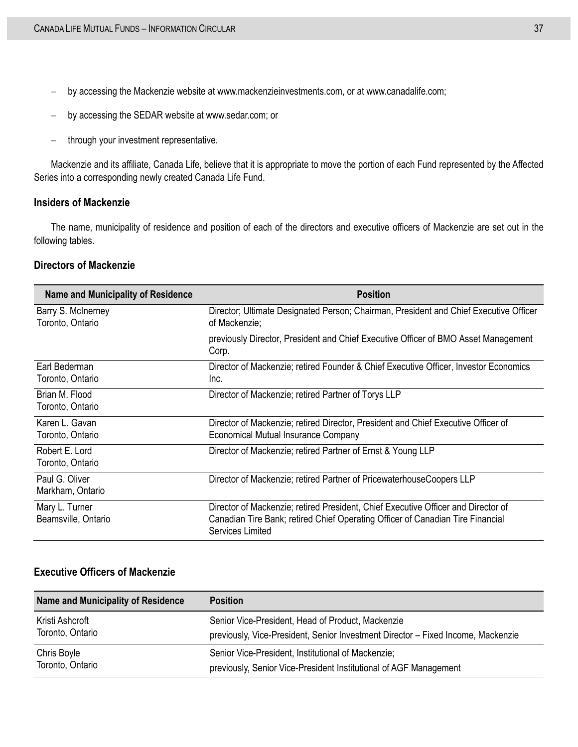- by accessing the Mackenzie website at www.mackenzieinvestments.com, or at www.canadalife.com;
- by accessing the SEDAR website at www.sedar.com; or
- through your investment representative.

Mackenzie and its affiliate, Canada Life, believe that it is appropriate to move the portion of each Fund represented by the Affected Series into a corresponding newly created Canada Life Fund.

### Insiders of Mackenzie

The name, municipality of residence and position of each of the directors and executive officers of Mackenzie are set out in the following tables.

### Directors of Mackenzie

| Name and Municipality of Residence | Position |
|---|---|
| Barry S. McInerney<br>Toronto, Ontario | Director; Ultimate Designated Person; Chairman, President and Chief Executive Officer of Mackenzie;<br>previously Director, President and Chief Executive Officer of BMO Asset Management Corp. |
| Earl Bederman<br>Toronto, Ontario | Director of Mackenzie; retired Founder & Chief Executive Officer, Investor Economics Inc. |
| Brian M. Flood<br>Toronto, Ontario | Director of Mackenzie; retired Partner of Torys LLP |
| Karen L. Gavan<br>Toronto, Ontario | Director of Mackenzie; retired Director, President and Chief Executive Officer of Economical Mutual Insurance Company |
| Robert E. Lord<br>Toronto, Ontario | Director of Mackenzie; retired Partner of Ernst & Young LLP |
| Paul G. Oliver<br>Markham, Ontario | Director of Mackenzie; retired Partner of PricewaterhouseCoopers LLP |
| Mary L. Turner<br>Beamsville, Ontario | Director of Mackenzie; retired President, Chief Executive Officer and Director of Canadian Tire Bank; retired Chief Operating Officer of Canadian Tire Financial Services Limited |

### Executive Officers of Mackenzie

| Name and Municipality of Residence | Position |
|---|---|
| Kristi Ashcroft<br>Toronto, Ontario | Senior Vice-President, Head of Product, Mackenzie<br>previously, Vice-President, Senior Investment Director – Fixed Income, Mackenzie |
| Chris Boyle<br>Toronto, Ontario | Senior Vice-President, Institutional of Mackenzie;<br>previously, Senior Vice-President Institutional of AGF Management |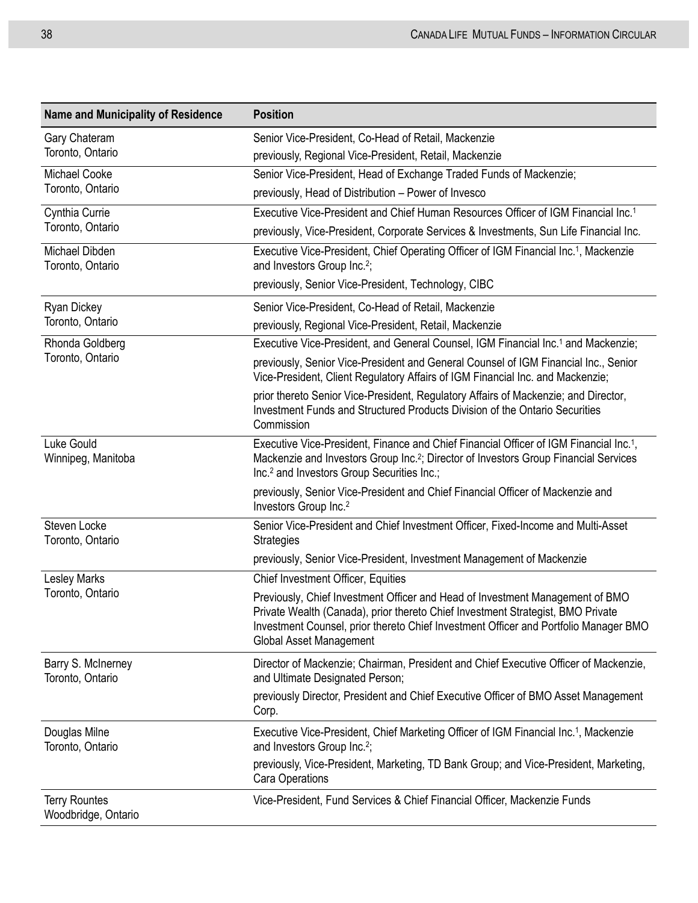| Name and Municipality of Residence | Position |
| --- | --- |
| Gary Chateram<br>Toronto, Ontario | Senior Vice-President, Co-Head of Retail, Mackenzie<br>previously, Regional Vice-President, Retail, Mackenzie |
| Michael Cooke<br>Toronto, Ontario | Senior Vice-President, Head of Exchange Traded Funds of Mackenzie;<br>previously, Head of Distribution – Power of Invesco |
| Cynthia Currie<br>Toronto, Ontario | Executive Vice-President and Chief Human Resources Officer of IGM Financial Inc.[1]<br>previously, Vice-President, Corporate Services & Investments, Sun Life Financial Inc. |
| Michael Dibden<br>Toronto, Ontario | Executive Vice-President, Chief Operating Officer of IGM Financial Inc.[1], Mackenzie and Investors Group Inc.[2];<br>previously, Senior Vice-President, Technology, CIBC |
| Ryan Dickey<br>Toronto, Ontario | Senior Vice-President, Co-Head of Retail, Mackenzie<br>previously, Regional Vice-President, Retail, Mackenzie |
| Rhonda Goldberg<br>Toronto, Ontario | Executive Vice-President, and General Counsel, IGM Financial Inc.[1] and Mackenzie;<br>previously, Senior Vice-President and General Counsel of IGM Financial Inc., Senior Vice-President, Client Regulatory Affairs of IGM Financial Inc. and Mackenzie;<br>prior thereto Senior Vice-President, Regulatory Affairs of Mackenzie; and Director, Investment Funds and Structured Products Division of the Ontario Securities Commission |
| Luke Gould<br>Winnipeg, Manitoba | Executive Vice-President, Finance and Chief Financial Officer of IGM Financial Inc.[1], Mackenzie and Investors Group Inc.[2]; Director of Investors Group Financial Services Inc.[2] and Investors Group Securities Inc.;<br>previously, Senior Vice-President and Chief Financial Officer of Mackenzie and Investors Group Inc.[2] |
| Steven Locke<br>Toronto, Ontario | Senior Vice-President and Chief Investment Officer, Fixed-Income and Multi-Asset Strategies<br>previously, Senior Vice-President, Investment Management of Mackenzie |
| Lesley Marks<br>Toronto, Ontario | Chief Investment Officer, Equities<br>Previously, Chief Investment Officer and Head of Investment Management of BMO Private Wealth (Canada), prior thereto Chief Investment Strategist, BMO Private Investment Counsel, prior thereto Chief Investment Officer and Portfolio Manager BMO Global Asset Management |
| Barry S. McInerney<br>Toronto, Ontario | Director of Mackenzie; Chairman, President and Chief Executive Officer of Mackenzie, and Ultimate Designated Person;<br>previously Director, President and Chief Executive Officer of BMO Asset Management Corp. |
| Douglas Milne<br>Toronto, Ontario | Executive Vice-President, Chief Marketing Officer of IGM Financial Inc.[1], Mackenzie and Investors Group Inc.[2];<br>previously, Vice-President, Marketing, TD Bank Group; and Vice-President, Marketing, Cara Operations |
| Terry Rountes<br>Woodbridge, Ontario | Vice-President, Fund Services & Chief Financial Officer, Mackenzie Funds |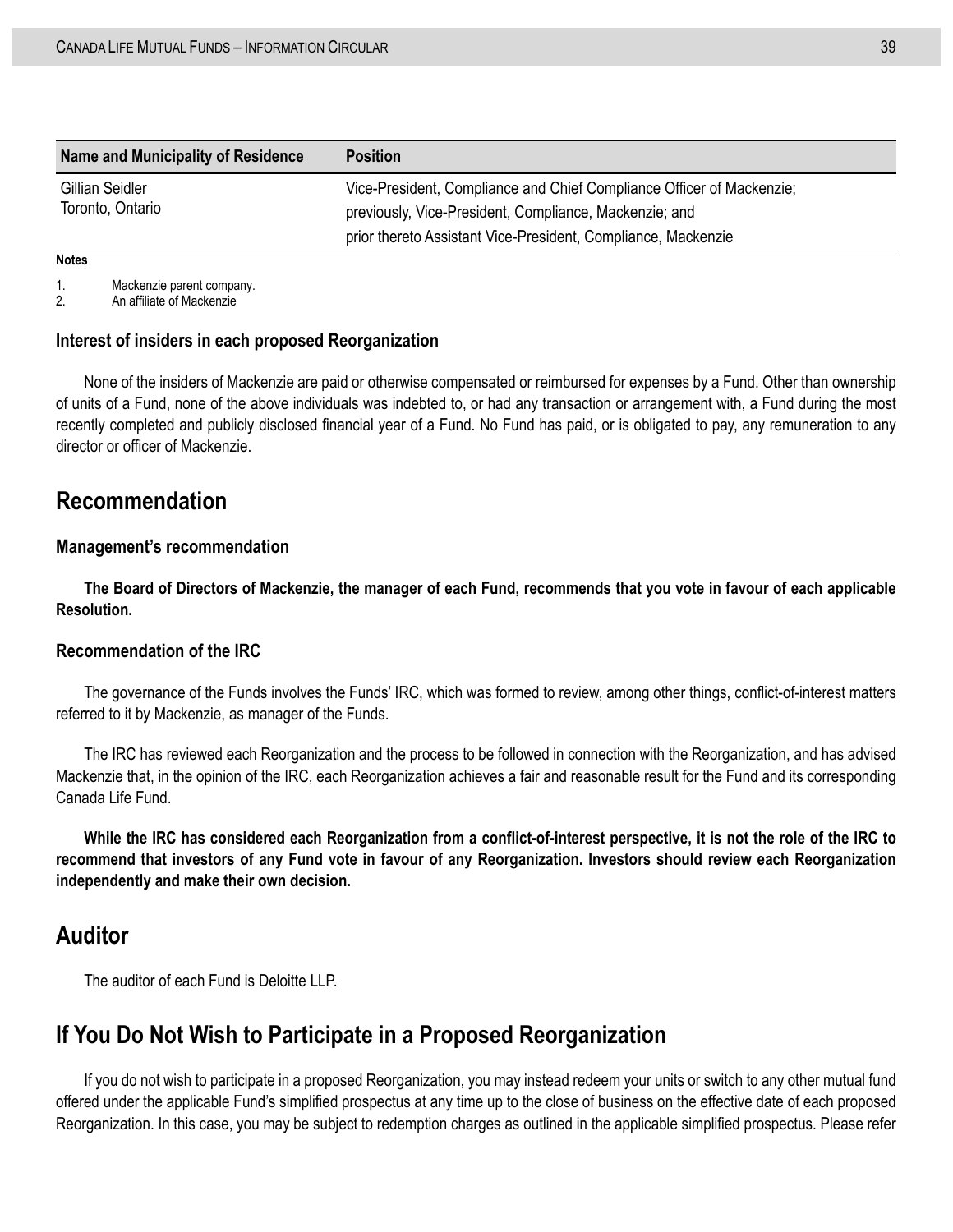| Name and Municipality of Residence | Position |
|---|---|
| Gillian Seidler<br>Toronto, Ontario | Vice-President, Compliance and Chief Compliance Officer of Mackenzie; previously, Vice-President, Compliance, Mackenzie; and prior thereto Assistant Vice-President, Compliance, Mackenzie |

**Notes**

1. Mackenzie parent company.
2. An affiliate of Mackenzie

### Interest of insiders in each proposed Reorganization

None of the insiders of Mackenzie are paid or otherwise compensated or reimbursed for expenses by a Fund. Other than ownership of units of a Fund, none of the above individuals was indebted to, or had any transaction or arrangement with, a Fund during the most recently completed and publicly disclosed financial year of a Fund. No Fund has paid, or is obligated to pay, any remuneration to any director or officer of Mackenzie.

## Recommendation

### Management's recommendation

**The Board of Directors of Mackenzie, the manager of each Fund, recommends that you vote in favour of each applicable Resolution.**

### Recommendation of the IRC

The governance of the Funds involves the Funds' IRC, which was formed to review, among other things, conflict-of-interest matters referred to it by Mackenzie, as manager of the Funds.

The IRC has reviewed each Reorganization and the process to be followed in connection with the Reorganization, and has advised Mackenzie that, in the opinion of the IRC, each Reorganization achieves a fair and reasonable result for the Fund and its corresponding Canada Life Fund.

**While the IRC has considered each Reorganization from a conflict-of-interest perspective, it is not the role of the IRC to recommend that investors of any Fund vote in favour of any Reorganization. Investors should review each Reorganization independently and make their own decision.**

## Auditor

The auditor of each Fund is Deloitte LLP.

## If You Do Not Wish to Participate in a Proposed Reorganization

If you do not wish to participate in a proposed Reorganization, you may instead redeem your units or switch to any other mutual fund offered under the applicable Fund's simplified prospectus at any time up to the close of business on the effective date of each proposed Reorganization. In this case, you may be subject to redemption charges as outlined in the applicable simplified prospectus. Please refer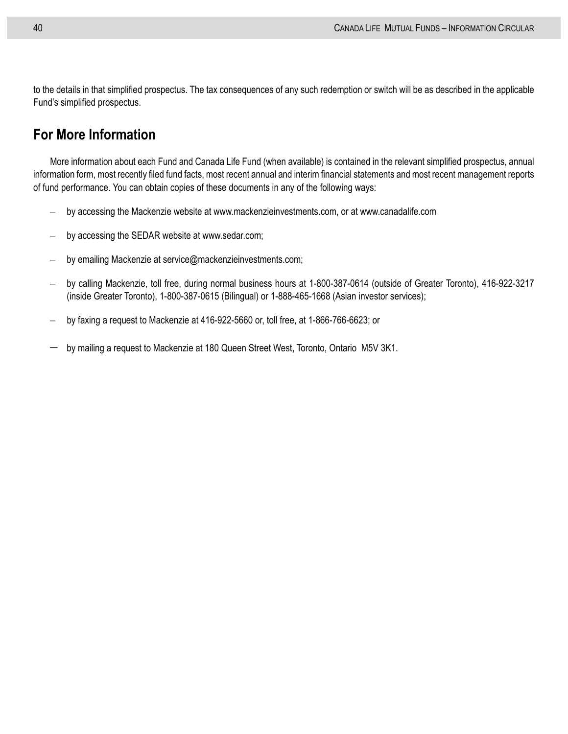to the details in that simplified prospectus. The tax consequences of any such redemption or switch will be as described in the applicable Fund's simplified prospectus.

## For More Information

More information about each Fund and Canada Life Fund (when available) is contained in the relevant simplified prospectus, annual information form, most recently filed fund facts, most recent annual and interim financial statements and most recent management reports of fund performance. You can obtain copies of these documents in any of the following ways:

- by accessing the Mackenzie website at www.mackenzieinvestments.com, or at www.canadalife.com
- by accessing the SEDAR website at www.sedar.com;
- by emailing Mackenzie at service@mackenzieinvestments.com;
- by calling Mackenzie, toll free, during normal business hours at 1-800-387-0614 (outside of Greater Toronto), 416-922-3217 (inside Greater Toronto), 1-800-387-0615 (Bilingual) or 1-888-465-1668 (Asian investor services);
- by faxing a request to Mackenzie at 416-922-5660 or, toll free, at 1-866-766-6623; or
- by mailing a request to Mackenzie at 180 Queen Street West, Toronto, Ontario M5V 3K1.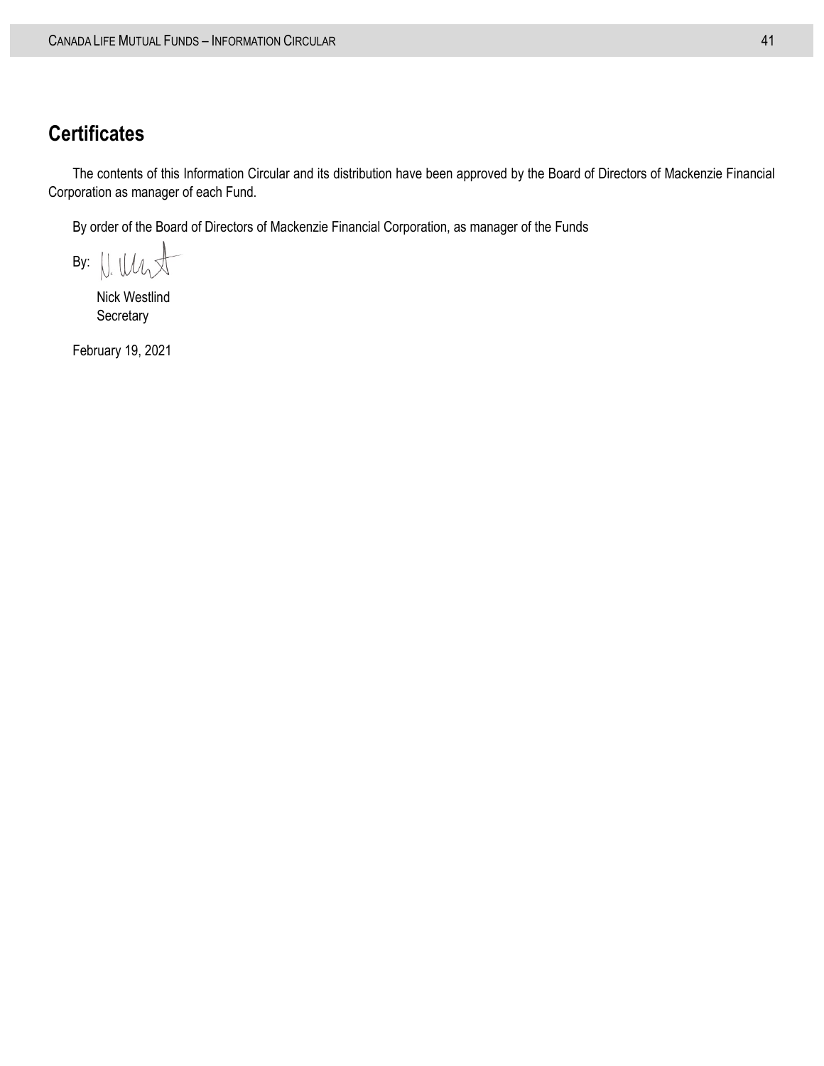## Certificates

The contents of this Information Circular and its distribution have been approved by the Board of Directors of Mackenzie Financial Corporation as manager of each Fund.

By order of the Board of Directors of Mackenzie Financial Corporation, as manager of the Funds

By:

Nick Westlind
Secretary

February 19, 2021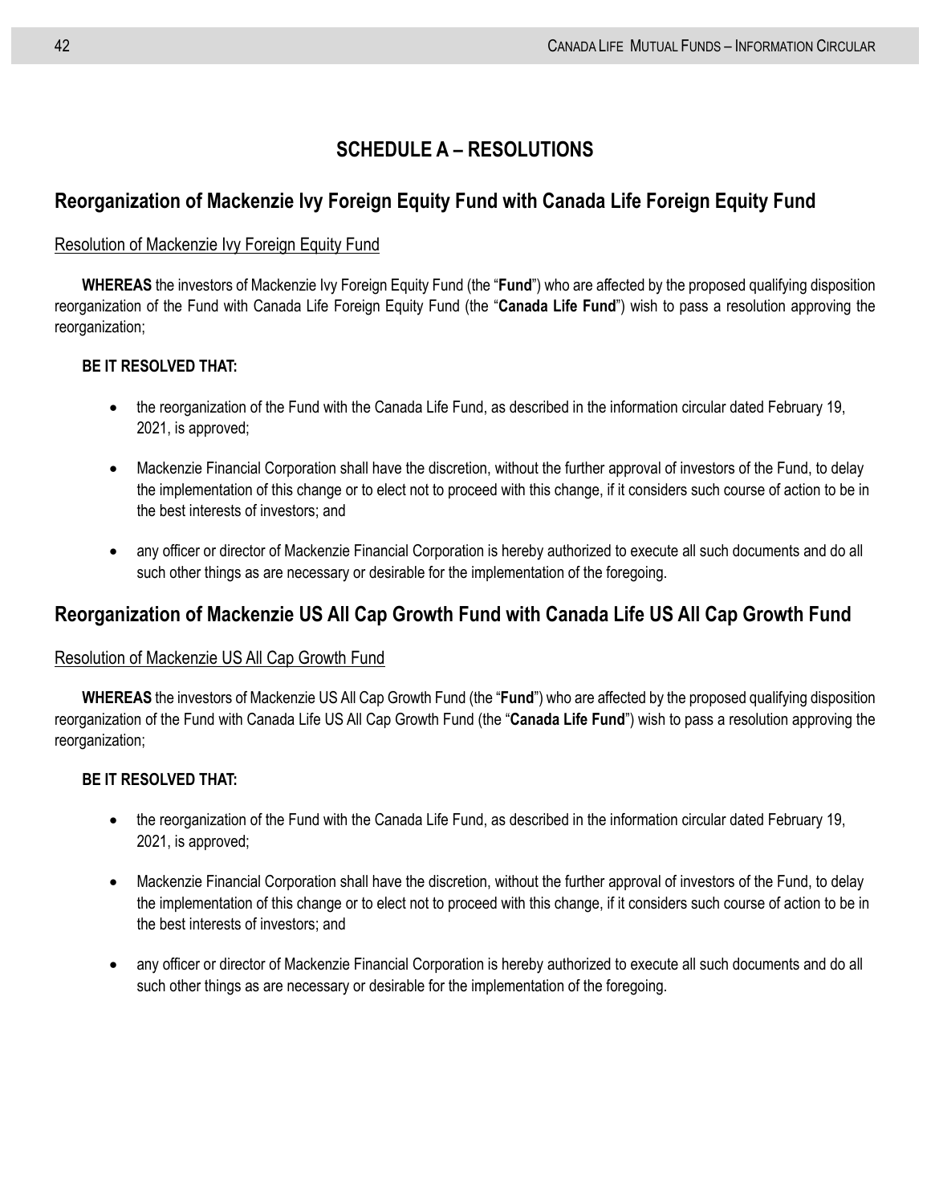# SCHEDULE A – RESOLUTIONS

## Reorganization of Mackenzie Ivy Foreign Equity Fund with Canada Life Foreign Equity Fund

Resolution of Mackenzie Ivy Foreign Equity Fund

**WHEREAS** the investors of Mackenzie Ivy Foreign Equity Fund (the "**Fund**") who are affected by the proposed qualifying disposition reorganization of the Fund with Canada Life Foreign Equity Fund (the "**Canada Life Fund**") wish to pass a resolution approving the reorganization;

**BE IT RESOLVED THAT:**

- the reorganization of the Fund with the Canada Life Fund, as described in the information circular dated February 19, 2021, is approved;
- Mackenzie Financial Corporation shall have the discretion, without the further approval of investors of the Fund, to delay the implementation of this change or to elect not to proceed with this change, if it considers such course of action to be in the best interests of investors; and
- any officer or director of Mackenzie Financial Corporation is hereby authorized to execute all such documents and do all such other things as are necessary or desirable for the implementation of the foregoing.

## Reorganization of Mackenzie US All Cap Growth Fund with Canada Life US All Cap Growth Fund

Resolution of Mackenzie US All Cap Growth Fund

**WHEREAS** the investors of Mackenzie US All Cap Growth Fund (the "**Fund**") who are affected by the proposed qualifying disposition reorganization of the Fund with Canada Life US All Cap Growth Fund (the "**Canada Life Fund**") wish to pass a resolution approving the reorganization;

**BE IT RESOLVED THAT:**

- the reorganization of the Fund with the Canada Life Fund, as described in the information circular dated February 19, 2021, is approved;
- Mackenzie Financial Corporation shall have the discretion, without the further approval of investors of the Fund, to delay the implementation of this change or to elect not to proceed with this change, if it considers such course of action to be in the best interests of investors; and
- any officer or director of Mackenzie Financial Corporation is hereby authorized to execute all such documents and do all such other things as are necessary or desirable for the implementation of the foregoing.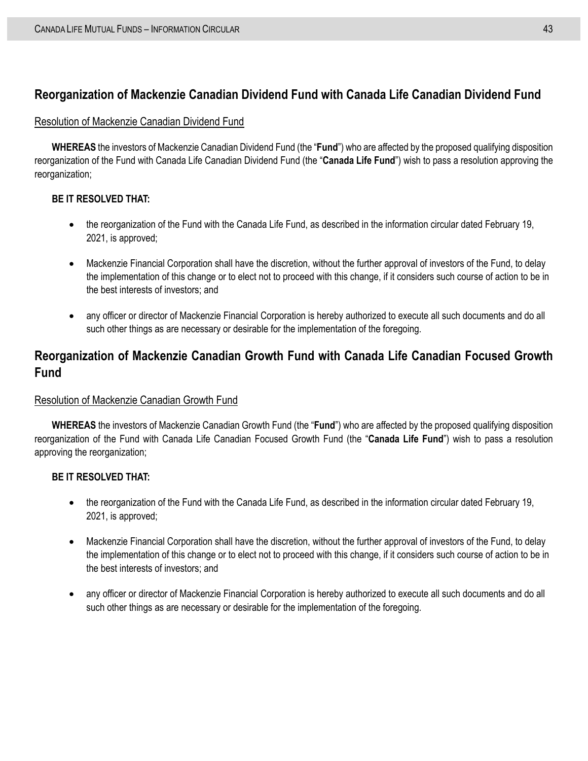## Reorganization of Mackenzie Canadian Dividend Fund with Canada Life Canadian Dividend Fund

Resolution of Mackenzie Canadian Dividend Fund

**WHEREAS** the investors of Mackenzie Canadian Dividend Fund (the "**Fund**") who are affected by the proposed qualifying disposition reorganization of the Fund with Canada Life Canadian Dividend Fund (the "**Canada Life Fund**") wish to pass a resolution approving the reorganization;

**BE IT RESOLVED THAT:**

- the reorganization of the Fund with the Canada Life Fund, as described in the information circular dated February 19, 2021, is approved;
- Mackenzie Financial Corporation shall have the discretion, without the further approval of investors of the Fund, to delay the implementation of this change or to elect not to proceed with this change, if it considers such course of action to be in the best interests of investors; and
- any officer or director of Mackenzie Financial Corporation is hereby authorized to execute all such documents and do all such other things as are necessary or desirable for the implementation of the foregoing.

## Reorganization of Mackenzie Canadian Growth Fund with Canada Life Canadian Focused Growth Fund

Resolution of Mackenzie Canadian Growth Fund

**WHEREAS** the investors of Mackenzie Canadian Growth Fund (the "**Fund**") who are affected by the proposed qualifying disposition reorganization of the Fund with Canada Life Canadian Focused Growth Fund (the "**Canada Life Fund**") wish to pass a resolution approving the reorganization;

**BE IT RESOLVED THAT:**

- the reorganization of the Fund with the Canada Life Fund, as described in the information circular dated February 19, 2021, is approved;
- Mackenzie Financial Corporation shall have the discretion, without the further approval of investors of the Fund, to delay the implementation of this change or to elect not to proceed with this change, if it considers such course of action to be in the best interests of investors; and
- any officer or director of Mackenzie Financial Corporation is hereby authorized to execute all such documents and do all such other things as are necessary or desirable for the implementation of the foregoing.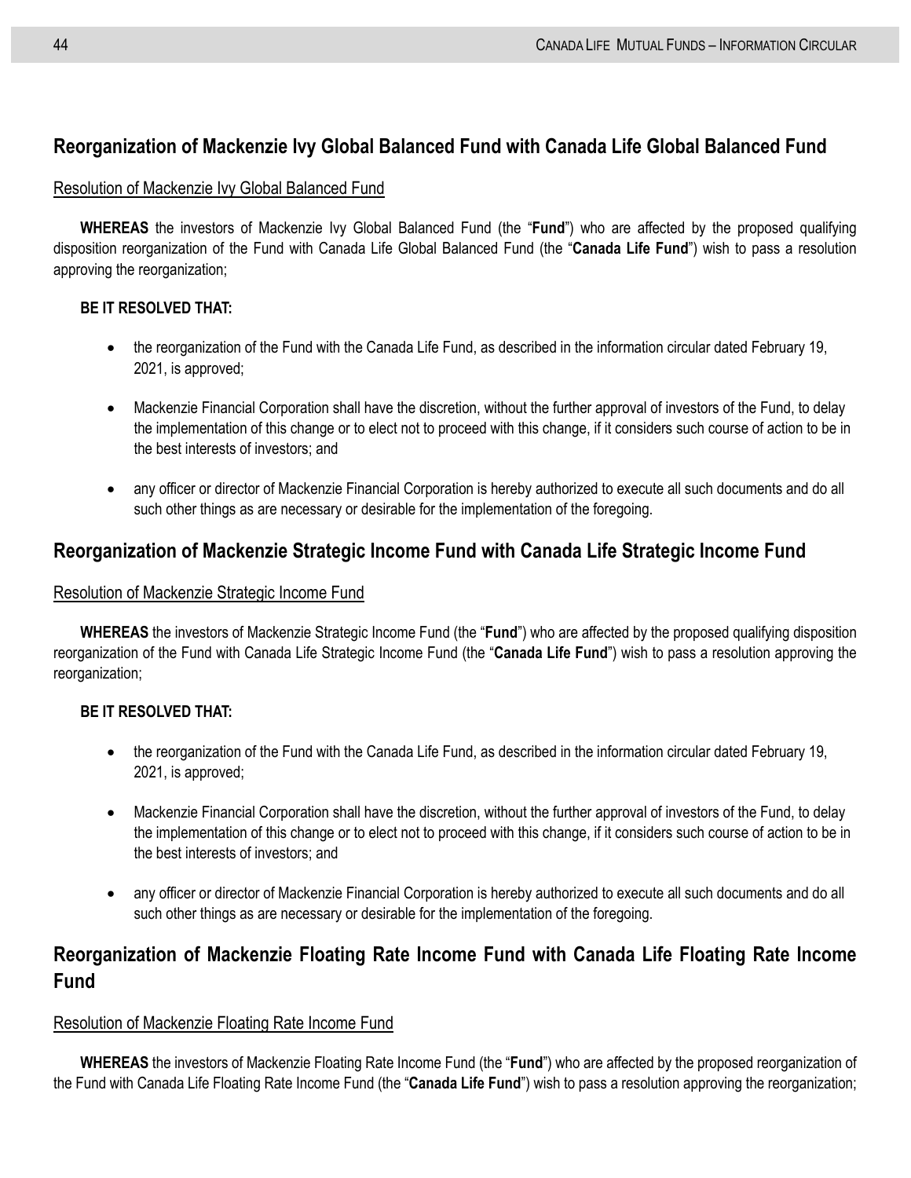## Reorganization of Mackenzie Ivy Global Balanced Fund with Canada Life Global Balanced Fund

Resolution of Mackenzie Ivy Global Balanced Fund

**WHEREAS** the investors of Mackenzie Ivy Global Balanced Fund (the "**Fund**") who are affected by the proposed qualifying disposition reorganization of the Fund with Canada Life Global Balanced Fund (the "**Canada Life Fund**") wish to pass a resolution approving the reorganization;

**BE IT RESOLVED THAT:**

- the reorganization of the Fund with the Canada Life Fund, as described in the information circular dated February 19, 2021, is approved;
- Mackenzie Financial Corporation shall have the discretion, without the further approval of investors of the Fund, to delay the implementation of this change or to elect not to proceed with this change, if it considers such course of action to be in the best interests of investors; and
- any officer or director of Mackenzie Financial Corporation is hereby authorized to execute all such documents and do all such other things as are necessary or desirable for the implementation of the foregoing.

## Reorganization of Mackenzie Strategic Income Fund with Canada Life Strategic Income Fund

Resolution of Mackenzie Strategic Income Fund

**WHEREAS** the investors of Mackenzie Strategic Income Fund (the "**Fund**") who are affected by the proposed qualifying disposition reorganization of the Fund with Canada Life Strategic Income Fund (the "**Canada Life Fund**") wish to pass a resolution approving the reorganization;

**BE IT RESOLVED THAT:**

- the reorganization of the Fund with the Canada Life Fund, as described in the information circular dated February 19, 2021, is approved;
- Mackenzie Financial Corporation shall have the discretion, without the further approval of investors of the Fund, to delay the implementation of this change or to elect not to proceed with this change, if it considers such course of action to be in the best interests of investors; and
- any officer or director of Mackenzie Financial Corporation is hereby authorized to execute all such documents and do all such other things as are necessary or desirable for the implementation of the foregoing.

## Reorganization of Mackenzie Floating Rate Income Fund with Canada Life Floating Rate Income Fund

Resolution of Mackenzie Floating Rate Income Fund

**WHEREAS** the investors of Mackenzie Floating Rate Income Fund (the "**Fund**") who are affected by the proposed reorganization of the Fund with Canada Life Floating Rate Income Fund (the "**Canada Life Fund**") wish to pass a resolution approving the reorganization;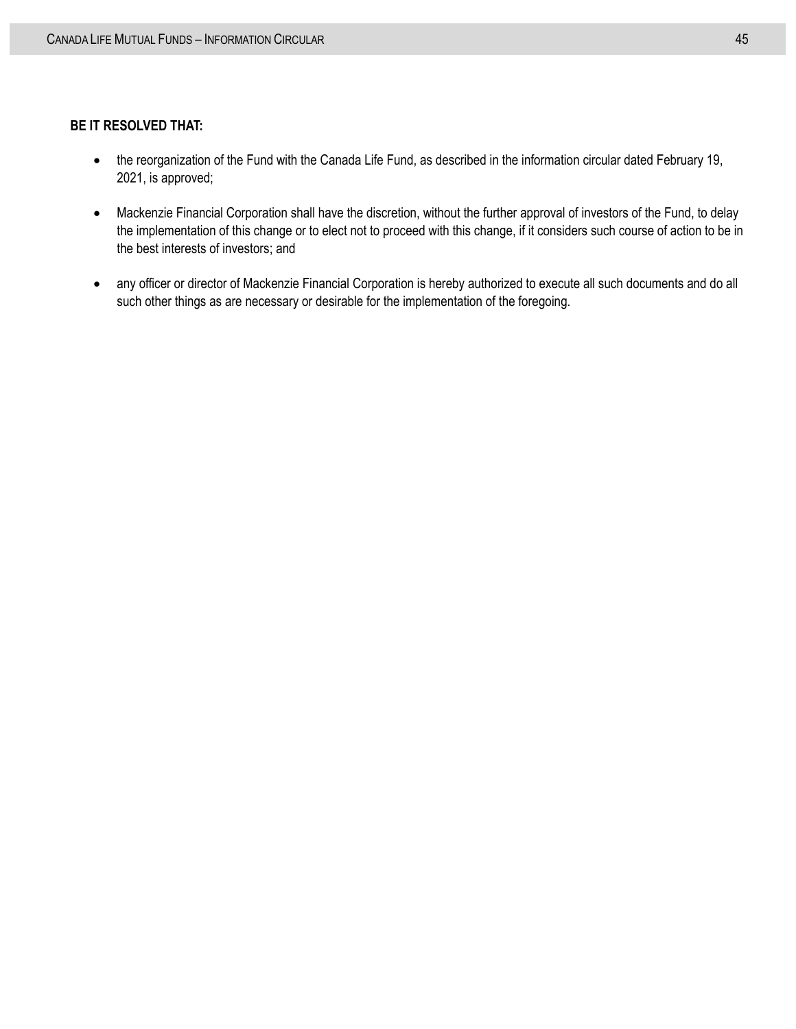**BE IT RESOLVED THAT:**

- the reorganization of the Fund with the Canada Life Fund, as described in the information circular dated February 19, 2021, is approved;

- Mackenzie Financial Corporation shall have the discretion, without the further approval of investors of the Fund, to delay the implementation of this change or to elect not to proceed with this change, if it considers such course of action to be in the best interests of investors; and

- any officer or director of Mackenzie Financial Corporation is hereby authorized to execute all such documents and do all such other things as are necessary or desirable for the implementation of the foregoing.